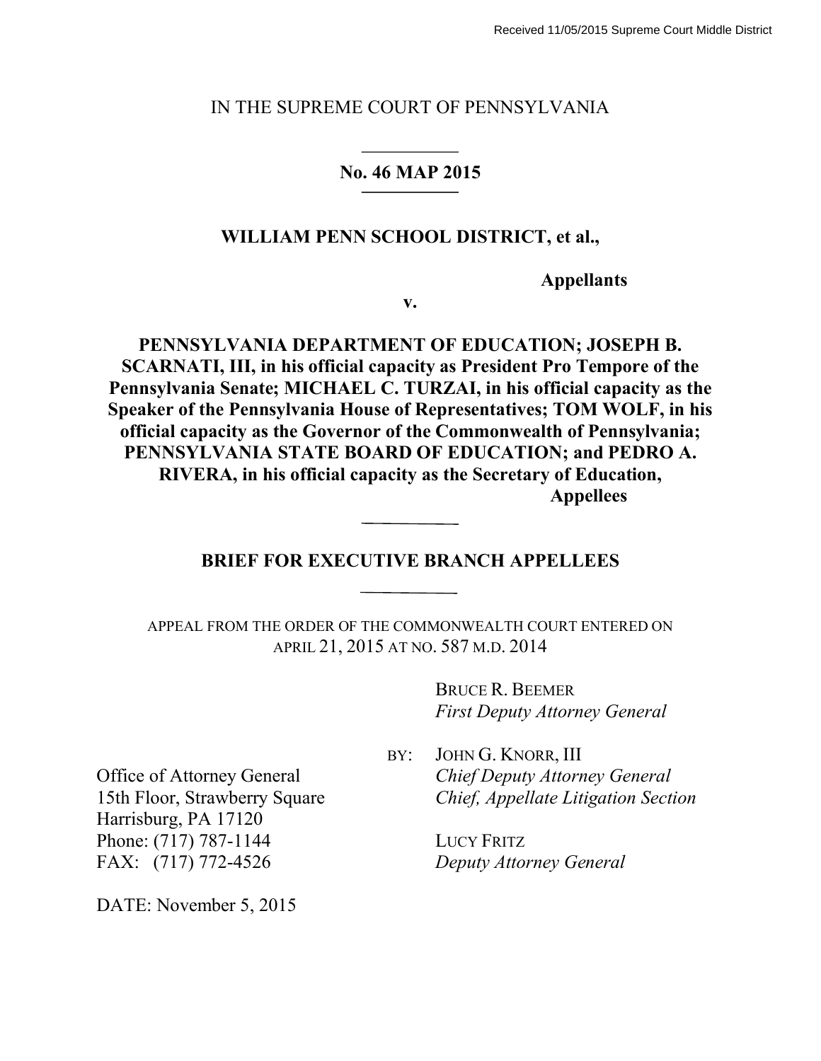Received 11/05/2015 Supreme Court Middle District

IN THE SUPREME COURT OF PENNSYLVANIA

**No. 46 MAP 2015**

**WILLIAM PENN SCHOOL DISTRICT, et al.,**

**Appellants**

**v.**

**PENNSYLVANIA DEPARTMENT OF EDUCATION; JOSEPH B. SCARNATI, III, in his official capacity as President Pro Tempore of the Pennsylvania Senate; MICHAEL C. TURZAI, in his official capacity as the Speaker of the Pennsylvania House of Representatives; TOM WOLF, in his official capacity as the Governor of the Commonwealth of Pennsylvania; PENNSYLVANIA STATE BOARD OF EDUCATION; and PEDRO A. RIVERA, in his official capacity as the Secretary of Education,**

**Appellees**

**BRIEF FOR EXECUTIVE BRANCH APPELLEES**

APPEAL FROM THE ORDER OF THE COMMONWEALTH COURT ENTERED ON APRIL 21, 2015 AT NO. 587 M.D. 2014

BRUCE R. BEEMER
*First Deputy Attorney General*

BY: JOHN G. KNORR, III
*Chief Deputy Attorney General*
*Chief, Appellate Litigation Section*

LUCY FRITZ
*Deputy Attorney General*

Office of Attorney General
15th Floor, Strawberry Square
Harrisburg, PA 17120
Phone: (717) 787-1144
FAX: (717) 772-4526

DATE: November 5, 2015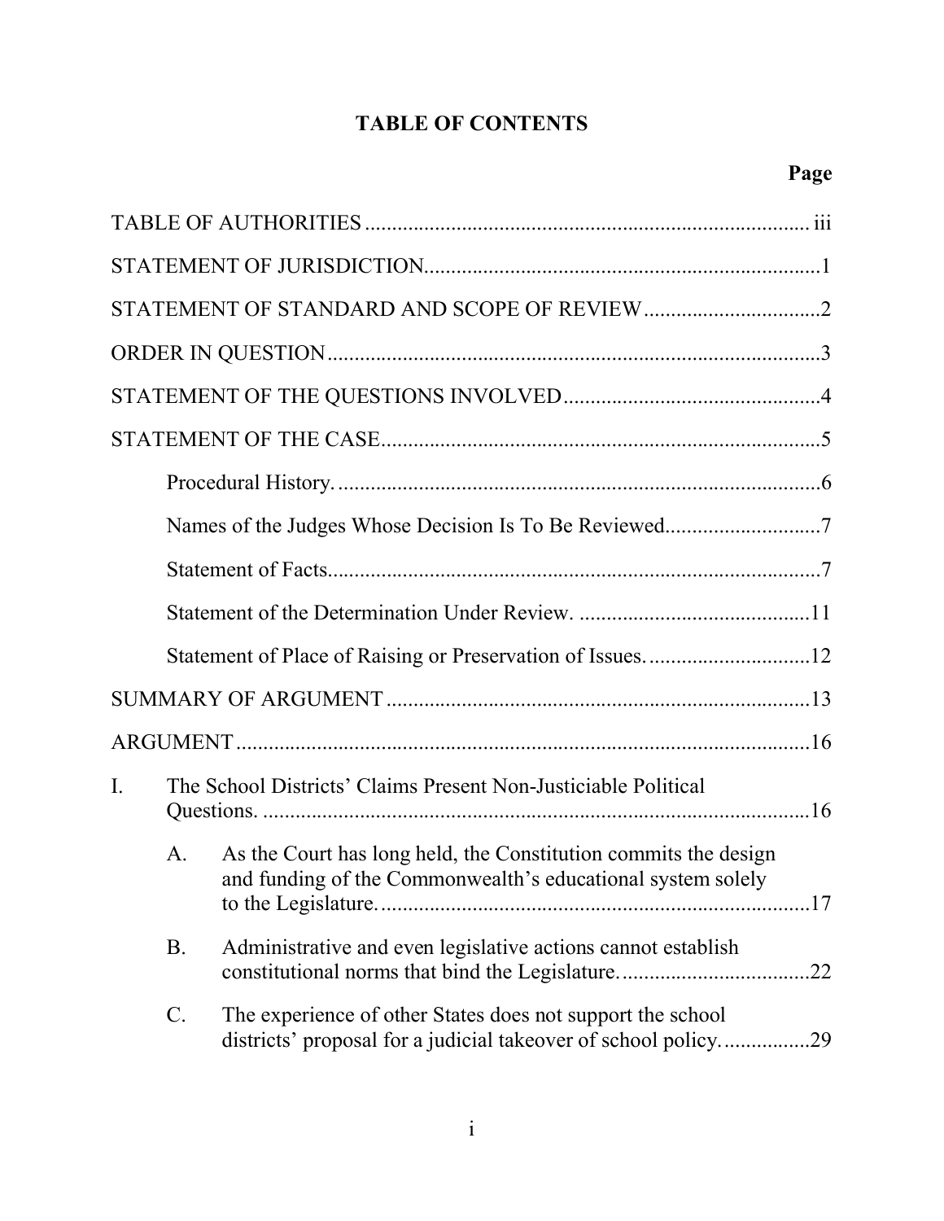# TABLE OF CONTENTS

| | Page |
|---|---|
| TABLE OF AUTHORITIES | iii |
| STATEMENT OF JURISDICTION | 1 |
| STATEMENT OF STANDARD AND SCOPE OF REVIEW | 2 |
| ORDER IN QUESTION | 3 |
| STATEMENT OF THE QUESTIONS INVOLVED | 4 |
| STATEMENT OF THE CASE | 5 |
| Procedural History. | 6 |
| Names of the Judges Whose Decision Is To Be Reviewed | 7 |
| Statement of Facts | 7 |
| Statement of the Determination Under Review. | 11 |
| Statement of Place of Raising or Preservation of Issues. | 12 |
| SUMMARY OF ARGUMENT | 13 |
| ARGUMENT | 16 |
| I. The School Districts' Claims Present Non-Justiciable Political Questions. | 16 |
| A. As the Court has long held, the Constitution commits the design and funding of the Commonwealth's educational system solely to the Legislature. | 17 |
| B. Administrative and even legislative actions cannot establish constitutional norms that bind the Legislature. | 22 |
| C. The experience of other States does not support the school districts' proposal for a judicial takeover of school policy. | 29 |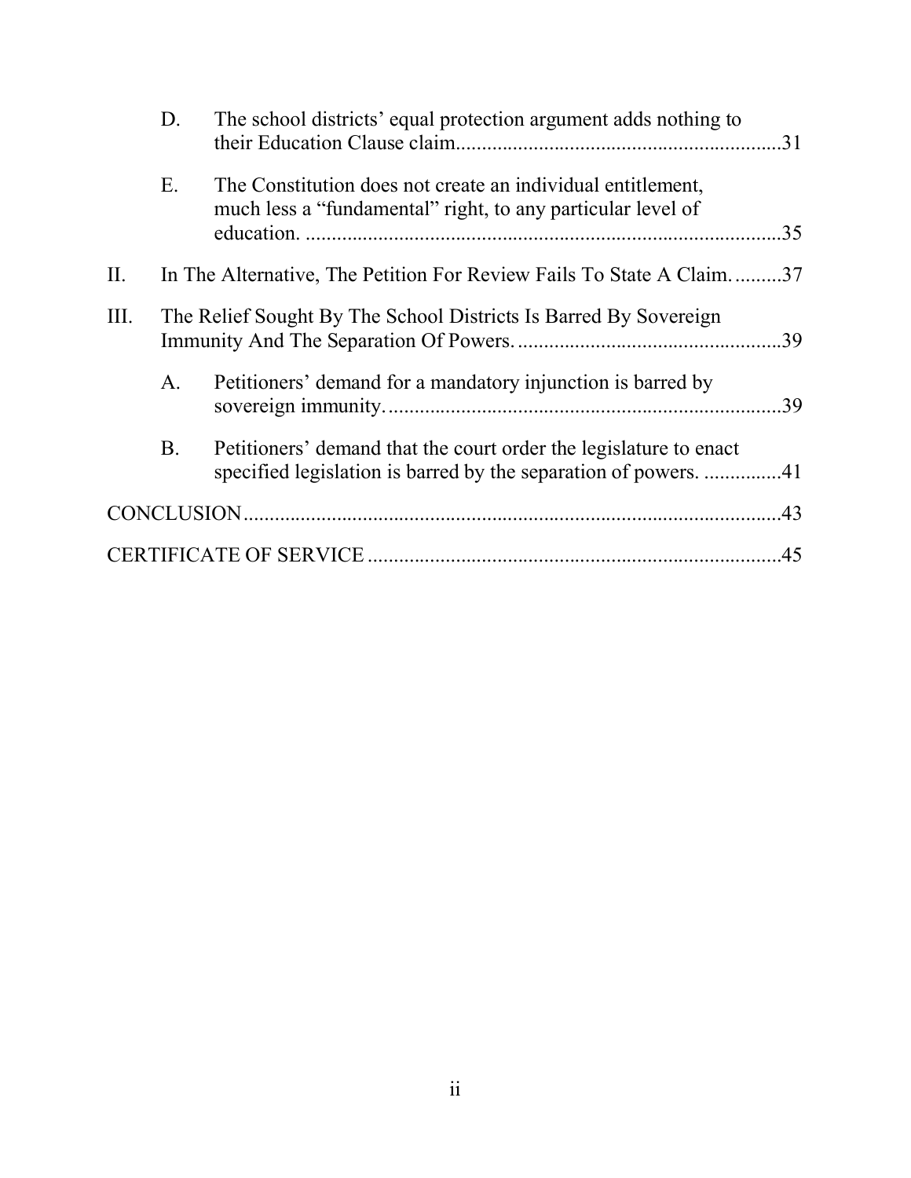| | | | |
|---|---|---|---|
| | D. | The school districts' equal protection argument adds nothing to their Education Clause claim | 31 |
| | E. | The Constitution does not create an individual entitlement, much less a "fundamental" right, to any particular level of education. | 35 |
| II. | | In The Alternative, The Petition For Review Fails To State A Claim. | 37 |
| III. | | The Relief Sought By The School Districts Is Barred By Sovereign Immunity And The Separation Of Powers. | 39 |
| | A. | Petitioners' demand for a mandatory injunction is barred by sovereign immunity. | 39 |
| | B. | Petitioners' demand that the court order the legislature to enact specified legislation is barred by the separation of powers. | 41 |
| CONCLUSION | | | 43 |
| CERTIFICATE OF SERVICE | | | 45 |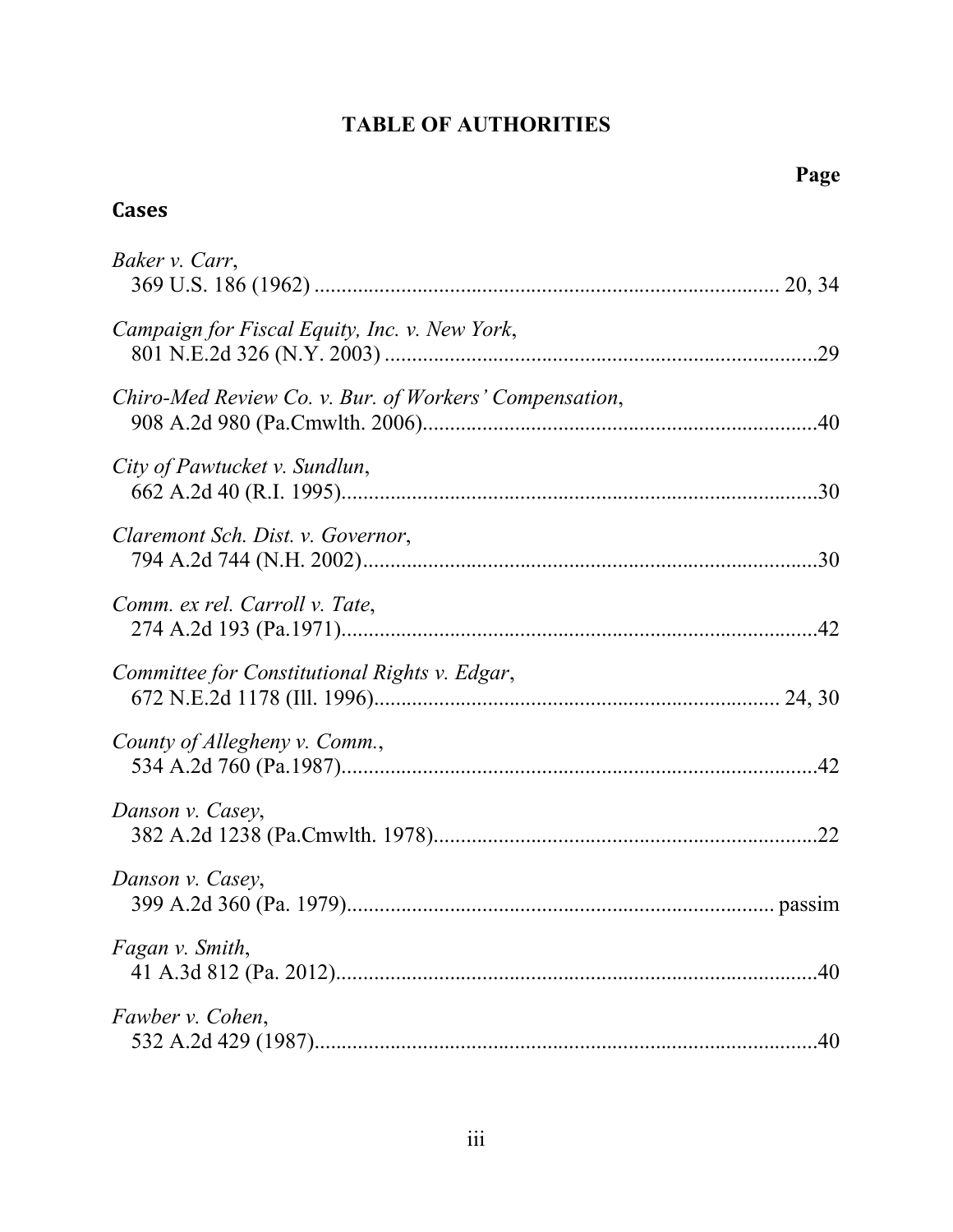# TABLE OF AUTHORITIES

**Page**

## Cases

*Baker v. Carr*,
369 U.S. 186 (1962) .................................................................................. 20, 34

*Campaign for Fiscal Equity, Inc. v. New York*,
801 N.E.2d 326 (N.Y. 2003) ...............................................................................29

*Chiro-Med Review Co. v. Bur. of Workers' Compensation*,
908 A.2d 980 (Pa.Cmwlth. 2006).........................................................................40

*City of Pawtucket v. Sundlun*,
662 A.2d 40 (R.I. 1995)........................................................................................30

*Claremont Sch. Dist. v. Governor*,
794 A.2d 744 (N.H. 2002)....................................................................................30

*Comm. ex rel. Carroll v. Tate*,
274 A.2d 193 (Pa.1971)........................................................................................42

*Committee for Constitutional Rights v. Edgar*,
672 N.E.2d 1178 (Ill. 1996)......................................................................... 24, 30

*County of Allegheny v. Comm.*,
534 A.2d 760 (Pa.1987)........................................................................................42

*Danson v. Casey*,
382 A.2d 1238 (Pa.Cmwlth. 1978).......................................................................22

*Danson v. Casey*,
399 A.2d 360 (Pa. 1979)............................................................................. passim

*Fagan v. Smith*,
41 A.3d 812 (Pa. 2012)..........................................................................................40

*Fawber v. Cohen*,
532 A.2d 429 (1987)..............................................................................................40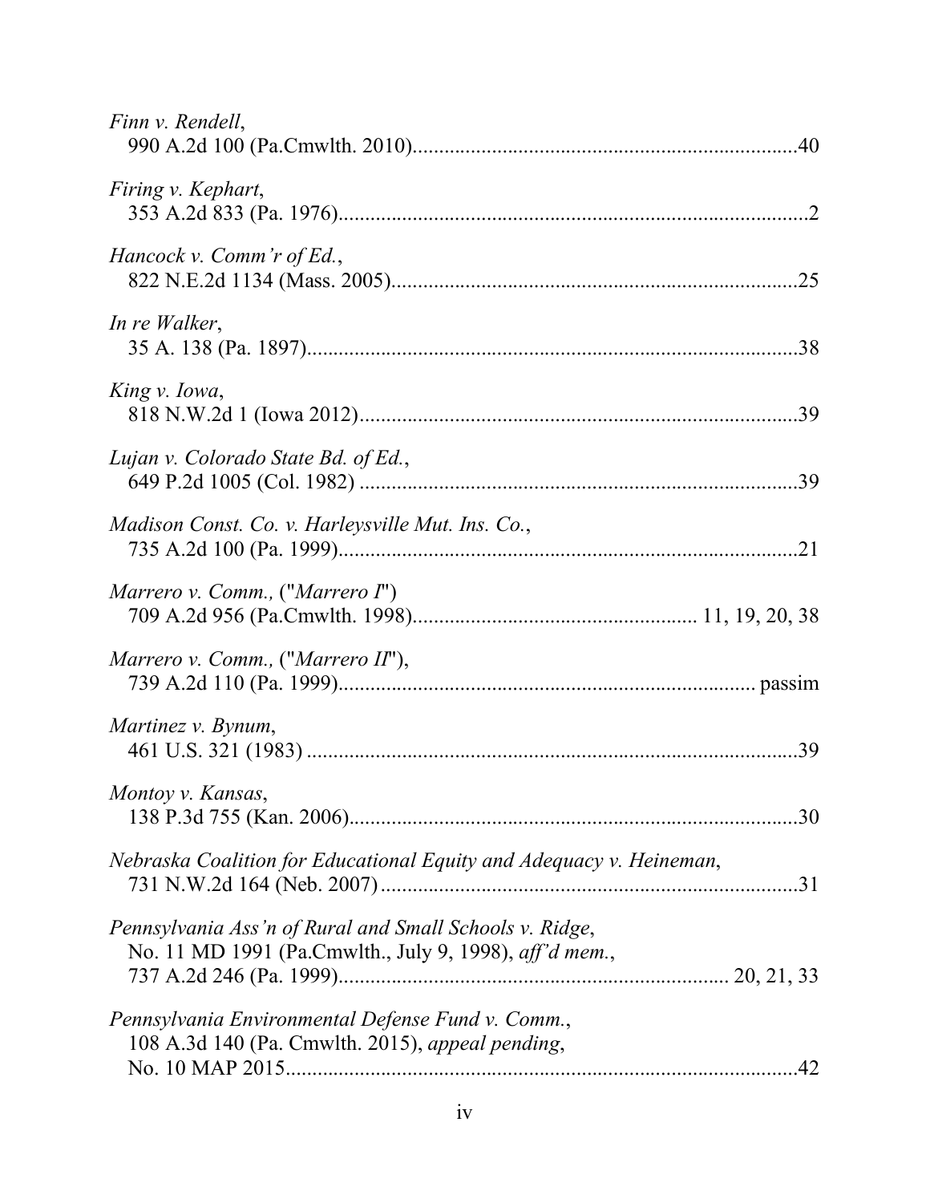*Finn v. Rendell*,
990 A.2d 100 (Pa.Cmwlth. 2010)........................................................................40

*Firing v. Kephart*,
353 A.2d 833 (Pa. 1976)........................................................................................2

*Hancock v. Comm'r of Ed.*,
822 N.E.2d 1134 (Mass. 2005)............................................................................25

*In re Walker*,
35 A. 138 (Pa. 1897)............................................................................................38

*King v. Iowa*,
818 N.W.2d 1 (Iowa 2012)..................................................................................39

*Lujan v. Colorado State Bd. of Ed.*,
649 P.2d 1005 (Col. 1982) ..................................................................................39

*Madison Const. Co. v. Harleysville Mut. Ins. Co.*,
735 A.2d 100 (Pa. 1999)......................................................................................21

*Marrero v. Comm.,* ("*Marrero I*")
709 A.2d 956 (Pa.Cmwlth. 1998)...................................................... 11, 19, 20, 38

*Marrero v. Comm.,* ("*Marrero II*"),
739 A.2d 110 (Pa. 1999)........................................................................... passim

*Martinez v. Bynum*,
461 U.S. 321 (1983) ............................................................................................39

*Montoy v. Kansas*,
138 P.3d 755 (Kan. 2006)....................................................................................30

*Nebraska Coalition for Educational Equity and Adequacy v. Heineman*,
731 N.W.2d 164 (Neb. 2007) ...............................................................................31

*Pennsylvania Ass'n of Rural and Small Schools v. Ridge*,
No. 11 MD 1991 (Pa.Cmwlth., July 9, 1998), *aff'd mem.*,
737 A.2d 246 (Pa. 1999)........................................................................ 20, 21, 33

*Pennsylvania Environmental Defense Fund v. Comm.*,
108 A.3d 140 (Pa. Cmwlth. 2015), *appeal pending*,
No. 10 MAP 2015.................................................................................................42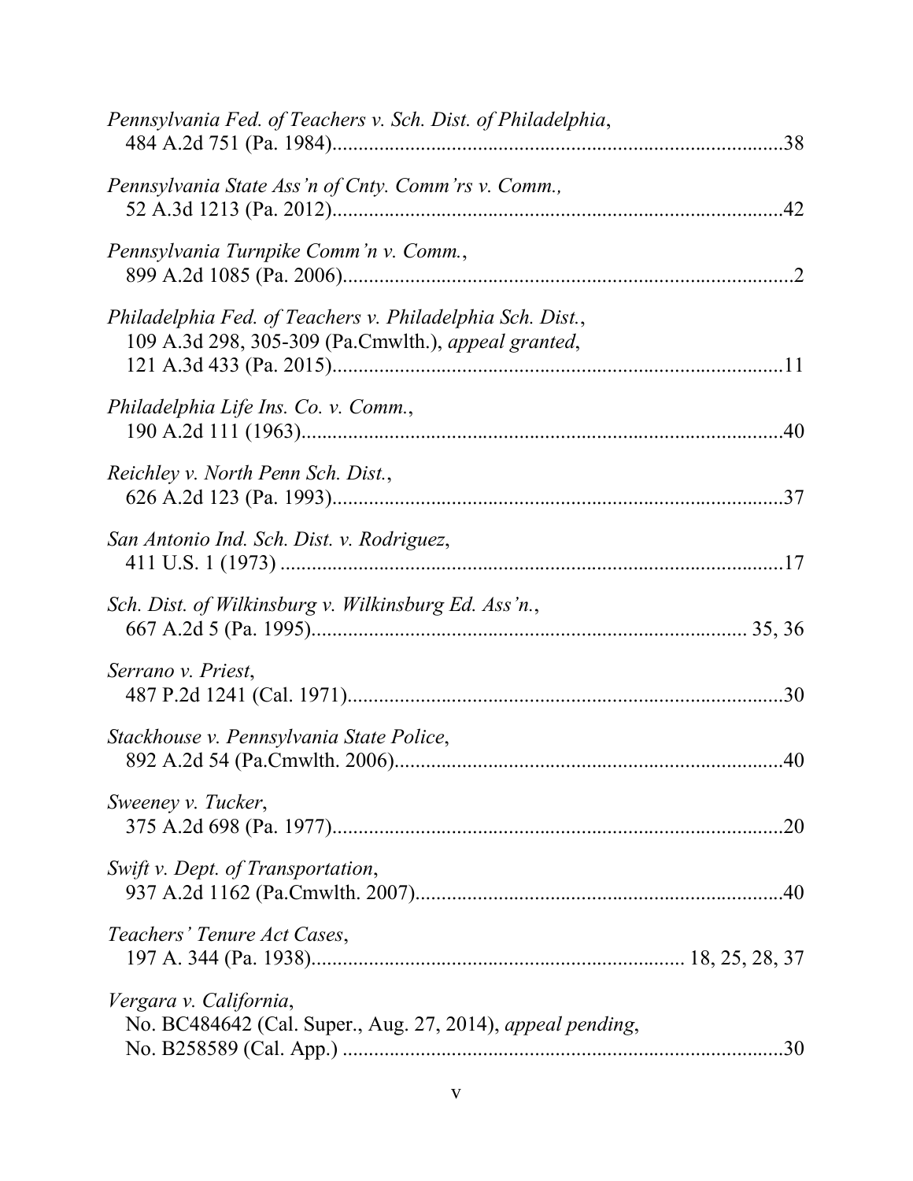*Pennsylvania Fed. of Teachers v. Sch. Dist. of Philadelphia*,
484 A.2d 751 (Pa. 1984)....................................................................................38

*Pennsylvania State Ass'n of Cnty. Comm'rs v. Comm.,*
52 A.3d 1213 (Pa. 2012)....................................................................................42

*Pennsylvania Turnpike Comm'n v. Comm.*,
899 A.2d 1085 (Pa. 2006)....................................................................................2

*Philadelphia Fed. of Teachers v. Philadelphia Sch. Dist.*,
109 A.3d 298, 305-309 (Pa.Cmwlth.), *appeal granted*,
121 A.3d 433 (Pa. 2015).....................................................................................11

*Philadelphia Life Ins. Co. v. Comm.*,
190 A.2d 111 (1963)...........................................................................................40

*Reichley v. North Penn Sch. Dist.*,
626 A.2d 123 (Pa. 1993).....................................................................................37

*San Antonio Ind. Sch. Dist. v. Rodriguez*,
411 U.S. 1 (1973) ...............................................................................................17

*Sch. Dist. of Wilkinsburg v. Wilkinsburg Ed. Ass'n.*,
667 A.2d 5 (Pa. 1995).................................................................................. 35, 36

*Serrano v. Priest*,
487 P.2d 1241 (Cal. 1971)..................................................................................30

*Stackhouse v. Pennsylvania State Police*,
892 A.2d 54 (Pa.Cmwlth. 2006).........................................................................40

*Sweeney v. Tucker*,
375 A.2d 698 (Pa. 1977).....................................................................................20

*Swift v. Dept. of Transportation*,
937 A.2d 1162 (Pa.Cmwlth. 2007).....................................................................40

*Teachers' Tenure Act Cases*,
197 A. 344 (Pa. 1938)........................................................................ 18, 25, 28, 37

*Vergara v. California*,
No. BC484642 (Cal. Super., Aug. 27, 2014), *appeal pending*,
No. B258589 (Cal. App.) ....................................................................................30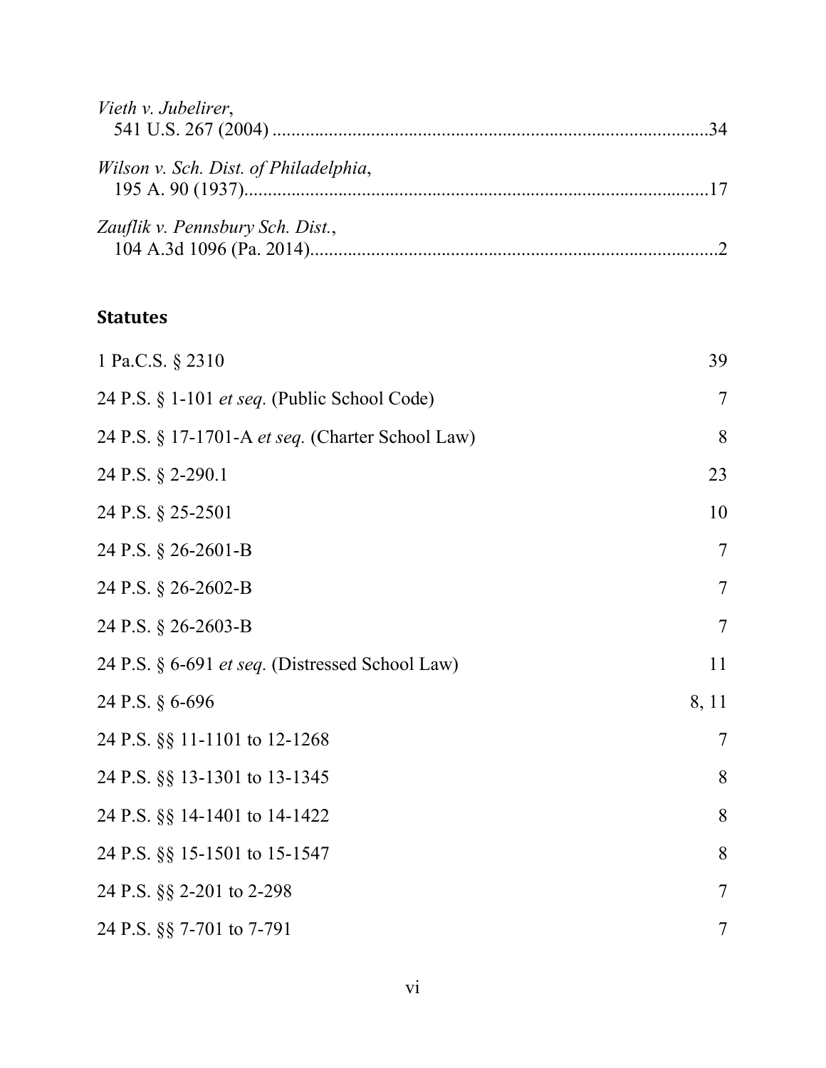*Vieth v. Jubelirer*,
541 U.S. 267 (2004) ............................................................................................34

*Wilson v. Sch. Dist. of Philadelphia*,
195 A. 90 (1937)..................................................................................................17

*Zauflik v. Pennsbury Sch. Dist.*,
104 A.3d 1096 (Pa. 2014).....................................................................................2

## Statutes

| | |
|---|---|
| 1 Pa.C.S. § 2310 | 39 |
| 24 P.S. § 1-101 *et seq.* (Public School Code) | 7 |
| 24 P.S. § 17-1701-A *et seq.* (Charter School Law) | 8 |
| 24 P.S. § 2-290.1 | 23 |
| 24 P.S. § 25-2501 | 10 |
| 24 P.S. § 26-2601-B | 7 |
| 24 P.S. § 26-2602-B | 7 |
| 24 P.S. § 26-2603-B | 7 |
| 24 P.S. § 6-691 *et seq.* (Distressed School Law) | 11 |
| 24 P.S. § 6-696 | 8, 11 |
| 24 P.S. §§ 11-1101 to 12-1268 | 7 |
| 24 P.S. §§ 13-1301 to 13-1345 | 8 |
| 24 P.S. §§ 14-1401 to 14-1422 | 8 |
| 24 P.S. §§ 15-1501 to 15-1547 | 8 |
| 24 P.S. §§ 2-201 to 2-298 | 7 |
| 24 P.S. §§ 7-701 to 7-791 | 7 |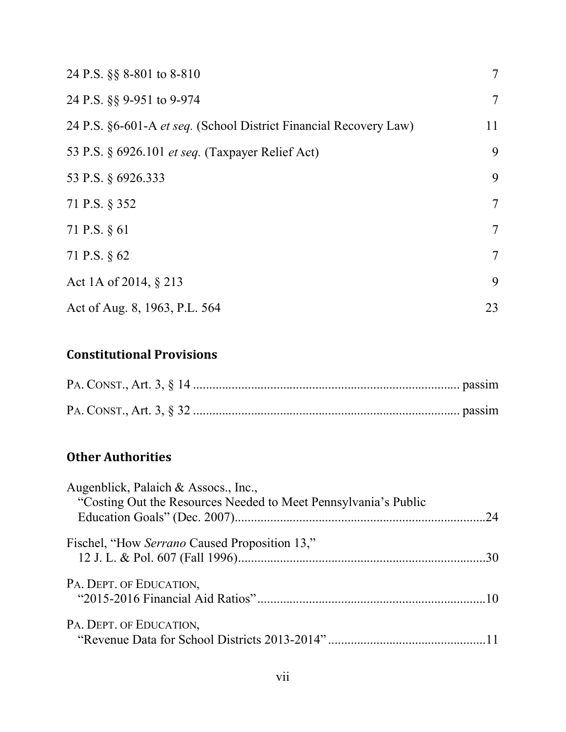| | |
|---|---|
| 24 P.S. §§ 8-801 to 8-810 | 7 |
| 24 P.S. §§ 9-951 to 9-974 | 7 |
| 24 P.S. §6-601-A *et seq.* (School District Financial Recovery Law) | 11 |
| 53 P.S. § 6926.101 *et seq.* (Taxpayer Relief Act) | 9 |
| 53 P.S. § 6926.333 | 9 |
| 71 P.S. § 352 | 7 |
| 71 P.S. § 61 | 7 |
| 71 P.S. § 62 | 7 |
| Act 1A of 2014, § 213 | 9 |
| Act of Aug. 8, 1963, P.L. 564 | 23 |

## Constitutional Provisions

PA. CONST., Art. 3, § 14 .................................................................................. passim

PA. CONST., Art. 3, § 32 .................................................................................. passim

## Other Authorities

Augenblick, Palaich & Assocs., Inc.,
"Costing Out the Resources Needed to Meet Pennsylvania's Public Education Goals" (Dec. 2007)..............................................................................24

Fischel, "How *Serrano* Caused Proposition 13,"
12 J. L. & Pol. 607 (Fall 1996).............................................................................30

PA. DEPT. OF EDUCATION,
"2015-2016 Financial Aid Ratios".......................................................................10

PA. DEPT. OF EDUCATION,
"Revenue Data for School Districts 2013-2014".................................................11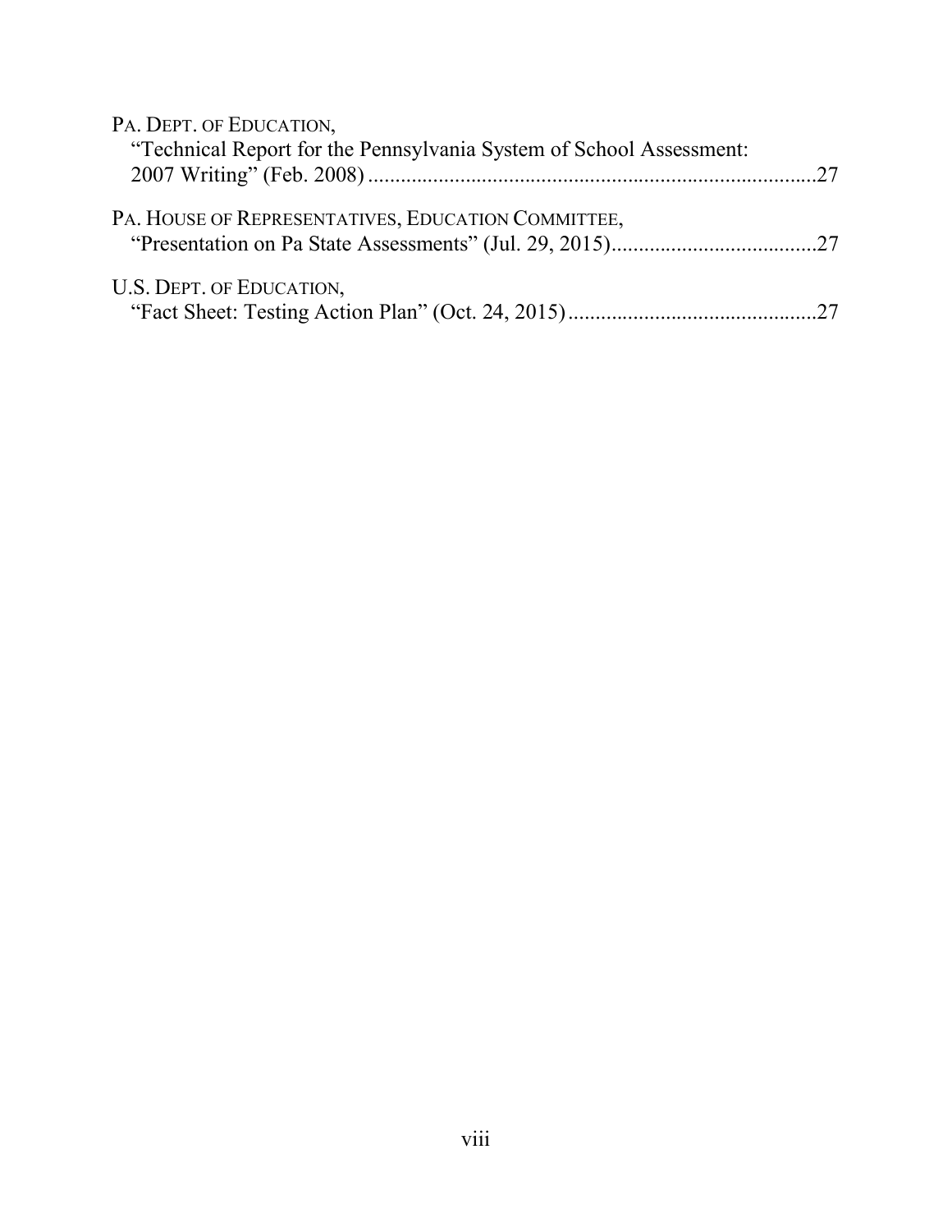PA. DEPT. OF EDUCATION,
"Technical Report for the Pennsylvania System of School Assessment: 2007 Writing" (Feb. 2008) ....................................................................................27

PA. HOUSE OF REPRESENTATIVES, EDUCATION COMMITTEE,
"Presentation on Pa State Assessments" (Jul. 29, 2015)......................................27

U.S. DEPT. OF EDUCATION,
"Fact Sheet: Testing Action Plan" (Oct. 24, 2015)..............................................27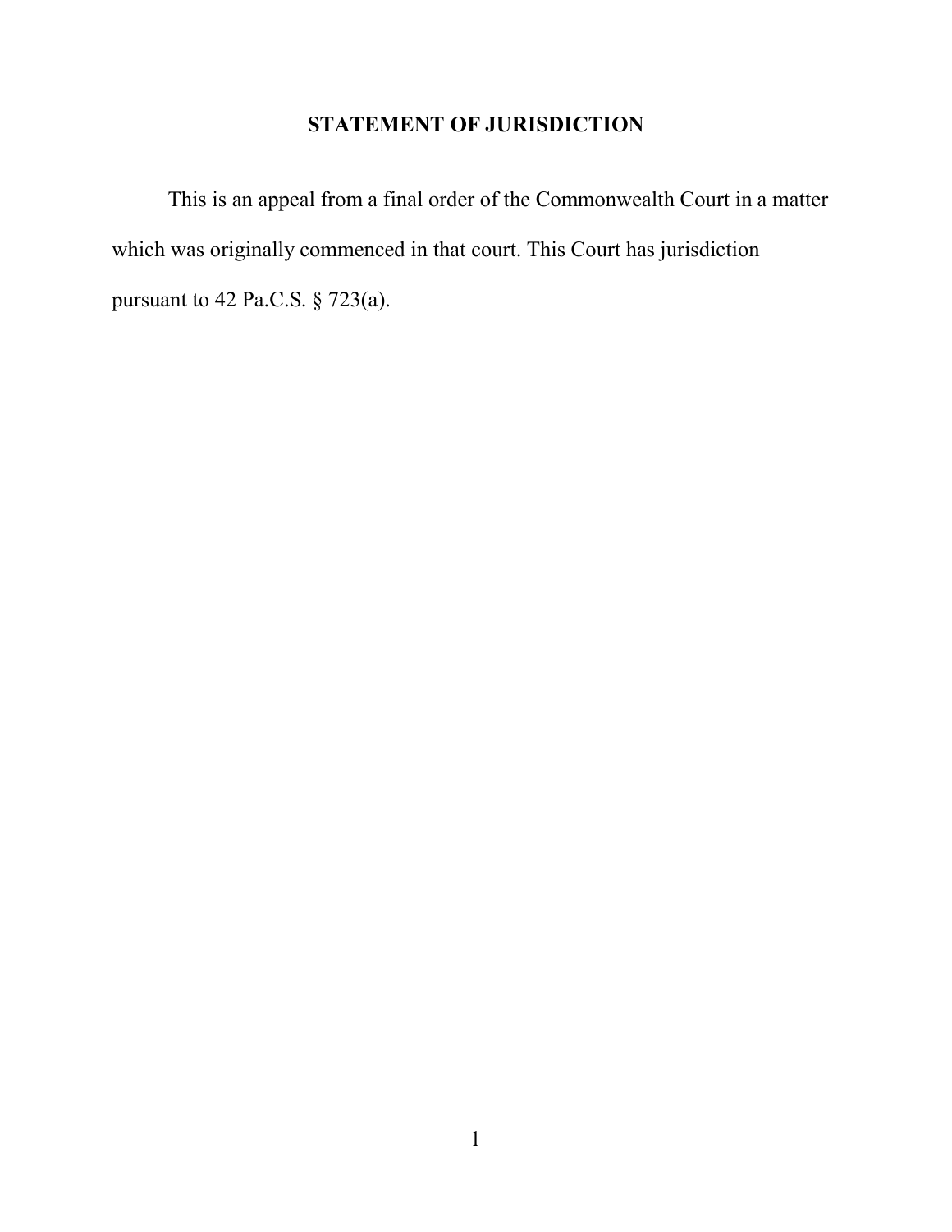## STATEMENT OF JURISDICTION

This is an appeal from a final order of the Commonwealth Court in a matter which was originally commenced in that court. This Court has jurisdiction pursuant to 42 Pa.C.S. § 723(a).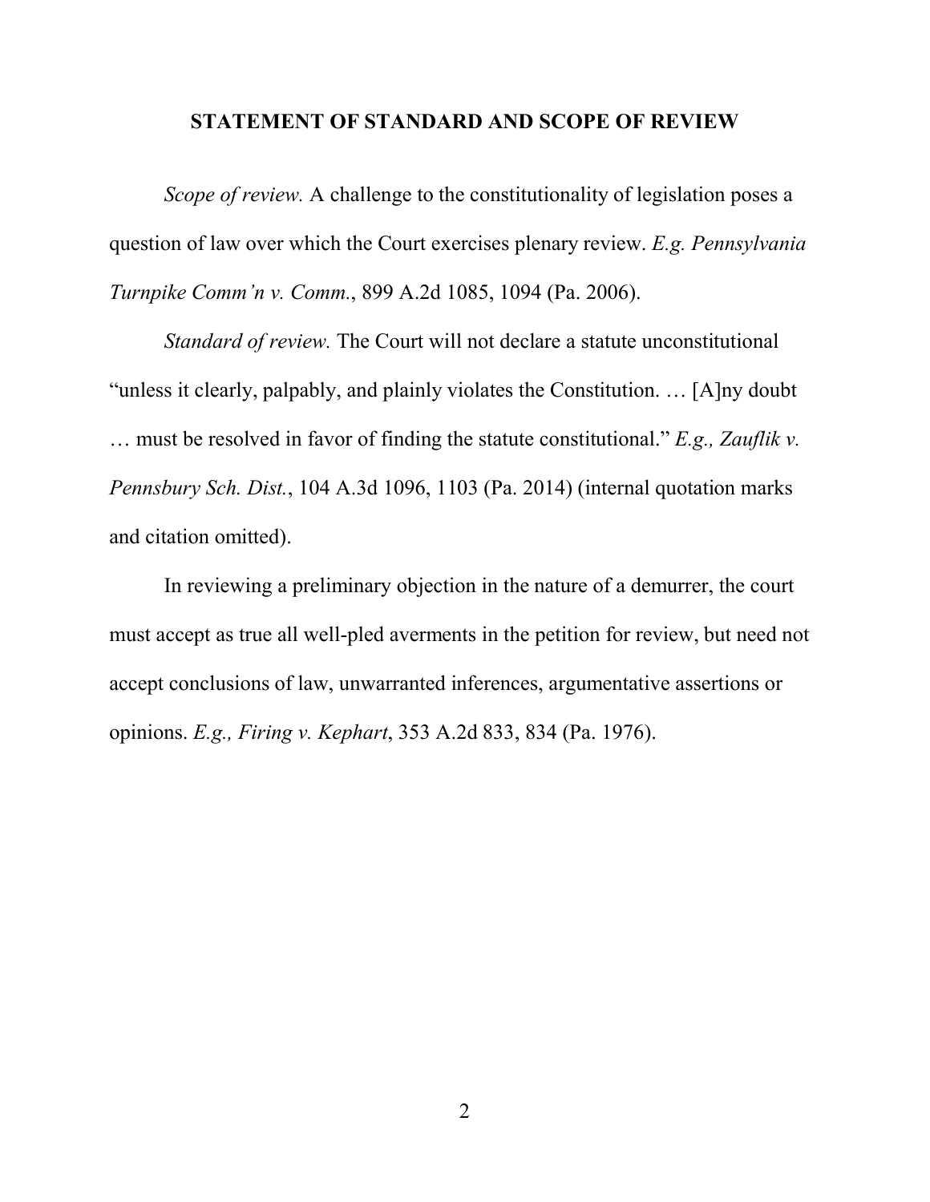## STATEMENT OF STANDARD AND SCOPE OF REVIEW

*Scope of review.* A challenge to the constitutionality of legislation poses a question of law over which the Court exercises plenary review. *E.g. Pennsylvania Turnpike Comm'n v. Comm.*, 899 A.2d 1085, 1094 (Pa. 2006).

*Standard of review.* The Court will not declare a statute unconstitutional "unless it clearly, palpably, and plainly violates the Constitution. … [A]ny doubt … must be resolved in favor of finding the statute constitutional." *E.g., Zauflik v. Pennsbury Sch. Dist.*, 104 A.3d 1096, 1103 (Pa. 2014) (internal quotation marks and citation omitted).

In reviewing a preliminary objection in the nature of a demurrer, the court must accept as true all well-pled averments in the petition for review, but need not accept conclusions of law, unwarranted inferences, argumentative assertions or opinions. *E.g., Firing v. Kephart*, 353 A.2d 833, 834 (Pa. 1976).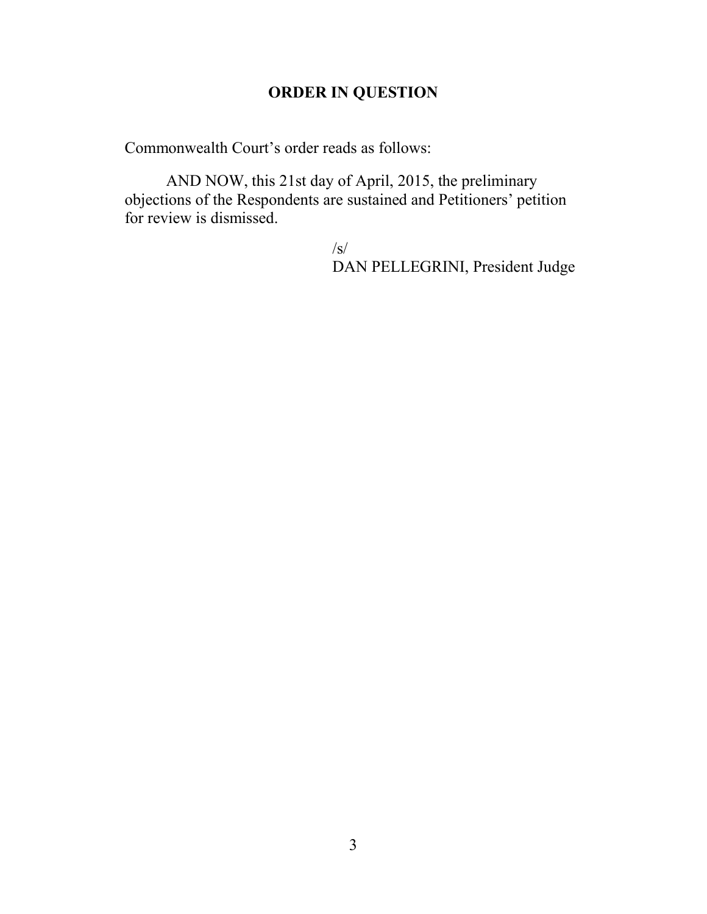## ORDER IN QUESTION

Commonwealth Court's order reads as follows:

> AND NOW, this 21st day of April, 2015, the preliminary objections of the Respondents are sustained and Petitioners' petition for review is dismissed.
>
> /s/
> DAN PELLEGRINI, President Judge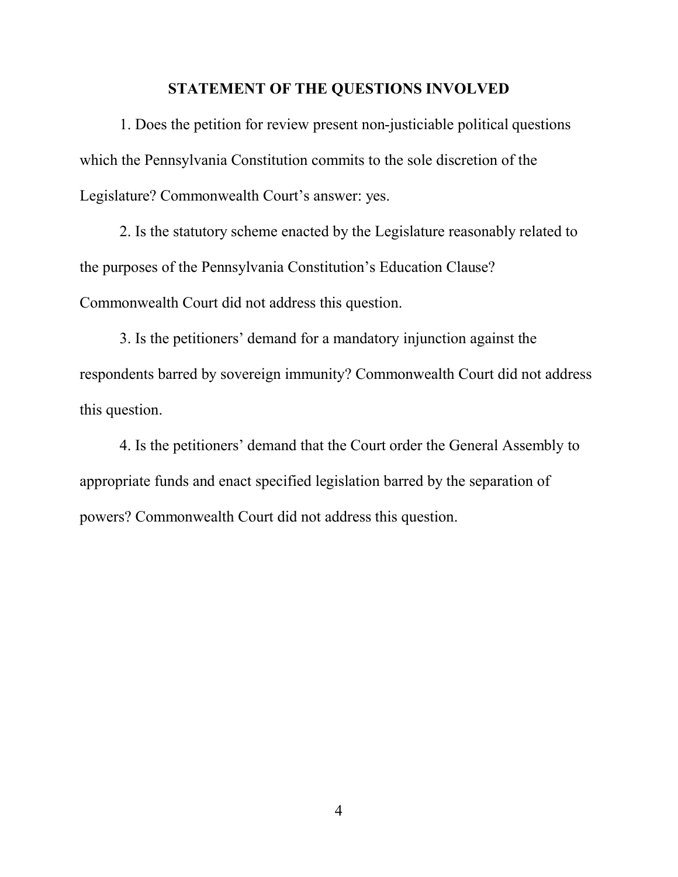## STATEMENT OF THE QUESTIONS INVOLVED

1. Does the petition for review present non-justiciable political questions which the Pennsylvania Constitution commits to the sole discretion of the Legislature? Commonwealth Court's answer: yes.

2. Is the statutory scheme enacted by the Legislature reasonably related to the purposes of the Pennsylvania Constitution's Education Clause? Commonwealth Court did not address this question.

3. Is the petitioners' demand for a mandatory injunction against the respondents barred by sovereign immunity? Commonwealth Court did not address this question.

4. Is the petitioners' demand that the Court order the General Assembly to appropriate funds and enact specified legislation barred by the separation of powers? Commonwealth Court did not address this question.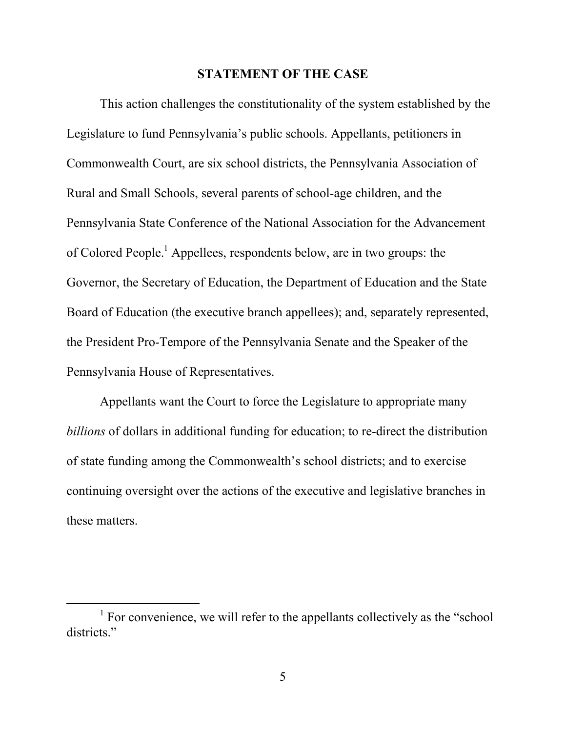## STATEMENT OF THE CASE

This action challenges the constitutionality of the system established by the Legislature to fund Pennsylvania's public schools. Appellants, petitioners in Commonwealth Court, are six school districts, the Pennsylvania Association of Rural and Small Schools, several parents of school-age children, and the Pennsylvania State Conference of the National Association for the Advancement of Colored People.[1] Appellees, respondents below, are in two groups: the Governor, the Secretary of Education, the Department of Education and the State Board of Education (the executive branch appellees); and, separately represented, the President Pro-Tempore of the Pennsylvania Senate and the Speaker of the Pennsylvania House of Representatives.

Appellants want the Court to force the Legislature to appropriate many *billions* of dollars in additional funding for education; to re-direct the distribution of state funding among the Commonwealth's school districts; and to exercise continuing oversight over the actions of the executive and legislative branches in these matters.

[1] For convenience, we will refer to the appellants collectively as the "school districts."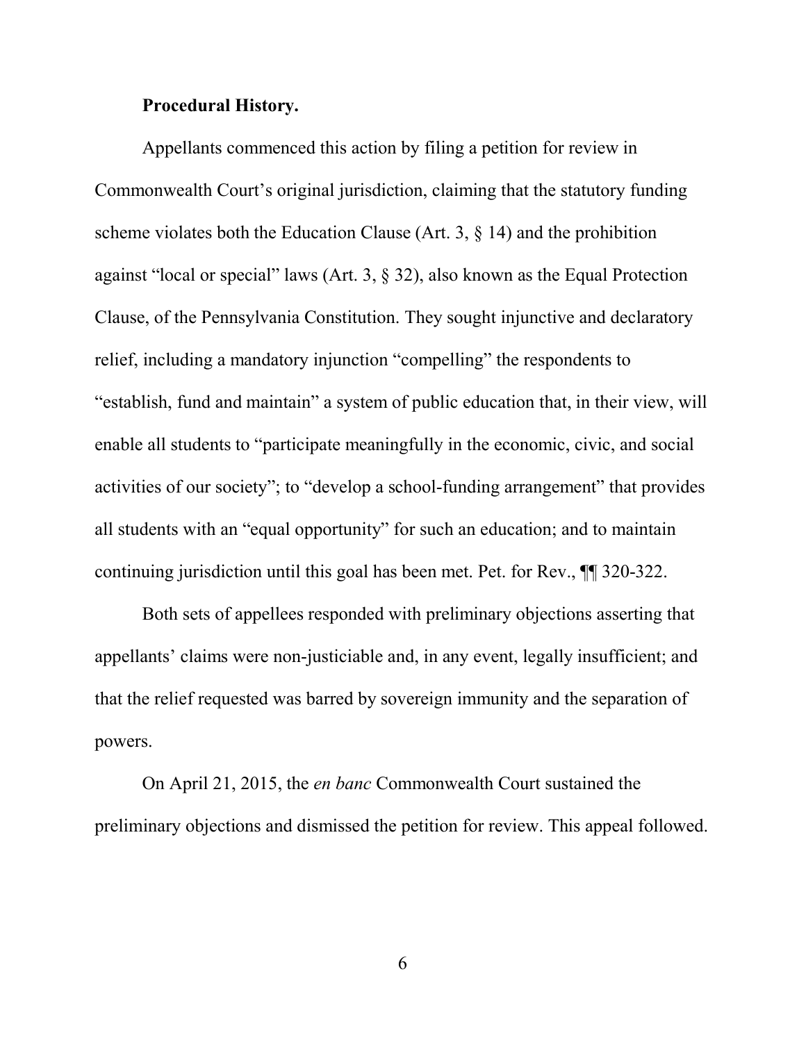**Procedural History.**

Appellants commenced this action by filing a petition for review in Commonwealth Court's original jurisdiction, claiming that the statutory funding scheme violates both the Education Clause (Art. 3, § 14) and the prohibition against "local or special" laws (Art. 3, § 32), also known as the Equal Protection Clause, of the Pennsylvania Constitution. They sought injunctive and declaratory relief, including a mandatory injunction "compelling" the respondents to "establish, fund and maintain" a system of public education that, in their view, will enable all students to "participate meaningfully in the economic, civic, and social activities of our society"; to "develop a school-funding arrangement" that provides all students with an "equal opportunity" for such an education; and to maintain continuing jurisdiction until this goal has been met. Pet. for Rev., ¶¶ 320-322.

Both sets of appellees responded with preliminary objections asserting that appellants' claims were non-justiciable and, in any event, legally insufficient; and that the relief requested was barred by sovereign immunity and the separation of powers.

On April 21, 2015, the *en banc* Commonwealth Court sustained the preliminary objections and dismissed the petition for review. This appeal followed.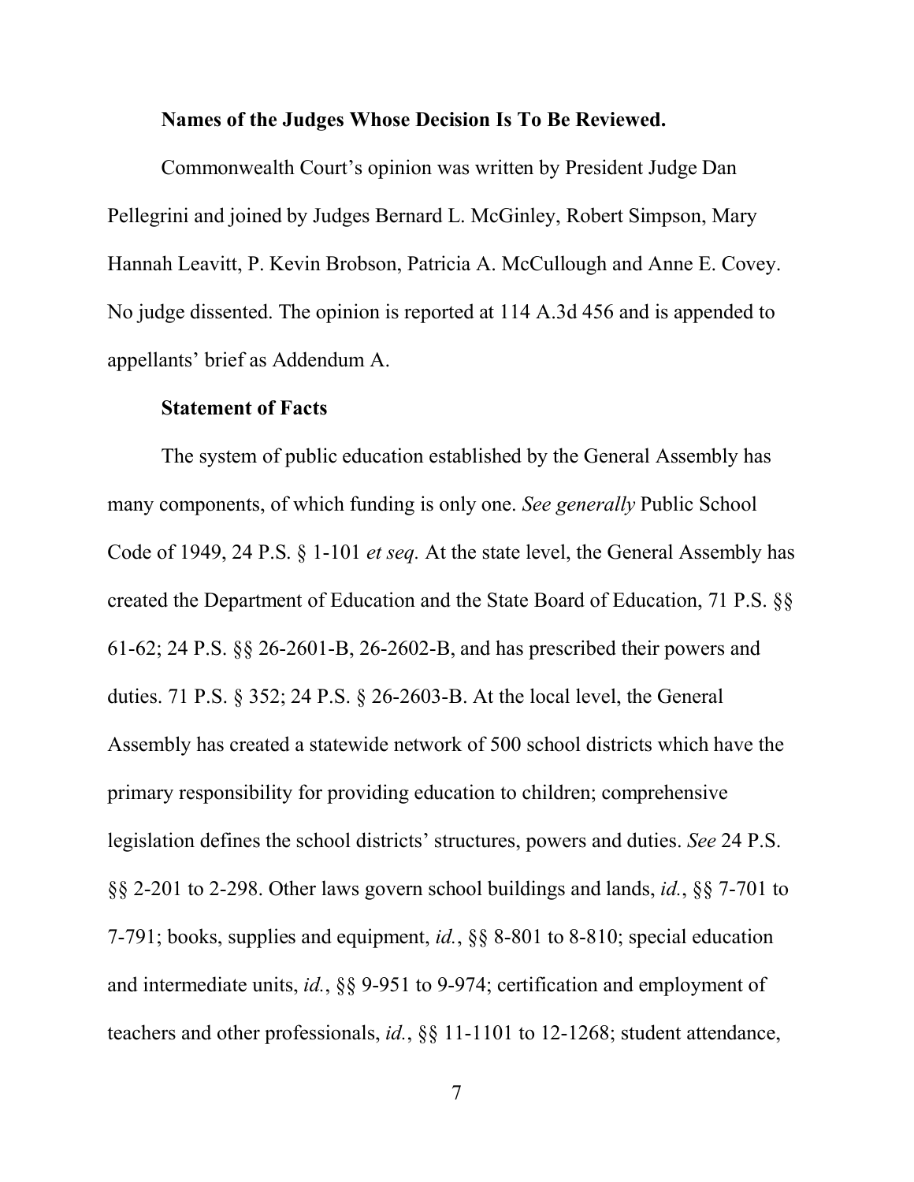**Names of the Judges Whose Decision Is To Be Reviewed.**

Commonwealth Court's opinion was written by President Judge Dan Pellegrini and joined by Judges Bernard L. McGinley, Robert Simpson, Mary Hannah Leavitt, P. Kevin Brobson, Patricia A. McCullough and Anne E. Covey. No judge dissented. The opinion is reported at 114 A.3d 456 and is appended to appellants' brief as Addendum A.

**Statement of Facts**

The system of public education established by the General Assembly has many components, of which funding is only one. *See generally* Public School Code of 1949, 24 P.S. § 1-101 *et seq.* At the state level, the General Assembly has created the Department of Education and the State Board of Education, 71 P.S. §§ 61-62; 24 P.S. §§ 26-2601-B, 26-2602-B, and has prescribed their powers and duties. 71 P.S. § 352; 24 P.S. § 26-2603-B. At the local level, the General Assembly has created a statewide network of 500 school districts which have the primary responsibility for providing education to children; comprehensive legislation defines the school districts' structures, powers and duties. *See* 24 P.S. §§ 2-201 to 2-298. Other laws govern school buildings and lands, *id.*, §§ 7-701 to 7-791; books, supplies and equipment, *id.*, §§ 8-801 to 8-810; special education and intermediate units, *id.*, §§ 9-951 to 9-974; certification and employment of teachers and other professionals, *id.*, §§ 11-1101 to 12-1268; student attendance,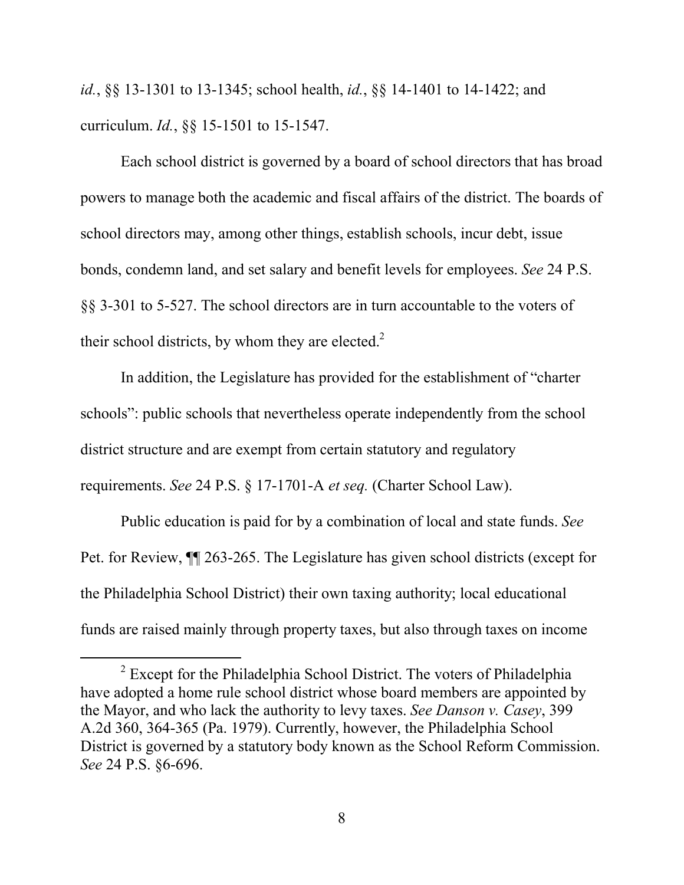*id.*, §§ 13-1301 to 13-1345; school health, *id.*, §§ 14-1401 to 14-1422; and curriculum. *Id.*, §§ 15-1501 to 15-1547.

Each school district is governed by a board of school directors that has broad powers to manage both the academic and fiscal affairs of the district. The boards of school directors may, among other things, establish schools, incur debt, issue bonds, condemn land, and set salary and benefit levels for employees. *See* 24 P.S. §§ 3-301 to 5-527. The school directors are in turn accountable to the voters of their school districts, by whom they are elected.[2]

In addition, the Legislature has provided for the establishment of "charter schools": public schools that nevertheless operate independently from the school district structure and are exempt from certain statutory and regulatory requirements. *See* 24 P.S. § 17-1701-A *et seq.* (Charter School Law).

Public education is paid for by a combination of local and state funds. *See* Pet. for Review, ¶¶ 263-265. The Legislature has given school districts (except for the Philadelphia School District) their own taxing authority; local educational funds are raised mainly through property taxes, but also through taxes on income

---

[2] Except for the Philadelphia School District. The voters of Philadelphia have adopted a home rule school district whose board members are appointed by the Mayor, and who lack the authority to levy taxes. *See Danson v. Casey*, 399 A.2d 360, 364-365 (Pa. 1979). Currently, however, the Philadelphia School District is governed by a statutory body known as the School Reform Commission. *See* 24 P.S. §6-696.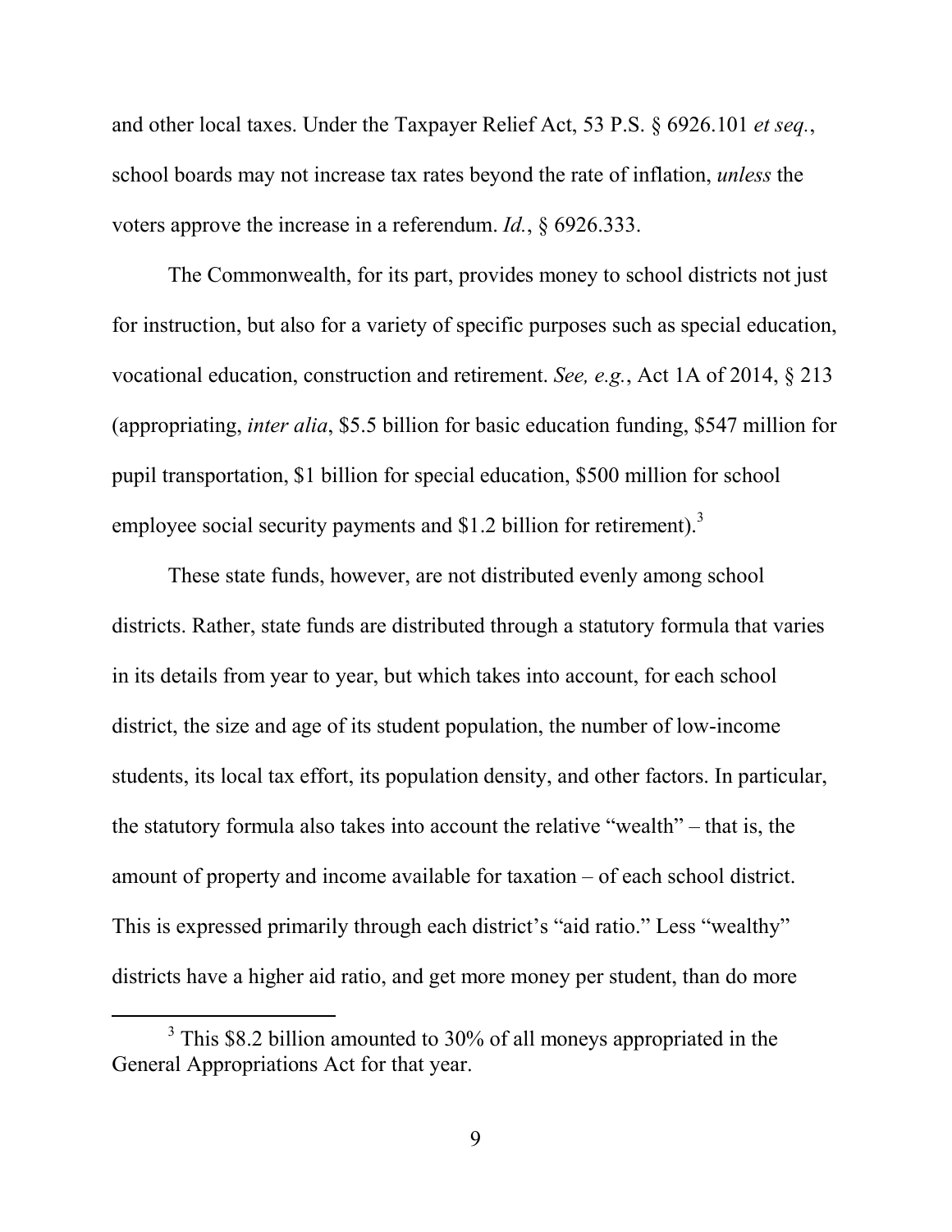and other local taxes. Under the Taxpayer Relief Act, 53 P.S. § 6926.101 *et seq.*, school boards may not increase tax rates beyond the rate of inflation, *unless* the voters approve the increase in a referendum. *Id.*, § 6926.333.

The Commonwealth, for its part, provides money to school districts not just for instruction, but also for a variety of specific purposes such as special education, vocational education, construction and retirement. *See, e.g.*, Act 1A of 2014, § 213 (appropriating, *inter alia*, $5.5 billion for basic education funding, $547 million for pupil transportation, $1 billion for special education, $500 million for school employee social security payments and $1.2 billion for retirement).[3]

These state funds, however, are not distributed evenly among school districts. Rather, state funds are distributed through a statutory formula that varies in its details from year to year, but which takes into account, for each school district, the size and age of its student population, the number of low-income students, its local tax effort, its population density, and other factors. In particular, the statutory formula also takes into account the relative "wealth" – that is, the amount of property and income available for taxation – of each school district. This is expressed primarily through each district's "aid ratio." Less "wealthy" districts have a higher aid ratio, and get more money per student, than do more

---

[3] This $8.2 billion amounted to 30% of all moneys appropriated in the General Appropriations Act for that year.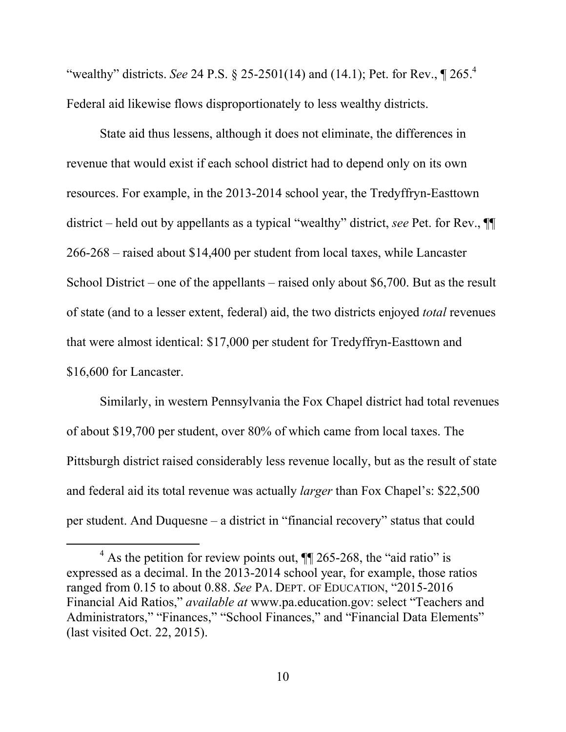"wealthy" districts. *See* 24 P.S. § 25-2501(14) and (14.1); Pet. for Rev., ¶ 265.[4] Federal aid likewise flows disproportionately to less wealthy districts.

State aid thus lessens, although it does not eliminate, the differences in revenue that would exist if each school district had to depend only on its own resources. For example, in the 2013-2014 school year, the Tredyffryn-Easttown district – held out by appellants as a typical "wealthy" district, *see* Pet. for Rev., ¶¶ 266-268 – raised about $14,400 per student from local taxes, while Lancaster School District – one of the appellants – raised only about $6,700. But as the result of state (and to a lesser extent, federal) aid, the two districts enjoyed *total* revenues that were almost identical: $17,000 per student for Tredyffryn-Easttown and $16,600 for Lancaster.

Similarly, in western Pennsylvania the Fox Chapel district had total revenues of about $19,700 per student, over 80% of which came from local taxes. The Pittsburgh district raised considerably less revenue locally, but as the result of state and federal aid its total revenue was actually *larger* than Fox Chapel's: $22,500 per student. And Duquesne – a district in "financial recovery" status that could

---

[4] As the petition for review points out, ¶¶ 265-268, the "aid ratio" is expressed as a decimal. In the 2013-2014 school year, for example, those ratios ranged from 0.15 to about 0.88. *See* PA. DEPT. OF EDUCATION, "2015-2016 Financial Aid Ratios," *available at* www.pa.education.gov: select "Teachers and Administrators," "Finances," "School Finances," and "Financial Data Elements" (last visited Oct. 22, 2015).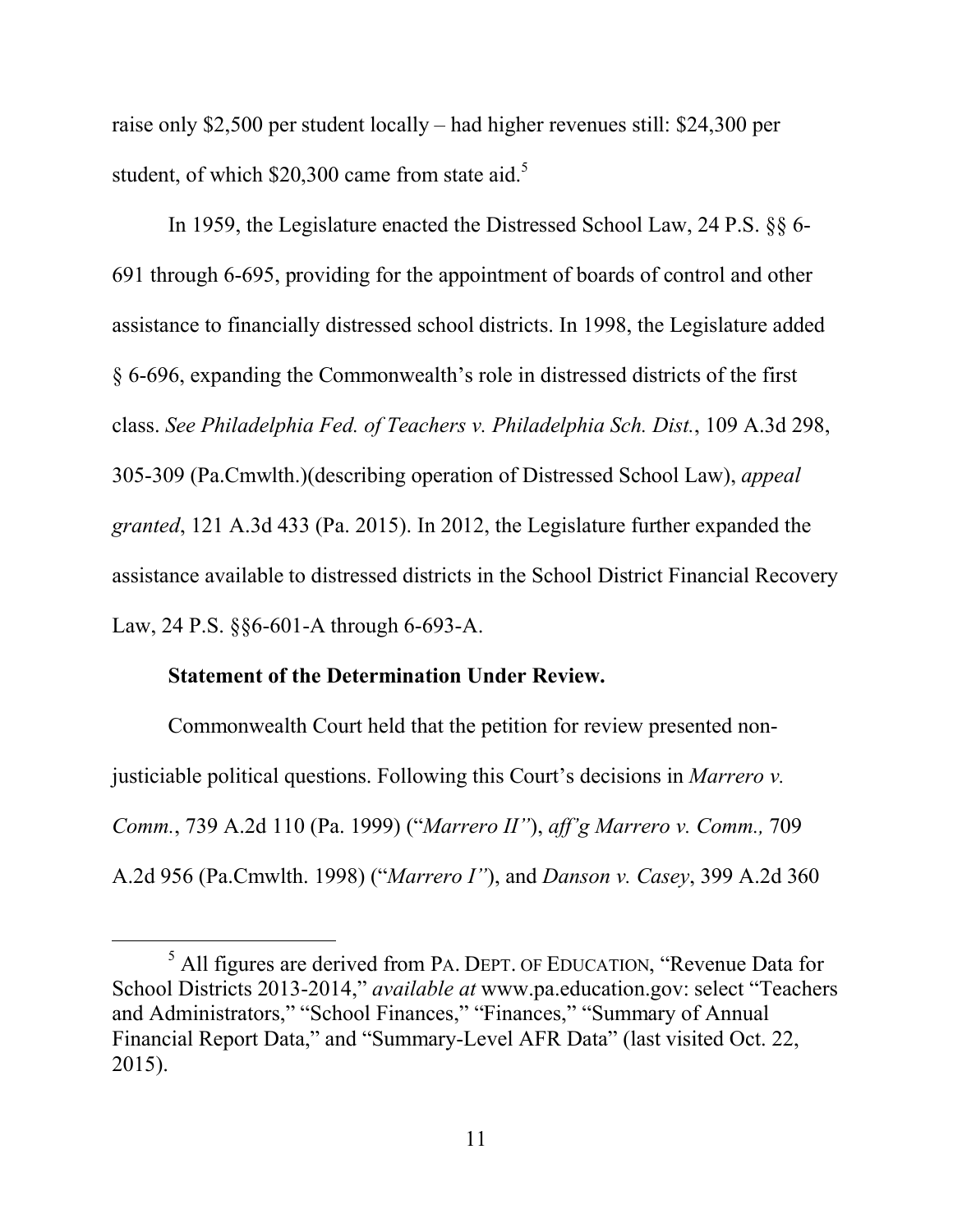raise only $2,500 per student locally – had higher revenues still: $24,300 per student, of which $20,300 came from state aid.[5]

In 1959, the Legislature enacted the Distressed School Law, 24 P.S. §§ 6-691 through 6-695, providing for the appointment of boards of control and other assistance to financially distressed school districts. In 1998, the Legislature added § 6-696, expanding the Commonwealth's role in distressed districts of the first class. *See Philadelphia Fed. of Teachers v. Philadelphia Sch. Dist.*, 109 A.3d 298, 305-309 (Pa.Cmwlth.)(describing operation of Distressed School Law), *appeal granted*, 121 A.3d 433 (Pa. 2015). In 2012, the Legislature further expanded the assistance available to distressed districts in the School District Financial Recovery Law, 24 P.S. §§6-601-A through 6-693-A.

**Statement of the Determination Under Review.**

Commonwealth Court held that the petition for review presented non-justiciable political questions. Following this Court's decisions in *Marrero v. Comm.*, 739 A.2d 110 (Pa. 1999) ("*Marrero II*"), *aff'g Marrero v. Comm.,* 709 A.2d 956 (Pa.Cmwlth. 1998) ("*Marrero I*"), and *Danson v. Casey*, 399 A.2d 360

---

[5] All figures are derived from PA. DEPT. OF EDUCATION, "Revenue Data for School Districts 2013-2014," *available at* www.pa.education.gov: select "Teachers and Administrators," "School Finances," "Finances," "Summary of Annual Financial Report Data," and "Summary-Level AFR Data" (last visited Oct. 22, 2015).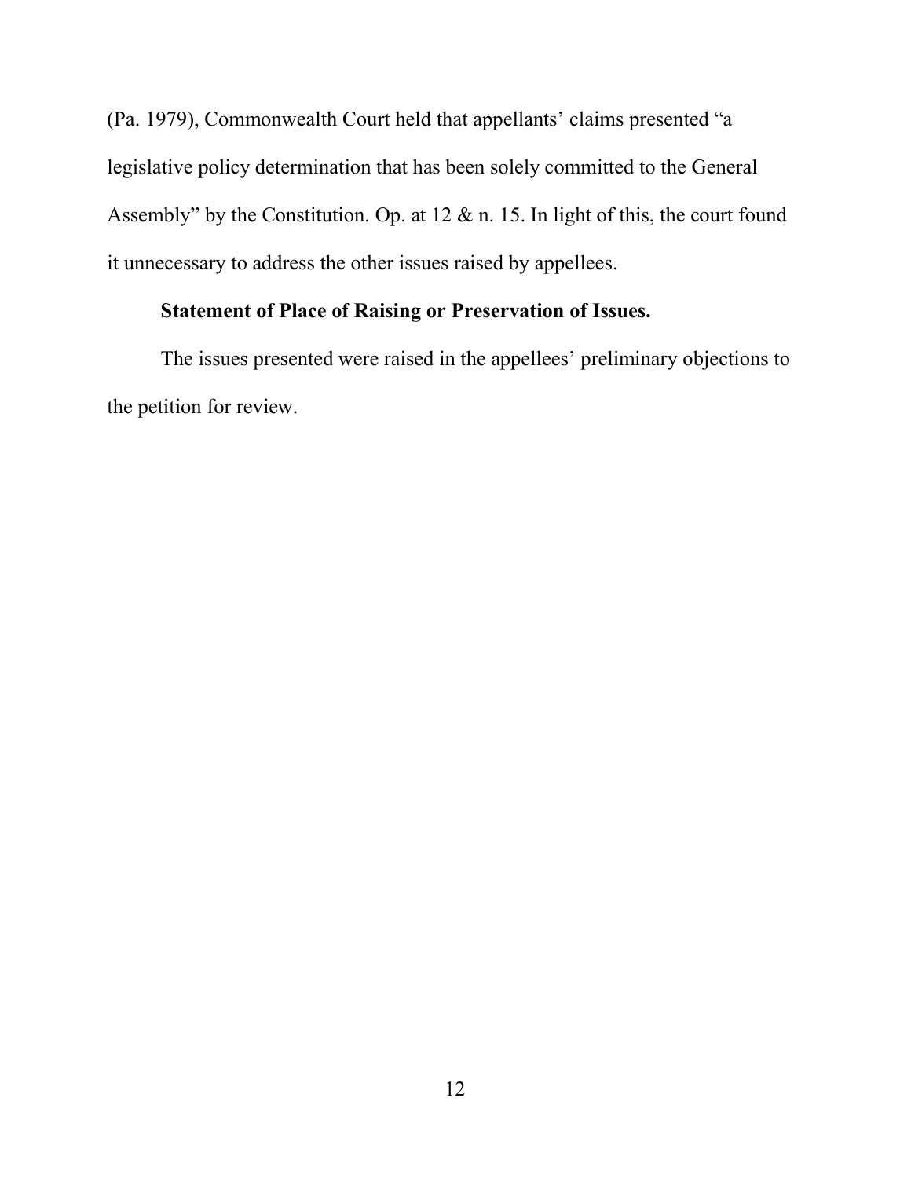(Pa. 1979), Commonwealth Court held that appellants' claims presented "a legislative policy determination that has been solely committed to the General Assembly" by the Constitution. Op. at 12 & n. 15. In light of this, the court found it unnecessary to address the other issues raised by appellees.

**Statement of Place of Raising or Preservation of Issues.**

The issues presented were raised in the appellees' preliminary objections to the petition for review.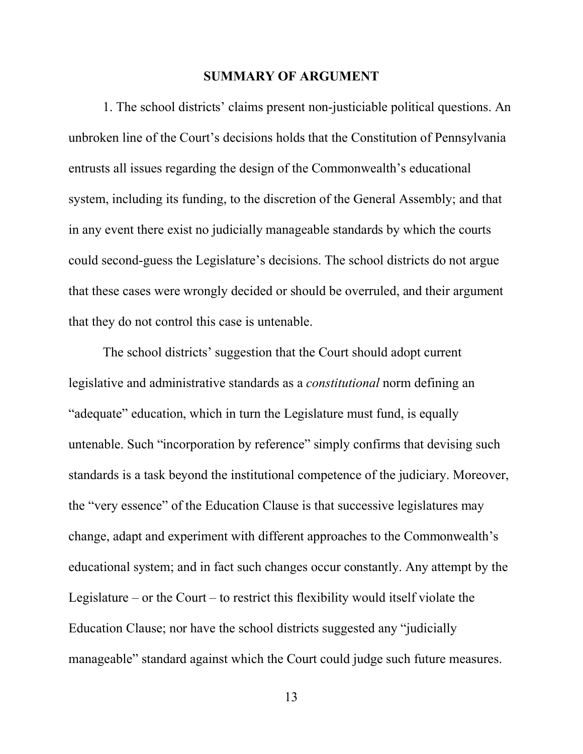## SUMMARY OF ARGUMENT

1. The school districts' claims present non-justiciable political questions. An unbroken line of the Court's decisions holds that the Constitution of Pennsylvania entrusts all issues regarding the design of the Commonwealth's educational system, including its funding, to the discretion of the General Assembly; and that in any event there exist no judicially manageable standards by which the courts could second-guess the Legislature's decisions. The school districts do not argue that these cases were wrongly decided or should be overruled, and their argument that they do not control this case is untenable.

The school districts' suggestion that the Court should adopt current legislative and administrative standards as a *constitutional* norm defining an "adequate" education, which in turn the Legislature must fund, is equally untenable. Such "incorporation by reference" simply confirms that devising such standards is a task beyond the institutional competence of the judiciary. Moreover, the "very essence" of the Education Clause is that successive legislatures may change, adapt and experiment with different approaches to the Commonwealth's educational system; and in fact such changes occur constantly. Any attempt by the Legislature – or the Court – to restrict this flexibility would itself violate the Education Clause; nor have the school districts suggested any "judicially manageable" standard against which the Court could judge such future measures.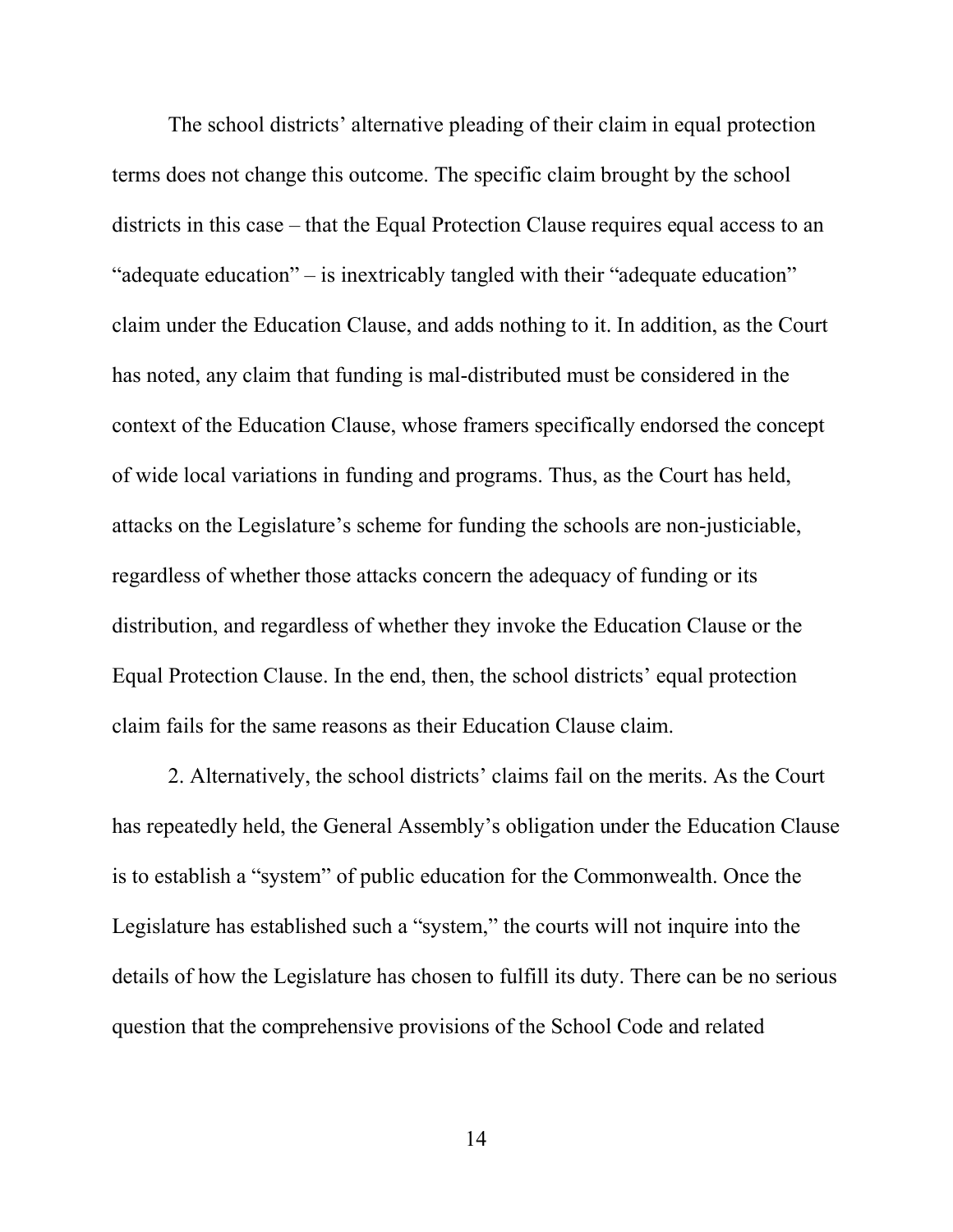The school districts' alternative pleading of their claim in equal protection terms does not change this outcome. The specific claim brought by the school districts in this case – that the Equal Protection Clause requires equal access to an "adequate education" – is inextricably tangled with their "adequate education" claim under the Education Clause, and adds nothing to it. In addition, as the Court has noted, any claim that funding is mal-distributed must be considered in the context of the Education Clause, whose framers specifically endorsed the concept of wide local variations in funding and programs. Thus, as the Court has held, attacks on the Legislature's scheme for funding the schools are non-justiciable, regardless of whether those attacks concern the adequacy of funding or its distribution, and regardless of whether they invoke the Education Clause or the Equal Protection Clause. In the end, then, the school districts' equal protection claim fails for the same reasons as their Education Clause claim.

2. Alternatively, the school districts' claims fail on the merits. As the Court has repeatedly held, the General Assembly's obligation under the Education Clause is to establish a "system" of public education for the Commonwealth. Once the Legislature has established such a "system," the courts will not inquire into the details of how the Legislature has chosen to fulfill its duty. There can be no serious question that the comprehensive provisions of the School Code and related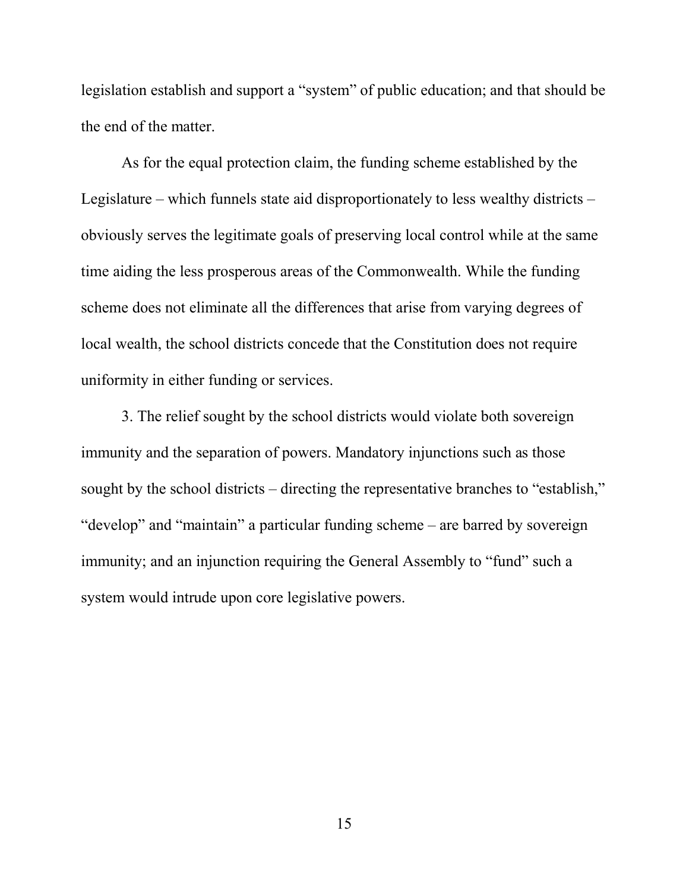legislation establish and support a "system" of public education; and that should be the end of the matter.

As for the equal protection claim, the funding scheme established by the Legislature – which funnels state aid disproportionately to less wealthy districts – obviously serves the legitimate goals of preserving local control while at the same time aiding the less prosperous areas of the Commonwealth. While the funding scheme does not eliminate all the differences that arise from varying degrees of local wealth, the school districts concede that the Constitution does not require uniformity in either funding or services.

3. The relief sought by the school districts would violate both sovereign immunity and the separation of powers. Mandatory injunctions such as those sought by the school districts – directing the representative branches to "establish," "develop" and "maintain" a particular funding scheme – are barred by sovereign immunity; and an injunction requiring the General Assembly to "fund" such a system would intrude upon core legislative powers.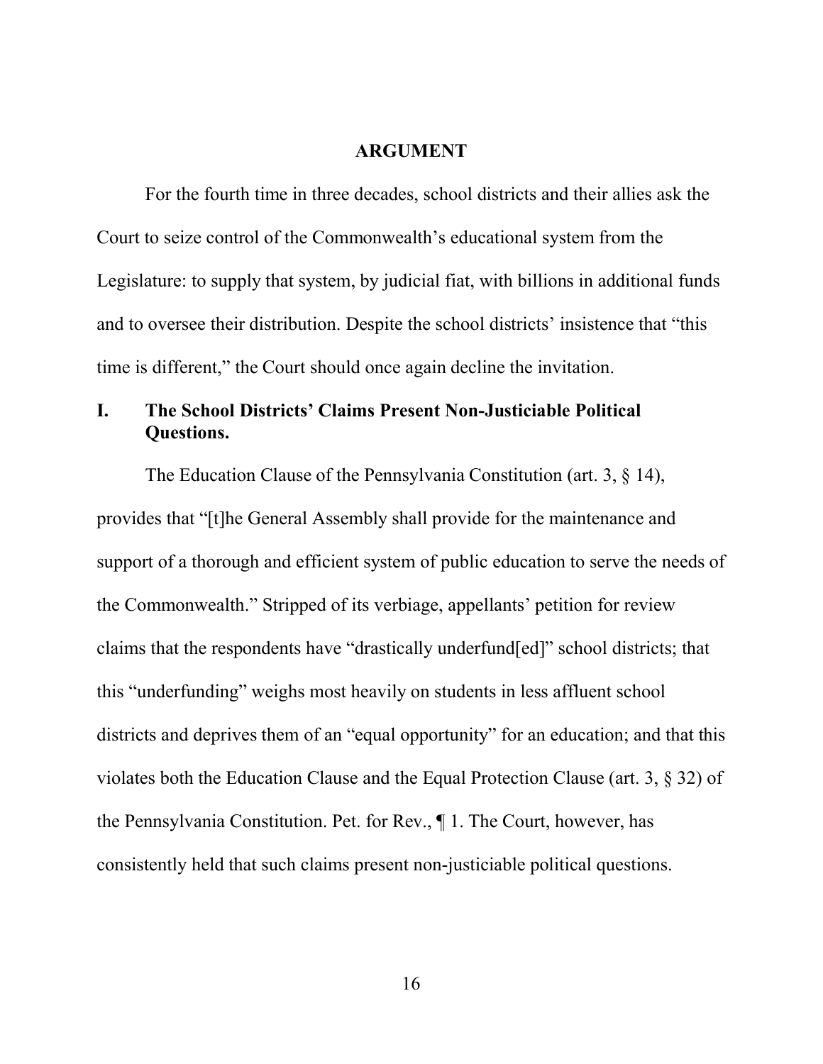# ARGUMENT

For the fourth time in three decades, school districts and their allies ask the Court to seize control of the Commonwealth's educational system from the Legislature: to supply that system, by judicial fiat, with billions in additional funds and to oversee their distribution. Despite the school districts' insistence that "this time is different," the Court should once again decline the invitation.

## I. The School Districts' Claims Present Non-Justiciable Political Questions.

The Education Clause of the Pennsylvania Constitution (art. 3, § 14), provides that "[t]he General Assembly shall provide for the maintenance and support of a thorough and efficient system of public education to serve the needs of the Commonwealth." Stripped of its verbiage, appellants' petition for review claims that the respondents have "drastically underfund[ed]" school districts; that this "underfunding" weighs most heavily on students in less affluent school districts and deprives them of an "equal opportunity" for an education; and that this violates both the Education Clause and the Equal Protection Clause (art. 3, § 32) of the Pennsylvania Constitution. Pet. for Rev., ¶ 1. The Court, however, has consistently held that such claims present non-justiciable political questions.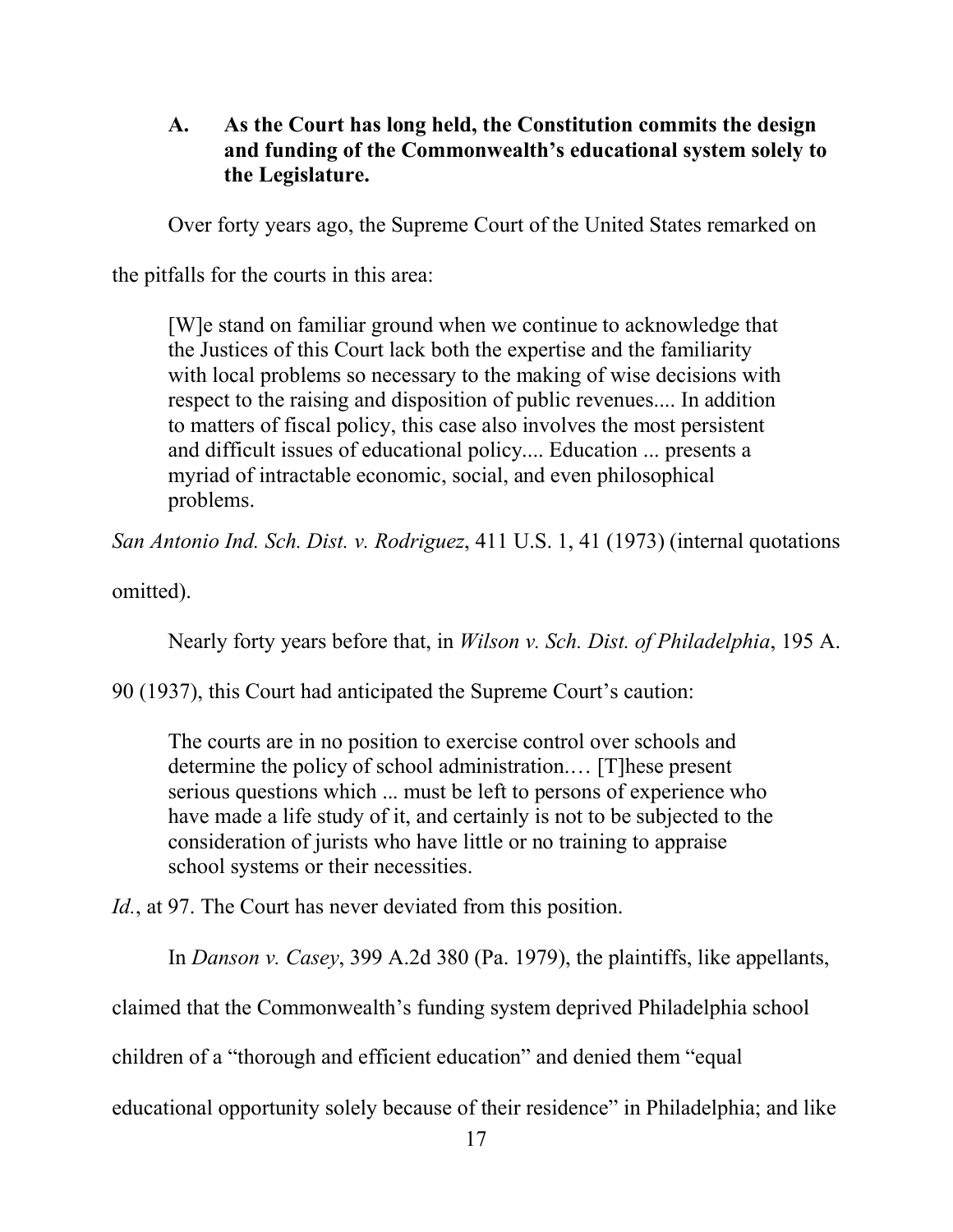### A. As the Court has long held, the Constitution commits the design and funding of the Commonwealth's educational system solely to the Legislature.

Over forty years ago, the Supreme Court of the United States remarked on the pitfalls for the courts in this area:

> [W]e stand on familiar ground when we continue to acknowledge that the Justices of this Court lack both the expertise and the familiarity with local problems so necessary to the making of wise decisions with respect to the raising and disposition of public revenues.... In addition to matters of fiscal policy, this case also involves the most persistent and difficult issues of educational policy.... Education ... presents a myriad of intractable economic, social, and even philosophical problems.

*San Antonio Ind. Sch. Dist. v. Rodriguez*, 411 U.S. 1, 41 (1973) (internal quotations omitted).

Nearly forty years before that, in *Wilson v. Sch. Dist. of Philadelphia*, 195 A. 90 (1937), this Court had anticipated the Supreme Court's caution:

> The courts are in no position to exercise control over schools and determine the policy of school administration.… [T]hese present serious questions which ... must be left to persons of experience who have made a life study of it, and certainly is not to be subjected to the consideration of jurists who have little or no training to appraise school systems or their necessities.

*Id.*, at 97. The Court has never deviated from this position.

In *Danson v. Casey*, 399 A.2d 380 (Pa. 1979), the plaintiffs, like appellants, claimed that the Commonwealth's funding system deprived Philadelphia school children of a "thorough and efficient education" and denied them "equal educational opportunity solely because of their residence" in Philadelphia; and like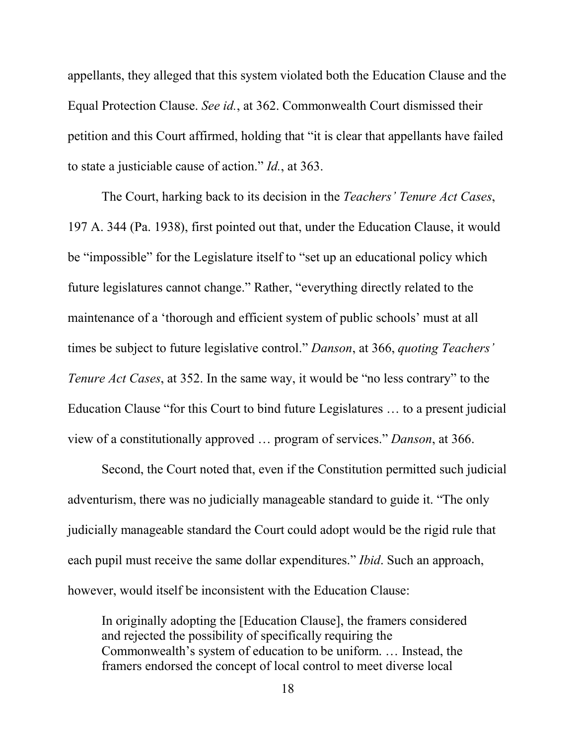appellants, they alleged that this system violated both the Education Clause and the Equal Protection Clause. *See id.*, at 362. Commonwealth Court dismissed their petition and this Court affirmed, holding that "it is clear that appellants have failed to state a justiciable cause of action." *Id.*, at 363.

The Court, harking back to its decision in the *Teachers' Tenure Act Cases*, 197 A. 344 (Pa. 1938), first pointed out that, under the Education Clause, it would be "impossible" for the Legislature itself to "set up an educational policy which future legislatures cannot change." Rather, "everything directly related to the maintenance of a 'thorough and efficient system of public schools' must at all times be subject to future legislative control." *Danson*, at 366, *quoting Teachers' Tenure Act Cases*, at 352. In the same way, it would be "no less contrary" to the Education Clause "for this Court to bind future Legislatures … to a present judicial view of a constitutionally approved … program of services." *Danson*, at 366.

Second, the Court noted that, even if the Constitution permitted such judicial adventurism, there was no judicially manageable standard to guide it. "The only judicially manageable standard the Court could adopt would be the rigid rule that each pupil must receive the same dollar expenditures." *Ibid*. Such an approach, however, would itself be inconsistent with the Education Clause:

> In originally adopting the [Education Clause], the framers considered and rejected the possibility of specifically requiring the Commonwealth's system of education to be uniform. … Instead, the framers endorsed the concept of local control to meet diverse local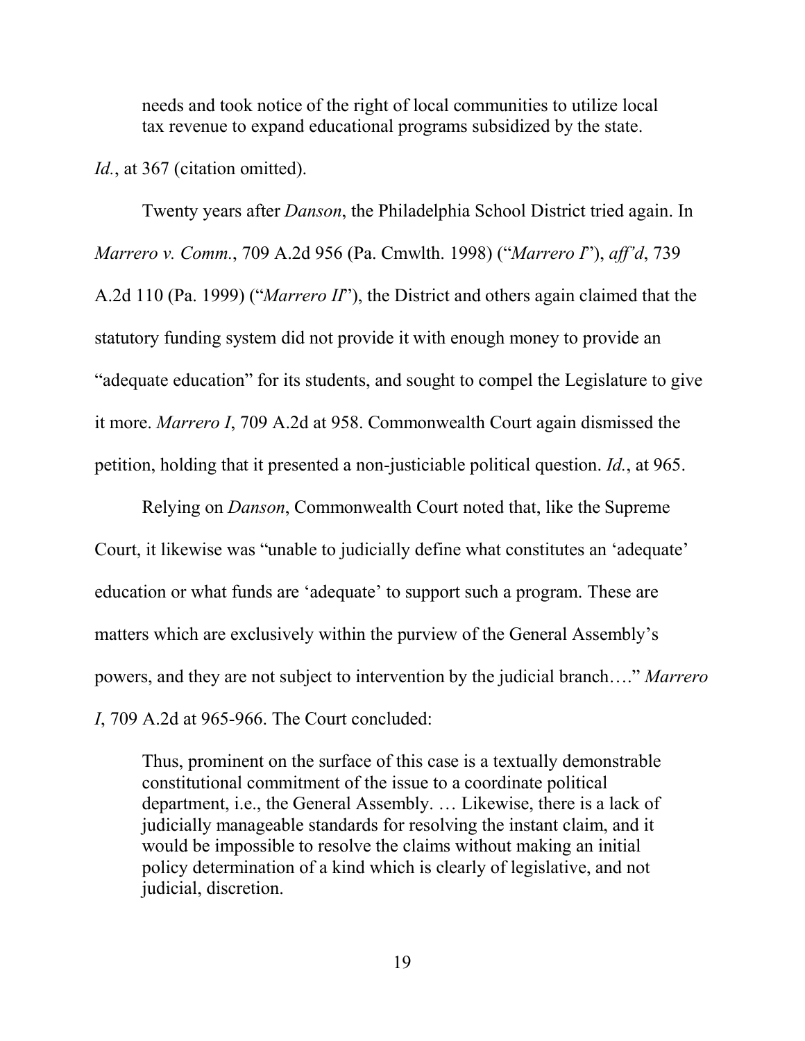> needs and took notice of the right of local communities to utilize local tax revenue to expand educational programs subsidized by the state.

*Id.*, at 367 (citation omitted).

Twenty years after *Danson*, the Philadelphia School District tried again. In *Marrero v. Comm.*, 709 A.2d 956 (Pa. Cmwlth. 1998) ("*Marrero I*"), *aff'd*, 739 A.2d 110 (Pa. 1999) ("*Marrero II*"), the District and others again claimed that the statutory funding system did not provide it with enough money to provide an "adequate education" for its students, and sought to compel the Legislature to give it more. *Marrero I*, 709 A.2d at 958. Commonwealth Court again dismissed the petition, holding that it presented a non-justiciable political question. *Id.*, at 965.

Relying on *Danson*, Commonwealth Court noted that, like the Supreme Court, it likewise was "unable to judicially define what constitutes an 'adequate' education or what funds are 'adequate' to support such a program. These are matters which are exclusively within the purview of the General Assembly's powers, and they are not subject to intervention by the judicial branch…." *Marrero I*, 709 A.2d at 965-966. The Court concluded:

> Thus, prominent on the surface of this case is a textually demonstrable constitutional commitment of the issue to a coordinate political department, i.e., the General Assembly. … Likewise, there is a lack of judicially manageable standards for resolving the instant claim, and it would be impossible to resolve the claims without making an initial policy determination of a kind which is clearly of legislative, and not judicial, discretion.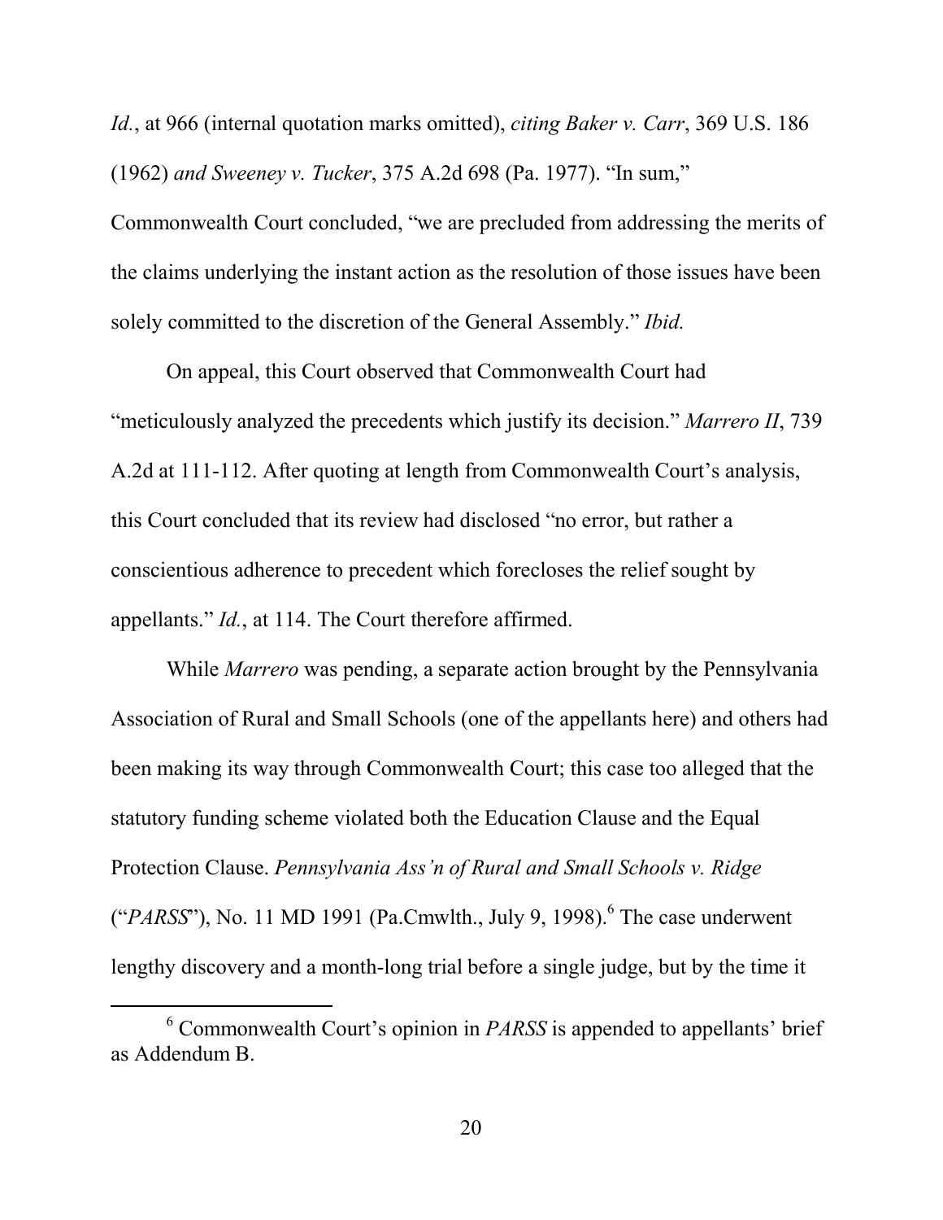*Id.*, at 966 (internal quotation marks omitted), *citing Baker v. Carr*, 369 U.S. 186 (1962) *and Sweeney v. Tucker*, 375 A.2d 698 (Pa. 1977). "In sum," Commonwealth Court concluded, "we are precluded from addressing the merits of the claims underlying the instant action as the resolution of those issues have been solely committed to the discretion of the General Assembly." *Ibid.*

On appeal, this Court observed that Commonwealth Court had "meticulously analyzed the precedents which justify its decision." *Marrero II*, 739 A.2d at 111-112. After quoting at length from Commonwealth Court's analysis, this Court concluded that its review had disclosed "no error, but rather a conscientious adherence to precedent which forecloses the relief sought by appellants." *Id.*, at 114. The Court therefore affirmed.

While *Marrero* was pending, a separate action brought by the Pennsylvania Association of Rural and Small Schools (one of the appellants here) and others had been making its way through Commonwealth Court; this case too alleged that the statutory funding scheme violated both the Education Clause and the Equal Protection Clause. *Pennsylvania Ass'n of Rural and Small Schools v. Ridge* ("*PARSS*"), No. 11 MD 1991 (Pa.Cmwlth., July 9, 1998).[6] The case underwent lengthy discovery and a month-long trial before a single judge, but by the time it

[6] Commonwealth Court's opinion in *PARSS* is appended to appellants' brief as Addendum B.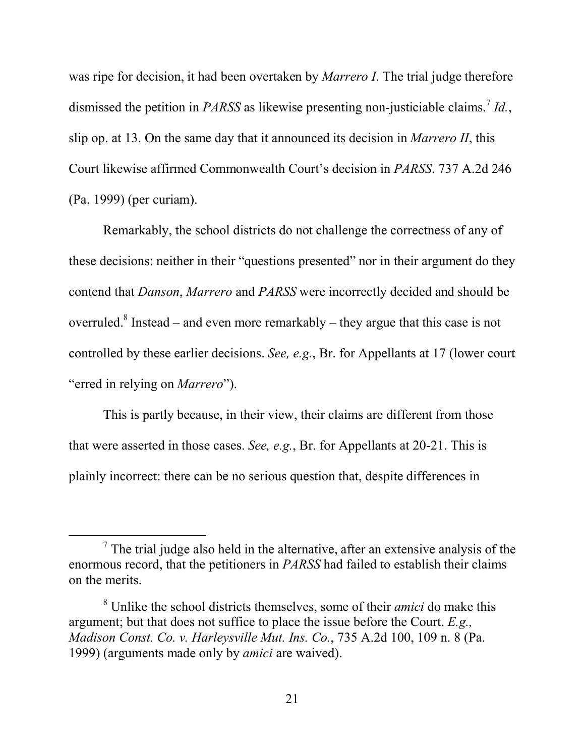was ripe for decision, it had been overtaken by *Marrero I*. The trial judge therefore dismissed the petition in *PARSS* as likewise presenting non-justiciable claims.[7] *Id.*, slip op. at 13. On the same day that it announced its decision in *Marrero II*, this Court likewise affirmed Commonwealth Court's decision in *PARSS*. 737 A.2d 246 (Pa. 1999) (per curiam).

Remarkably, the school districts do not challenge the correctness of any of these decisions: neither in their "questions presented" nor in their argument do they contend that *Danson*, *Marrero* and *PARSS* were incorrectly decided and should be overruled.[8] Instead – and even more remarkably – they argue that this case is not controlled by these earlier decisions. *See, e.g.*, Br. for Appellants at 17 (lower court "erred in relying on *Marrero*").

This is partly because, in their view, their claims are different from those that were asserted in those cases. *See, e.g.*, Br. for Appellants at 20-21. This is plainly incorrect: there can be no serious question that, despite differences in

---

[7] The trial judge also held in the alternative, after an extensive analysis of the enormous record, that the petitioners in *PARSS* had failed to establish their claims on the merits.

[8] Unlike the school districts themselves, some of their *amici* do make this argument; but that does not suffice to place the issue before the Court. *E.g., Madison Const. Co. v. Harleysville Mut. Ins. Co.*, 735 A.2d 100, 109 n. 8 (Pa. 1999) (arguments made only by *amici* are waived).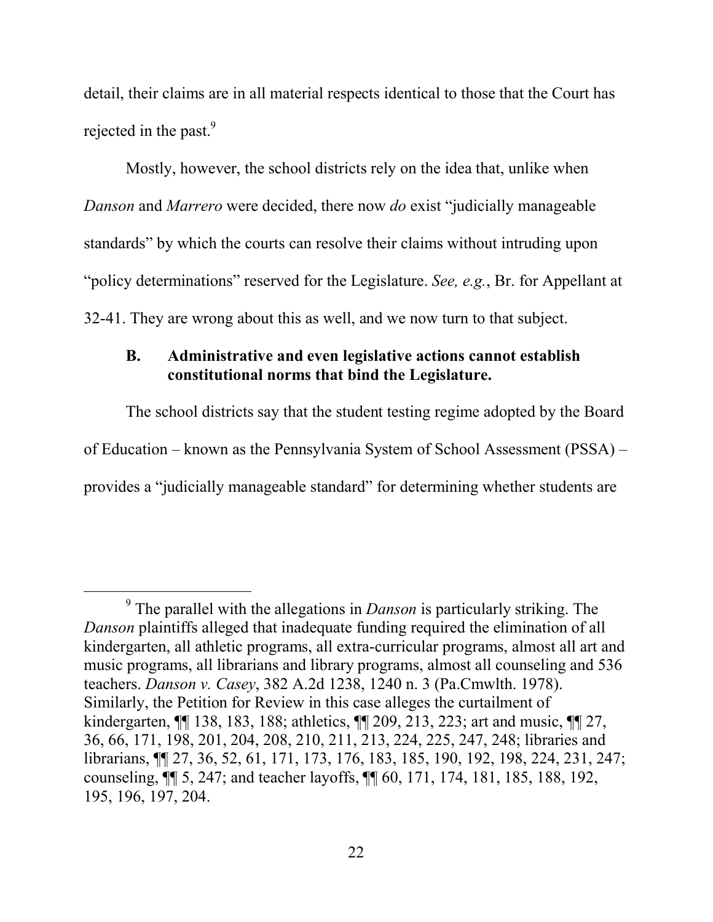detail, their claims are in all material respects identical to those that the Court has rejected in the past.[9]

Mostly, however, the school districts rely on the idea that, unlike when *Danson* and *Marrero* were decided, there now *do* exist "judicially manageable standards" by which the courts can resolve their claims without intruding upon "policy determinations" reserved for the Legislature. *See, e.g.*, Br. for Appellant at 32-41. They are wrong about this as well, and we now turn to that subject.

### B. Administrative and even legislative actions cannot establish constitutional norms that bind the Legislature.

The school districts say that the student testing regime adopted by the Board of Education – known as the Pennsylvania System of School Assessment (PSSA) – provides a "judicially manageable standard" for determining whether students are

---

[9] The parallel with the allegations in *Danson* is particularly striking. The *Danson* plaintiffs alleged that inadequate funding required the elimination of all kindergarten, all athletic programs, all extra-curricular programs, almost all art and music programs, all librarians and library programs, almost all counseling and 536 teachers. *Danson v. Casey*, 382 A.2d 1238, 1240 n. 3 (Pa.Cmwlth. 1978). Similarly, the Petition for Review in this case alleges the curtailment of kindergarten, ¶¶ 138, 183, 188; athletics, ¶¶ 209, 213, 223; art and music, ¶¶ 27, 36, 66, 171, 198, 201, 204, 208, 210, 211, 213, 224, 225, 247, 248; libraries and librarians, ¶¶ 27, 36, 52, 61, 171, 173, 176, 183, 185, 190, 192, 198, 224, 231, 247; counseling, ¶¶ 5, 247; and teacher layoffs, ¶¶ 60, 171, 174, 181, 185, 188, 192, 195, 196, 197, 204.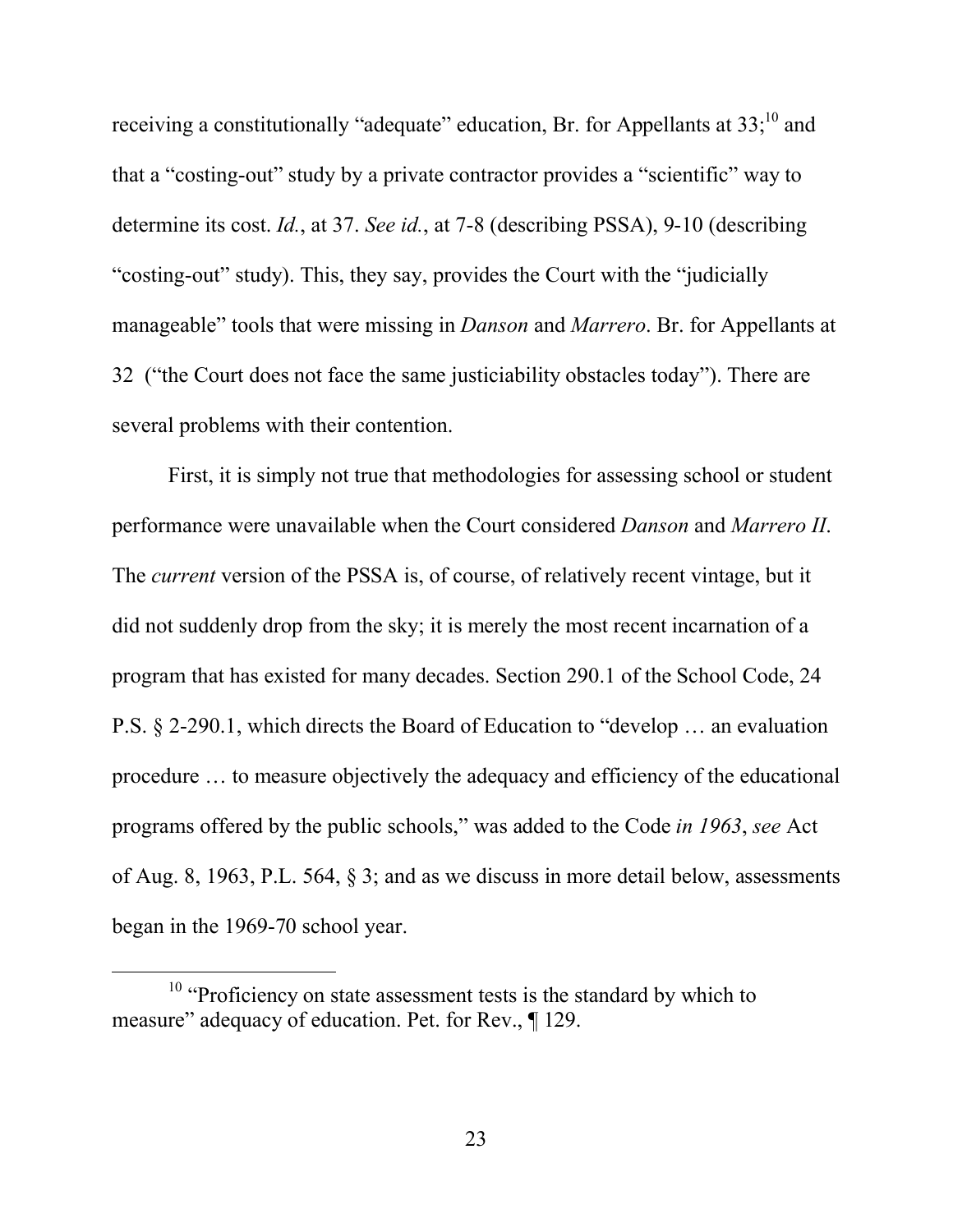receiving a constitutionally "adequate" education, Br. for Appellants at 33;[10] and that a "costing-out" study by a private contractor provides a "scientific" way to determine its cost. *Id.*, at 37. *See id.*, at 7-8 (describing PSSA), 9-10 (describing "costing-out" study). This, they say, provides the Court with the "judicially manageable" tools that were missing in *Danson* and *Marrero*. Br. for Appellants at 32 ("the Court does not face the same justiciability obstacles today"). There are several problems with their contention.

First, it is simply not true that methodologies for assessing school or student performance were unavailable when the Court considered *Danson* and *Marrero II*. The *current* version of the PSSA is, of course, of relatively recent vintage, but it did not suddenly drop from the sky; it is merely the most recent incarnation of a program that has existed for many decades. Section 290.1 of the School Code, 24 P.S. § 2-290.1, which directs the Board of Education to "develop … an evaluation procedure … to measure objectively the adequacy and efficiency of the educational programs offered by the public schools," was added to the Code *in 1963*, *see* Act of Aug. 8, 1963, P.L. 564, § 3; and as we discuss in more detail below, assessments began in the 1969-70 school year.

[10] "Proficiency on state assessment tests is the standard by which to measure" adequacy of education. Pet. for Rev., ¶ 129.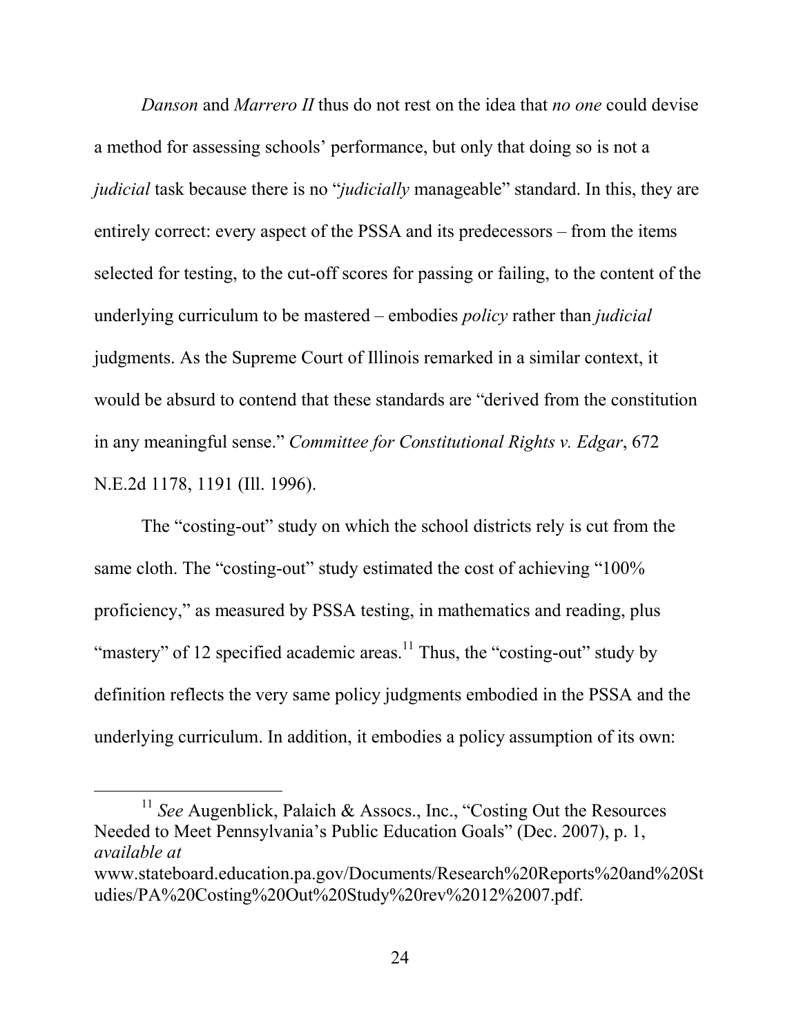*Danson* and *Marrero II* thus do not rest on the idea that *no one* could devise a method for assessing schools' performance, but only that doing so is not a *judicial* task because there is no "*judicially* manageable" standard. In this, they are entirely correct: every aspect of the PSSA and its predecessors – from the items selected for testing, to the cut-off scores for passing or failing, to the content of the underlying curriculum to be mastered – embodies *policy* rather than *judicial* judgments. As the Supreme Court of Illinois remarked in a similar context, it would be absurd to contend that these standards are "derived from the constitution in any meaningful sense." *Committee for Constitutional Rights v. Edgar*, 672 N.E.2d 1178, 1191 (Ill. 1996).

The "costing-out" study on which the school districts rely is cut from the same cloth. The "costing-out" study estimated the cost of achieving "100% proficiency," as measured by PSSA testing, in mathematics and reading, plus "mastery" of 12 specified academic areas.[11] Thus, the "costing-out" study by definition reflects the very same policy judgments embodied in the PSSA and the underlying curriculum. In addition, it embodies a policy assumption of its own:

[11] *See* Augenblick, Palaich & Assocs., Inc., "Costing Out the Resources Needed to Meet Pennsylvania's Public Education Goals" (Dec. 2007), p. 1, *available at* www.stateboard.education.pa.gov/Documents/Research%20Reports%20and%20Studies/PA%20Costing%20Out%20Study%20rev%2012%2007.pdf.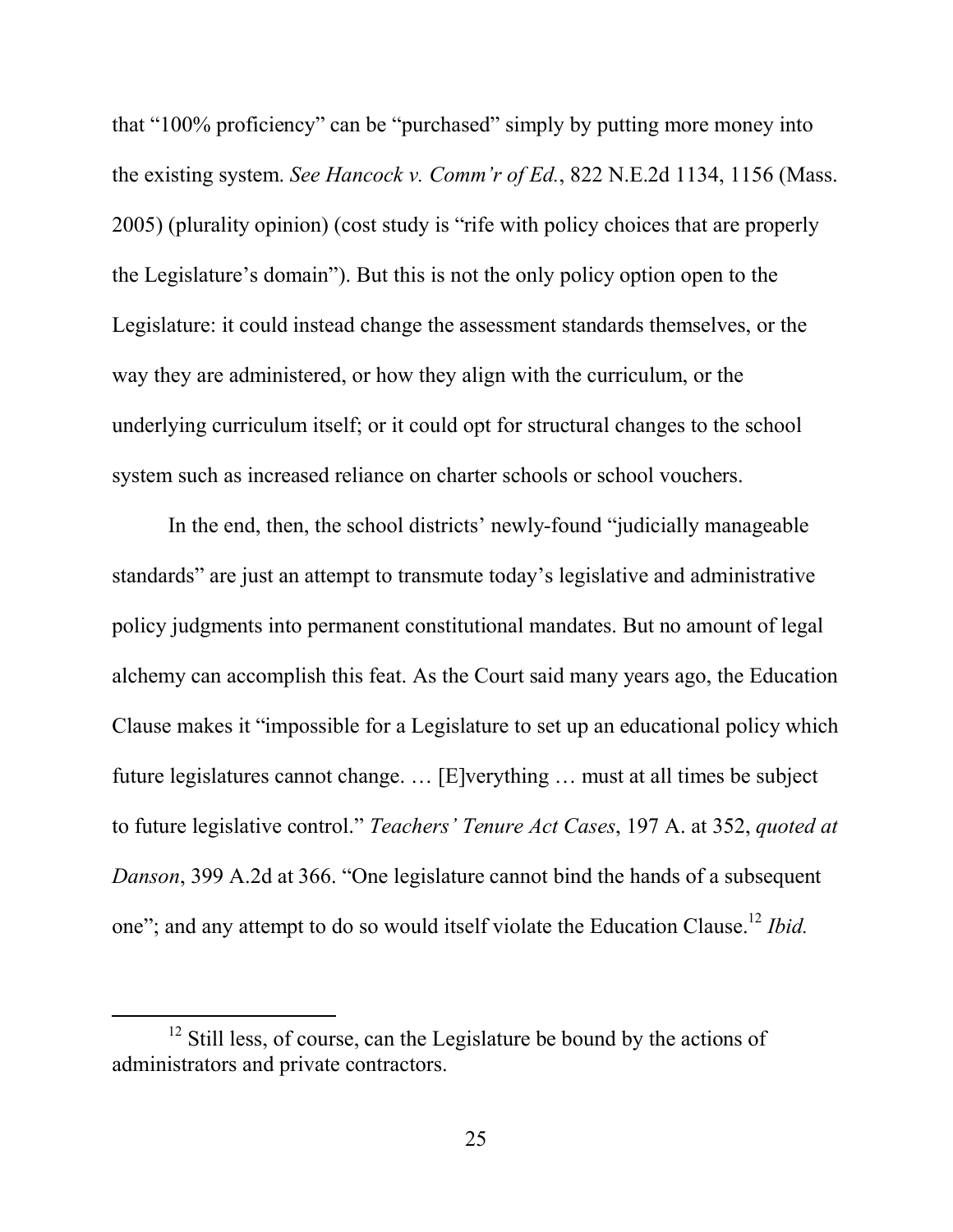that "100% proficiency" can be "purchased" simply by putting more money into the existing system. *See Hancock v. Comm'r of Ed.*, 822 N.E.2d 1134, 1156 (Mass. 2005) (plurality opinion) (cost study is "rife with policy choices that are properly the Legislature's domain"). But this is not the only policy option open to the Legislature: it could instead change the assessment standards themselves, or the way they are administered, or how they align with the curriculum, or the underlying curriculum itself; or it could opt for structural changes to the school system such as increased reliance on charter schools or school vouchers.

In the end, then, the school districts' newly-found "judicially manageable standards" are just an attempt to transmute today's legislative and administrative policy judgments into permanent constitutional mandates. But no amount of legal alchemy can accomplish this feat. As the Court said many years ago, the Education Clause makes it "impossible for a Legislature to set up an educational policy which future legislatures cannot change. … [E]verything … must at all times be subject to future legislative control." *Teachers' Tenure Act Cases*, 197 A. at 352, *quoted at Danson*, 399 A.2d at 366. "One legislature cannot bind the hands of a subsequent one"; and any attempt to do so would itself violate the Education Clause.[12] *Ibid.*

[12] Still less, of course, can the Legislature be bound by the actions of administrators and private contractors.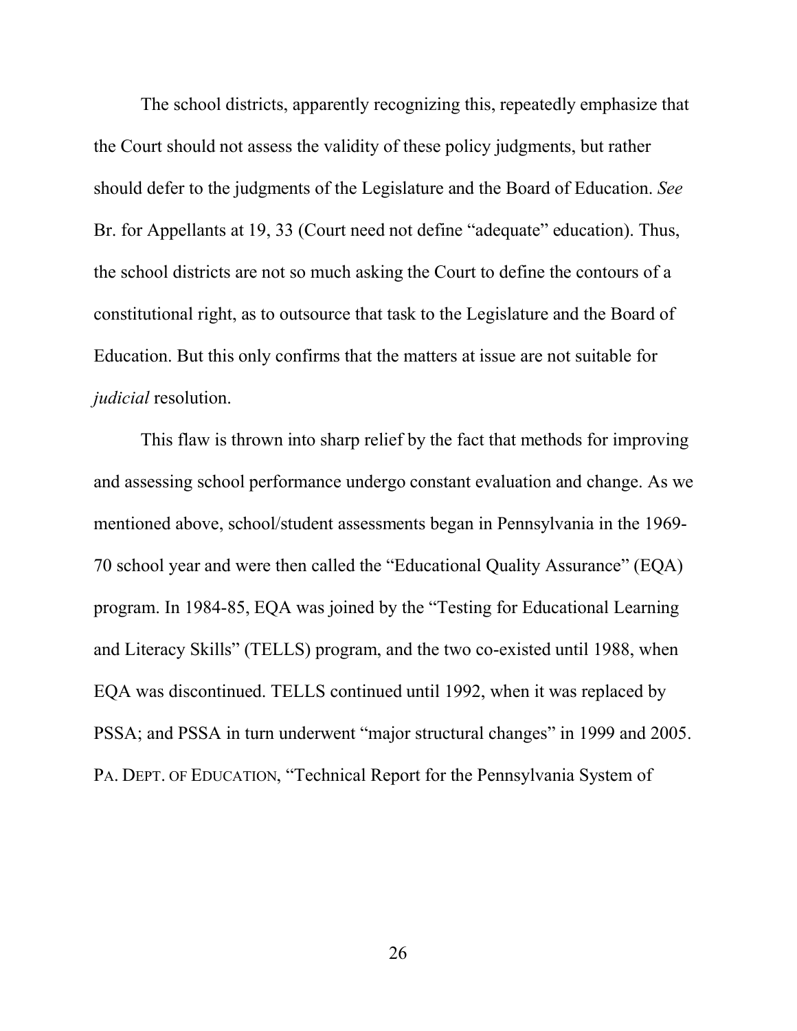The school districts, apparently recognizing this, repeatedly emphasize that the Court should not assess the validity of these policy judgments, but rather should defer to the judgments of the Legislature and the Board of Education. *See* Br. for Appellants at 19, 33 (Court need not define "adequate" education). Thus, the school districts are not so much asking the Court to define the contours of a constitutional right, as to outsource that task to the Legislature and the Board of Education. But this only confirms that the matters at issue are not suitable for *judicial* resolution.

This flaw is thrown into sharp relief by the fact that methods for improving and assessing school performance undergo constant evaluation and change. As we mentioned above, school/student assessments began in Pennsylvania in the 1969-70 school year and were then called the "Educational Quality Assurance" (EQA) program. In 1984-85, EQA was joined by the "Testing for Educational Learning and Literacy Skills" (TELLS) program, and the two co-existed until 1988, when EQA was discontinued. TELLS continued until 1992, when it was replaced by PSSA; and PSSA in turn underwent "major structural changes" in 1999 and 2005. PA. DEPT. OF EDUCATION, "Technical Report for the Pennsylvania System of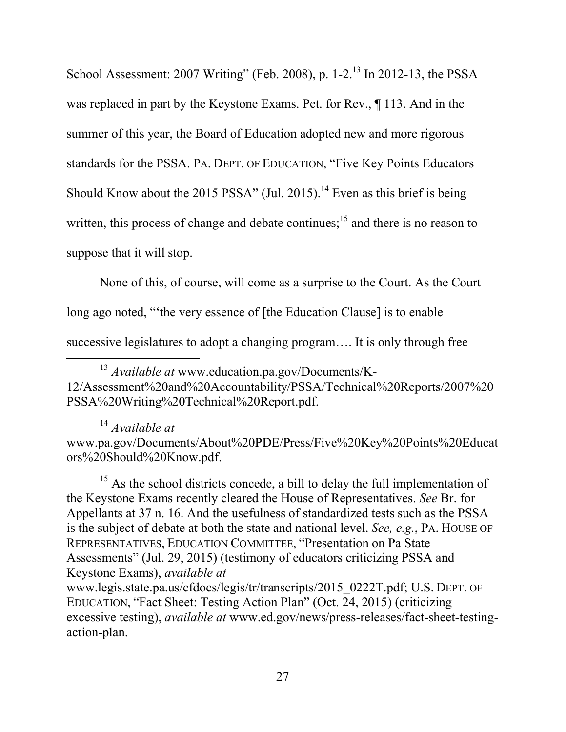School Assessment: 2007 Writing" (Feb. 2008), p. 1-2.[13] In 2012-13, the PSSA was replaced in part by the Keystone Exams. Pet. for Rev., ¶ 113. And in the summer of this year, the Board of Education adopted new and more rigorous standards for the PSSA. PA. DEPT. OF EDUCATION, "Five Key Points Educators Should Know about the 2015 PSSA" (Jul. 2015).[14] Even as this brief is being written, this process of change and debate continues;[15] and there is no reason to suppose that it will stop.

None of this, of course, will come as a surprise to the Court. As the Court long ago noted, "'the very essence of [the Education Clause] is to enable successive legislatures to adopt a changing program…. It is only through free

---

[13] *Available at* www.education.pa.gov/Documents/K-12/Assessment%20and%20Accountability/PSSA/Technical%20Reports/2007%20PSSA%20Writing%20Technical%20Report.pdf.

[14] *Available at* www.pa.gov/Documents/About%20PDE/Press/Five%20Key%20Points%20Educators%20Should%20Know.pdf.

[15] As the school districts concede, a bill to delay the full implementation of the Keystone Exams recently cleared the House of Representatives. *See* Br. for Appellants at 37 n. 16. And the usefulness of standardized tests such as the PSSA is the subject of debate at both the state and national level. *See, e.g.*, PA. HOUSE OF REPRESENTATIVES, EDUCATION COMMITTEE, "Presentation on Pa State Assessments" (Jul. 29, 2015) (testimony of educators criticizing PSSA and Keystone Exams), *available at* www.legis.state.pa.us/cfdocs/legis/tr/transcripts/2015_0222T.pdf; U.S. DEPT. OF EDUCATION, "Fact Sheet: Testing Action Plan" (Oct. 24, 2015) (criticizing excessive testing), *available at* www.ed.gov/news/press-releases/fact-sheet-testing-action-plan.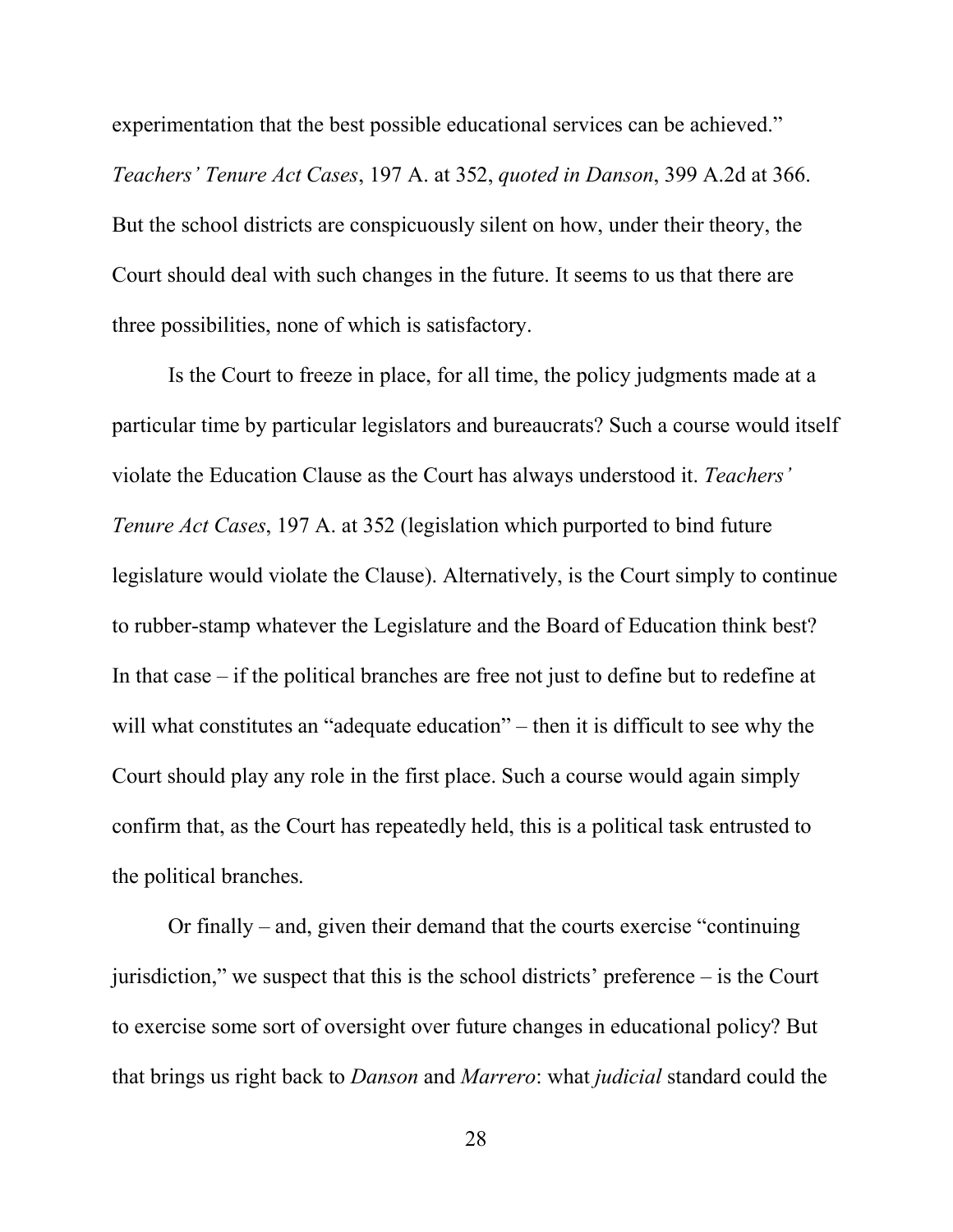experimentation that the best possible educational services can be achieved." *Teachers' Tenure Act Cases*, 197 A. at 352, *quoted in Danson*, 399 A.2d at 366. But the school districts are conspicuously silent on how, under their theory, the Court should deal with such changes in the future. It seems to us that there are three possibilities, none of which is satisfactory.

Is the Court to freeze in place, for all time, the policy judgments made at a particular time by particular legislators and bureaucrats? Such a course would itself violate the Education Clause as the Court has always understood it. *Teachers' Tenure Act Cases*, 197 A. at 352 (legislation which purported to bind future legislature would violate the Clause). Alternatively, is the Court simply to continue to rubber-stamp whatever the Legislature and the Board of Education think best? In that case – if the political branches are free not just to define but to redefine at will what constitutes an "adequate education" – then it is difficult to see why the Court should play any role in the first place. Such a course would again simply confirm that, as the Court has repeatedly held, this is a political task entrusted to the political branches.

Or finally – and, given their demand that the courts exercise "continuing jurisdiction," we suspect that this is the school districts' preference – is the Court to exercise some sort of oversight over future changes in educational policy? But that brings us right back to *Danson* and *Marrero*: what *judicial* standard could the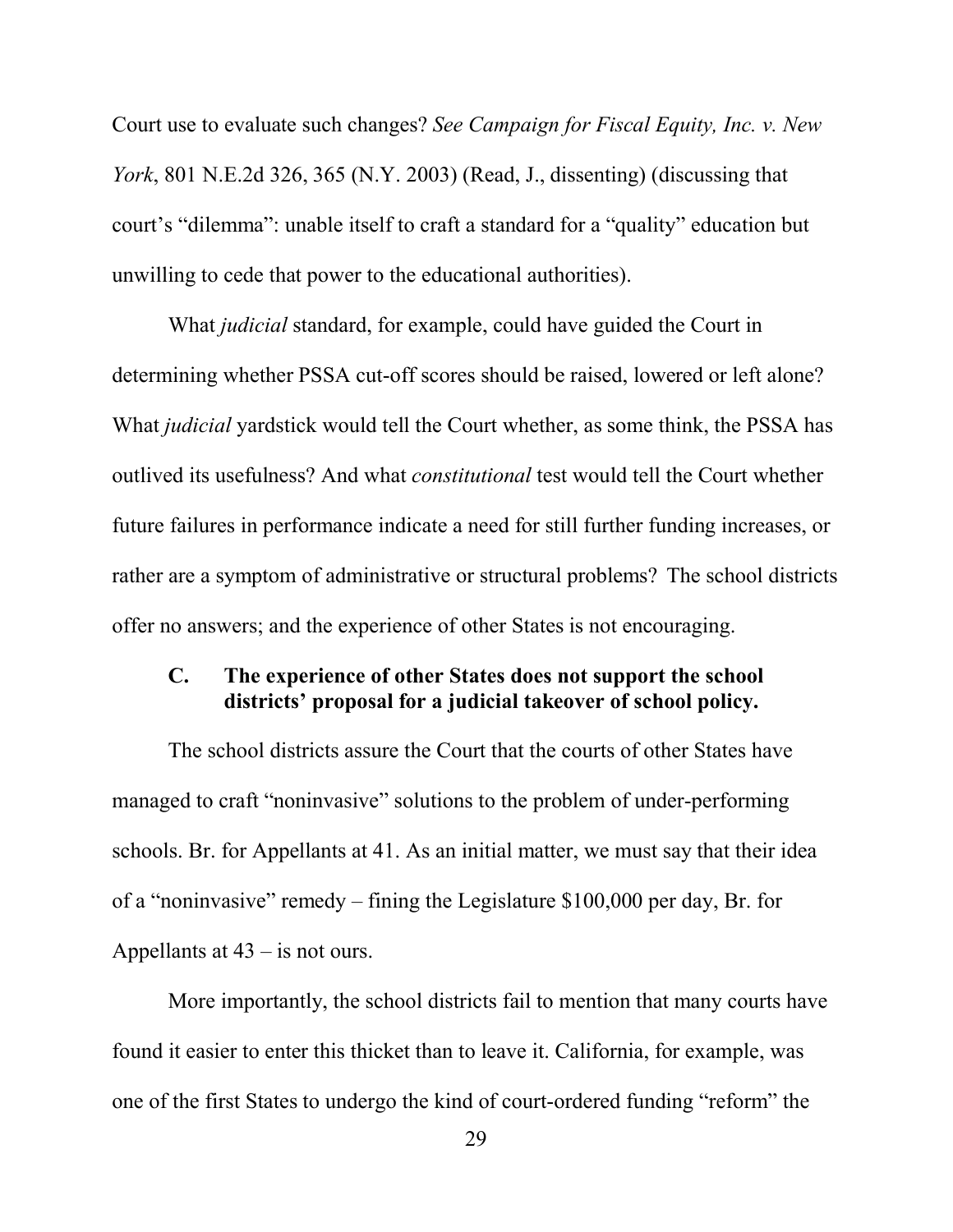Court use to evaluate such changes? *See Campaign for Fiscal Equity, Inc. v. New York*, 801 N.E.2d 326, 365 (N.Y. 2003) (Read, J., dissenting) (discussing that court's "dilemma": unable itself to craft a standard for a "quality" education but unwilling to cede that power to the educational authorities).

What *judicial* standard, for example, could have guided the Court in determining whether PSSA cut-off scores should be raised, lowered or left alone? What *judicial* yardstick would tell the Court whether, as some think, the PSSA has outlived its usefulness? And what *constitutional* test would tell the Court whether future failures in performance indicate a need for still further funding increases, or rather are a symptom of administrative or structural problems? The school districts offer no answers; and the experience of other States is not encouraging.

### C. The experience of other States does not support the school districts' proposal for a judicial takeover of school policy.

The school districts assure the Court that the courts of other States have managed to craft "noninvasive" solutions to the problem of under-performing schools. Br. for Appellants at 41. As an initial matter, we must say that their idea of a "noninvasive" remedy – fining the Legislature $100,000 per day, Br. for Appellants at 43 – is not ours.

More importantly, the school districts fail to mention that many courts have found it easier to enter this thicket than to leave it. California, for example, was one of the first States to undergo the kind of court-ordered funding "reform" the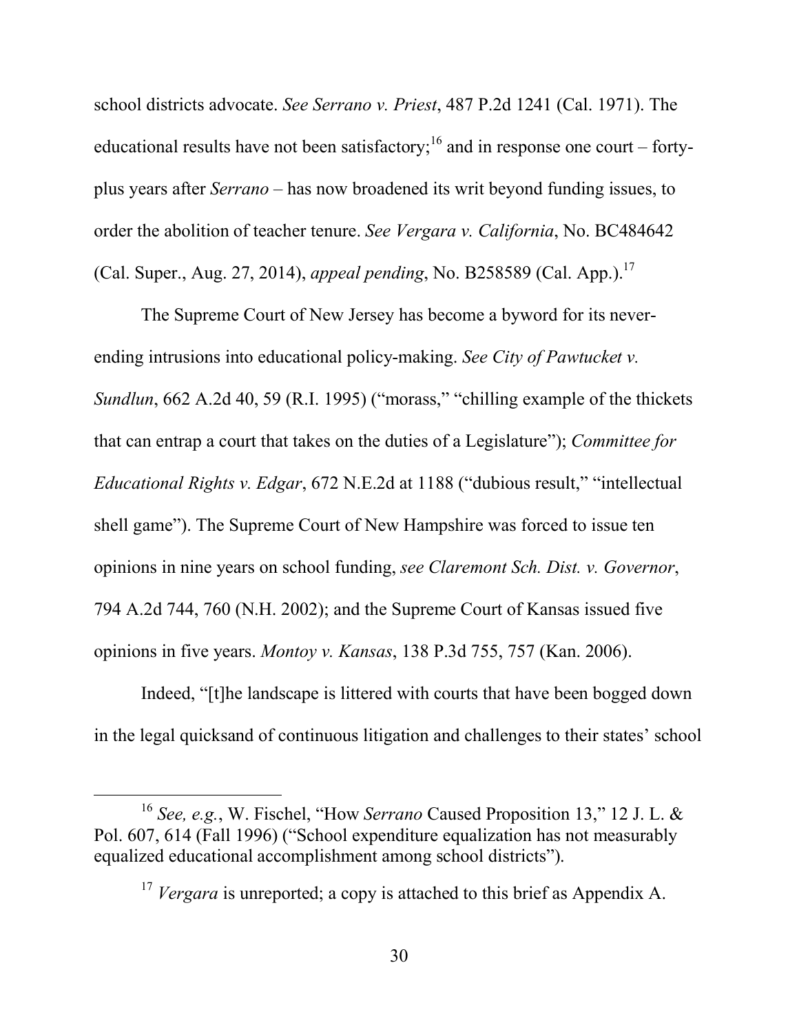school districts advocate. *See Serrano v. Priest*, 487 P.2d 1241 (Cal. 1971). The educational results have not been satisfactory;[16] and in response one court – forty-plus years after *Serrano* – has now broadened its writ beyond funding issues, to order the abolition of teacher tenure. *See Vergara v. California*, No. BC484642 (Cal. Super., Aug. 27, 2014), *appeal pending*, No. B258589 (Cal. App.).[17]

The Supreme Court of New Jersey has become a byword for its never-ending intrusions into educational policy-making. *See City of Pawtucket v. Sundlun*, 662 A.2d 40, 59 (R.I. 1995) ("morass," "chilling example of the thickets that can entrap a court that takes on the duties of a Legislature"); *Committee for Educational Rights v. Edgar*, 672 N.E.2d at 1188 ("dubious result," "intellectual shell game"). The Supreme Court of New Hampshire was forced to issue ten opinions in nine years on school funding, *see Claremont Sch. Dist. v. Governor*, 794 A.2d 744, 760 (N.H. 2002); and the Supreme Court of Kansas issued five opinions in five years. *Montoy v. Kansas*, 138 P.3d 755, 757 (Kan. 2006).

Indeed, "[t]he landscape is littered with courts that have been bogged down in the legal quicksand of continuous litigation and challenges to their states' school

---

[16] *See, e.g.*, W. Fischel, "How *Serrano* Caused Proposition 13," 12 J. L. & Pol. 607, 614 (Fall 1996) ("School expenditure equalization has not measurably equalized educational accomplishment among school districts").

[17] *Vergara* is unreported; a copy is attached to this brief as Appendix A.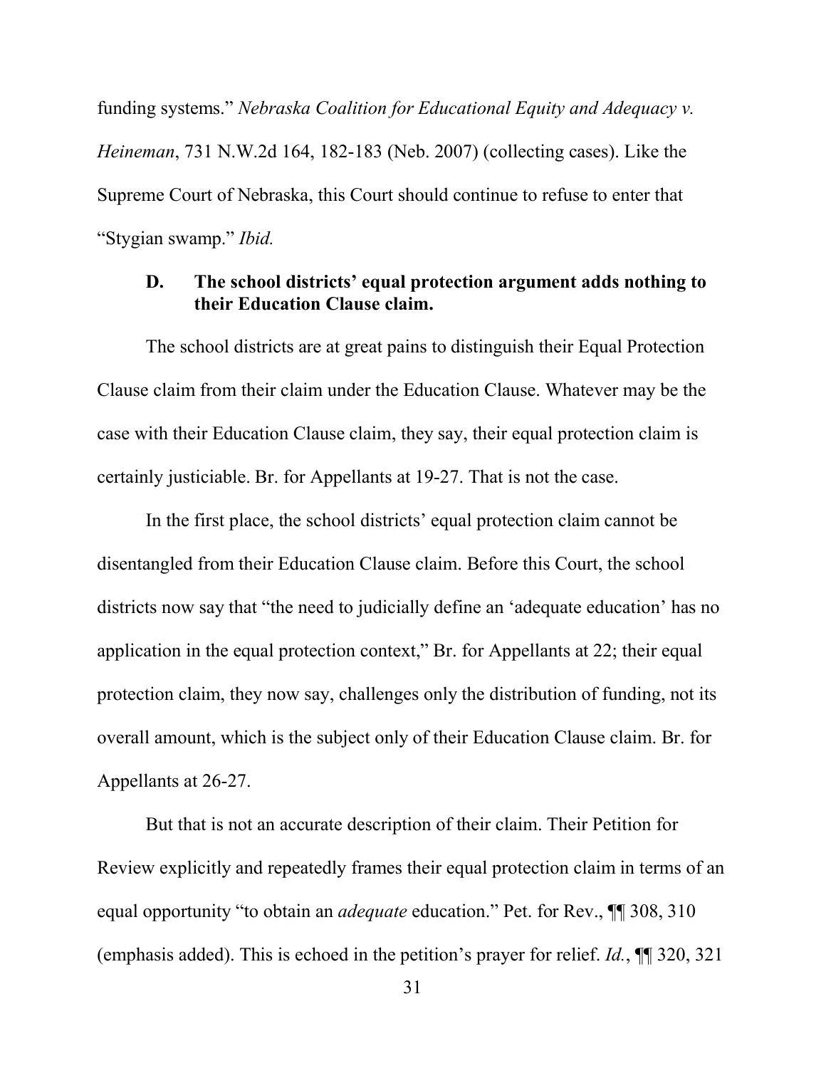funding systems." *Nebraska Coalition for Educational Equity and Adequacy v. Heineman*, 731 N.W.2d 164, 182-183 (Neb. 2007) (collecting cases). Like the Supreme Court of Nebraska, this Court should continue to refuse to enter that "Stygian swamp." *Ibid.*

### D. The school districts' equal protection argument adds nothing to their Education Clause claim.

The school districts are at great pains to distinguish their Equal Protection Clause claim from their claim under the Education Clause. Whatever may be the case with their Education Clause claim, they say, their equal protection claim is certainly justiciable. Br. for Appellants at 19-27. That is not the case.

In the first place, the school districts' equal protection claim cannot be disentangled from their Education Clause claim. Before this Court, the school districts now say that "the need to judicially define an 'adequate education' has no application in the equal protection context," Br. for Appellants at 22; their equal protection claim, they now say, challenges only the distribution of funding, not its overall amount, which is the subject only of their Education Clause claim. Br. for Appellants at 26-27.

But that is not an accurate description of their claim. Their Petition for Review explicitly and repeatedly frames their equal protection claim in terms of an equal opportunity "to obtain an *adequate* education." Pet. for Rev., ¶¶ 308, 310 (emphasis added). This is echoed in the petition's prayer for relief. *Id.*, ¶¶ 320, 321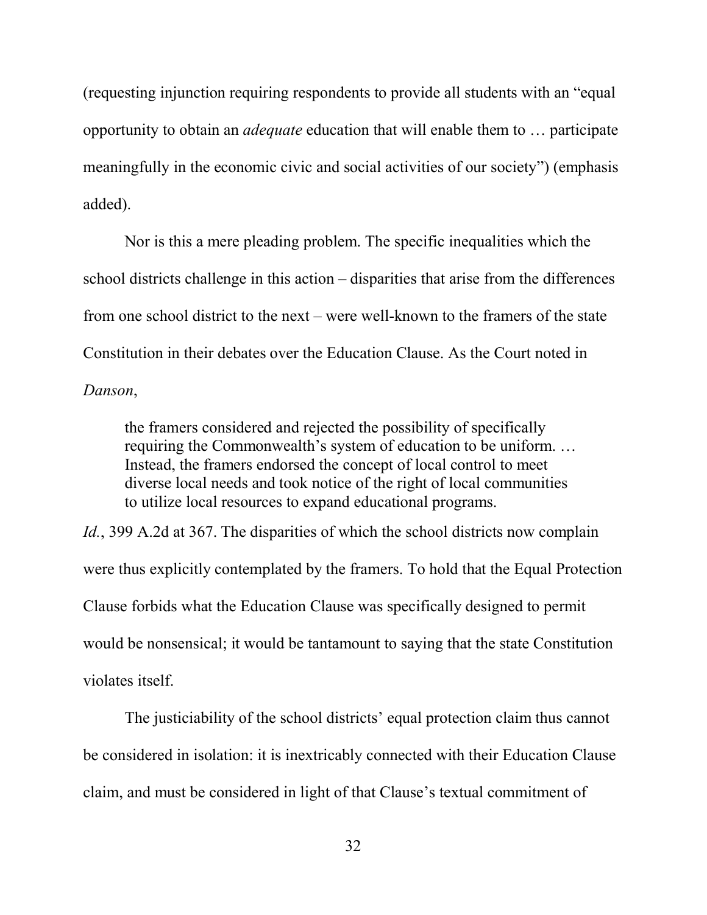(requesting injunction requiring respondents to provide all students with an "equal opportunity to obtain an *adequate* education that will enable them to … participate meaningfully in the economic civic and social activities of our society") (emphasis added).

Nor is this a mere pleading problem. The specific inequalities which the school districts challenge in this action – disparities that arise from the differences from one school district to the next – were well-known to the framers of the state Constitution in their debates over the Education Clause. As the Court noted in *Danson*,

> the framers considered and rejected the possibility of specifically requiring the Commonwealth's system of education to be uniform. … Instead, the framers endorsed the concept of local control to meet diverse local needs and took notice of the right of local communities to utilize local resources to expand educational programs.

*Id.*, 399 A.2d at 367. The disparities of which the school districts now complain were thus explicitly contemplated by the framers. To hold that the Equal Protection Clause forbids what the Education Clause was specifically designed to permit would be nonsensical; it would be tantamount to saying that the state Constitution violates itself.

The justiciability of the school districts' equal protection claim thus cannot be considered in isolation: it is inextricably connected with their Education Clause claim, and must be considered in light of that Clause's textual commitment of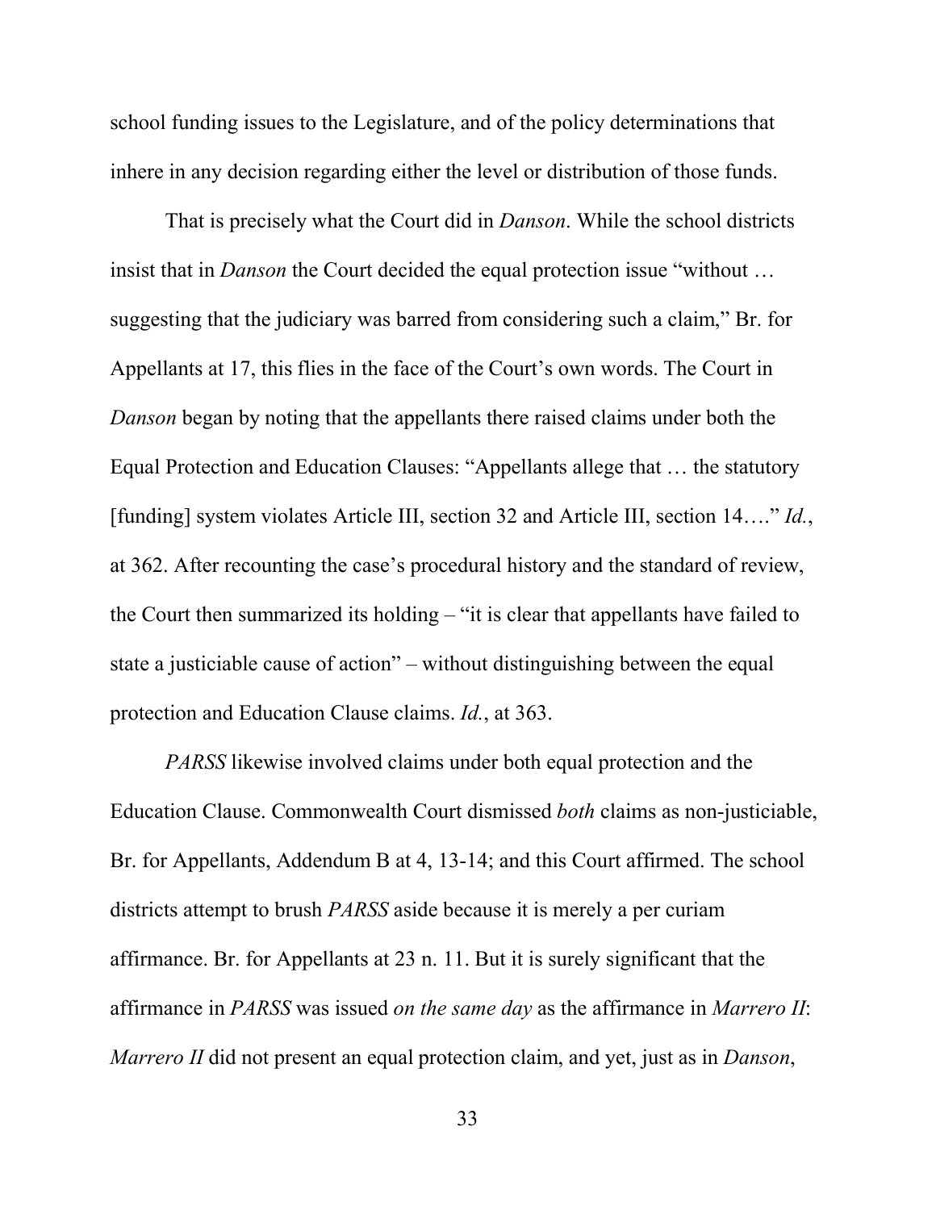school funding issues to the Legislature, and of the policy determinations that inhere in any decision regarding either the level or distribution of those funds.

That is precisely what the Court did in *Danson*. While the school districts insist that in *Danson* the Court decided the equal protection issue "without … suggesting that the judiciary was barred from considering such a claim," Br. for Appellants at 17, this flies in the face of the Court's own words. The Court in *Danson* began by noting that the appellants there raised claims under both the Equal Protection and Education Clauses: "Appellants allege that … the statutory [funding] system violates Article III, section 32 and Article III, section 14…." *Id.*, at 362. After recounting the case's procedural history and the standard of review, the Court then summarized its holding – "it is clear that appellants have failed to state a justiciable cause of action" – without distinguishing between the equal protection and Education Clause claims. *Id.*, at 363.

*PARSS* likewise involved claims under both equal protection and the Education Clause. Commonwealth Court dismissed *both* claims as non-justiciable, Br. for Appellants, Addendum B at 4, 13-14; and this Court affirmed. The school districts attempt to brush *PARSS* aside because it is merely a per curiam affirmance. Br. for Appellants at 23 n. 11. But it is surely significant that the affirmance in *PARSS* was issued *on the same day* as the affirmance in *Marrero II*: *Marrero II* did not present an equal protection claim, and yet, just as in *Danson*,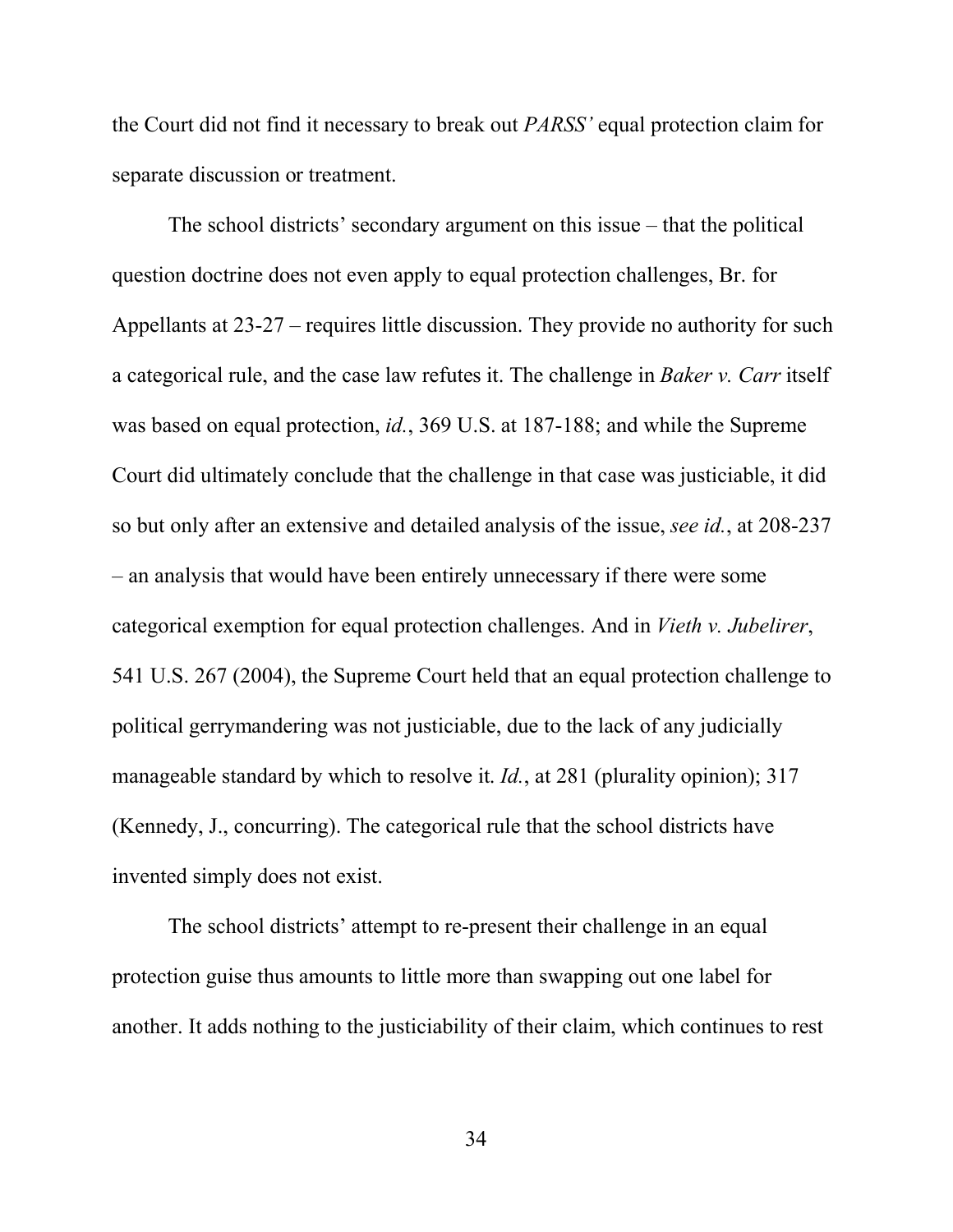the Court did not find it necessary to break out *PARSS'* equal protection claim for separate discussion or treatment.

The school districts' secondary argument on this issue – that the political question doctrine does not even apply to equal protection challenges, Br. for Appellants at 23-27 – requires little discussion. They provide no authority for such a categorical rule, and the case law refutes it. The challenge in *Baker v. Carr* itself was based on equal protection, *id.*, 369 U.S. at 187-188; and while the Supreme Court did ultimately conclude that the challenge in that case was justiciable, it did so but only after an extensive and detailed analysis of the issue, *see id.*, at 208-237 – an analysis that would have been entirely unnecessary if there were some categorical exemption for equal protection challenges. And in *Vieth v. Jubelirer*, 541 U.S. 267 (2004), the Supreme Court held that an equal protection challenge to political gerrymandering was not justiciable, due to the lack of any judicially manageable standard by which to resolve it. *Id.*, at 281 (plurality opinion); 317 (Kennedy, J., concurring). The categorical rule that the school districts have invented simply does not exist.

The school districts' attempt to re-present their challenge in an equal protection guise thus amounts to little more than swapping out one label for another. It adds nothing to the justiciability of their claim, which continues to rest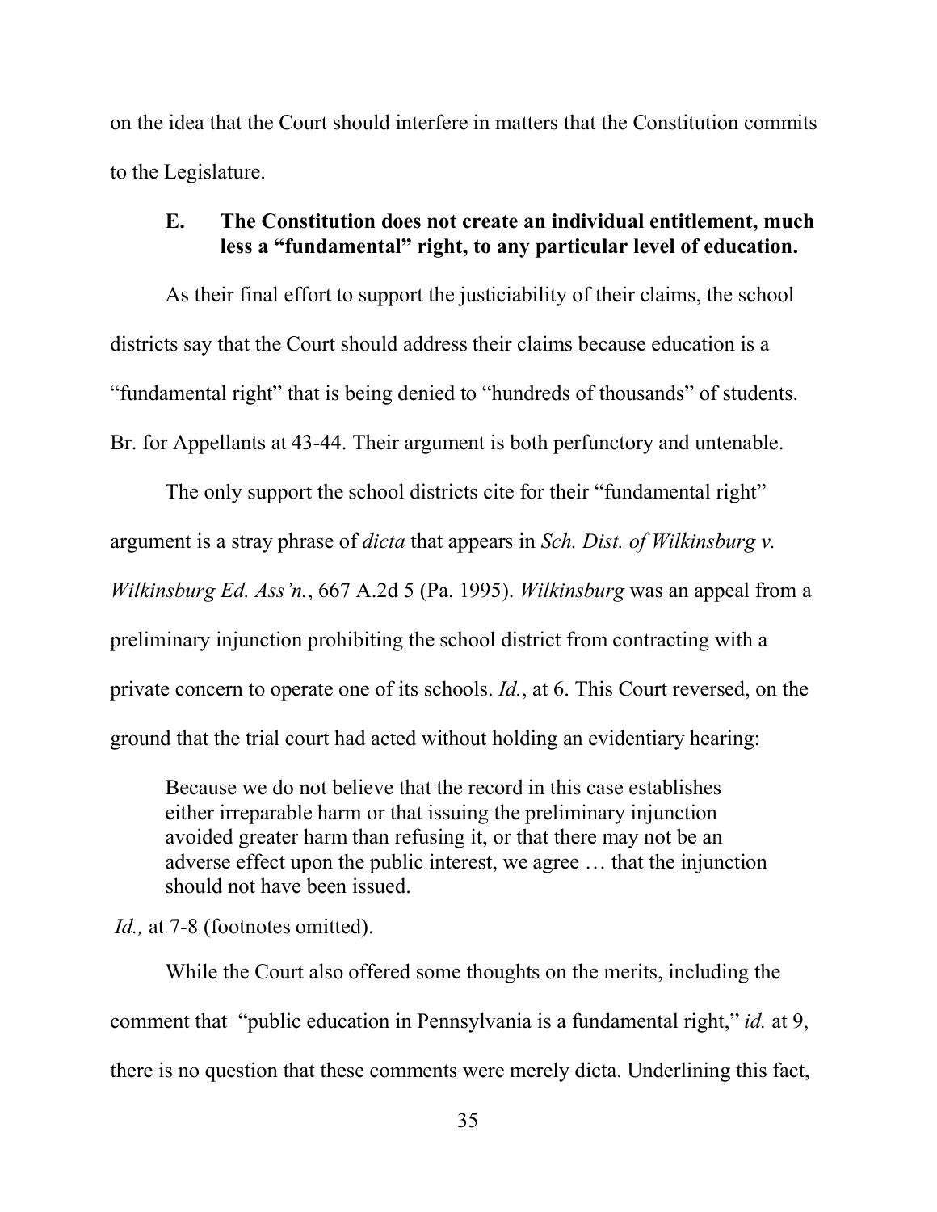on the idea that the Court should interfere in matters that the Constitution commits to the Legislature.

### E. The Constitution does not create an individual entitlement, much less a "fundamental" right, to any particular level of education.

As their final effort to support the justiciability of their claims, the school districts say that the Court should address their claims because education is a "fundamental right" that is being denied to "hundreds of thousands" of students. Br. for Appellants at 43-44. Their argument is both perfunctory and untenable.

The only support the school districts cite for their "fundamental right" argument is a stray phrase of *dicta* that appears in *Sch. Dist. of Wilkinsburg v. Wilkinsburg Ed. Ass'n.*, 667 A.2d 5 (Pa. 1995). *Wilkinsburg* was an appeal from a preliminary injunction prohibiting the school district from contracting with a private concern to operate one of its schools. *Id.*, at 6. This Court reversed, on the ground that the trial court had acted without holding an evidentiary hearing:

> Because we do not believe that the record in this case establishes either irreparable harm or that issuing the preliminary injunction avoided greater harm than refusing it, or that there may not be an adverse effect upon the public interest, we agree … that the injunction should not have been issued.

*Id.,* at 7-8 (footnotes omitted).

While the Court also offered some thoughts on the merits, including the comment that "public education in Pennsylvania is a fundamental right," *id.* at 9, there is no question that these comments were merely dicta. Underlining this fact,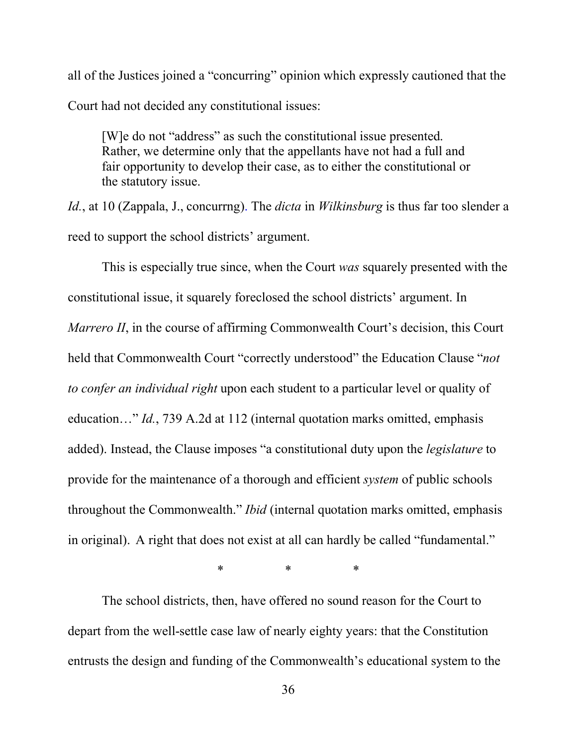all of the Justices joined a "concurring" opinion which expressly cautioned that the Court had not decided any constitutional issues:

> [W]e do not "address" as such the constitutional issue presented. Rather, we determine only that the appellants have not had a full and fair opportunity to develop their case, as to either the constitutional or the statutory issue.

*Id.*, at 10 (Zappala, J., concurrng). The *dicta* in *Wilkinsburg* is thus far too slender a reed to support the school districts' argument.

This is especially true since, when the Court *was* squarely presented with the constitutional issue, it squarely foreclosed the school districts' argument. In *Marrero II*, in the course of affirming Commonwealth Court's decision, this Court held that Commonwealth Court "correctly understood" the Education Clause "*not to confer an individual right* upon each student to a particular level or quality of education…" *Id.*, 739 A.2d at 112 (internal quotation marks omitted, emphasis added). Instead, the Clause imposes "a constitutional duty upon the *legislature* to provide for the maintenance of a thorough and efficient *system* of public schools throughout the Commonwealth." *Ibid* (internal quotation marks omitted, emphasis in original). A right that does not exist at all can hardly be called "fundamental."

\* \* \*

The school districts, then, have offered no sound reason for the Court to depart from the well-settle case law of nearly eighty years: that the Constitution entrusts the design and funding of the Commonwealth's educational system to the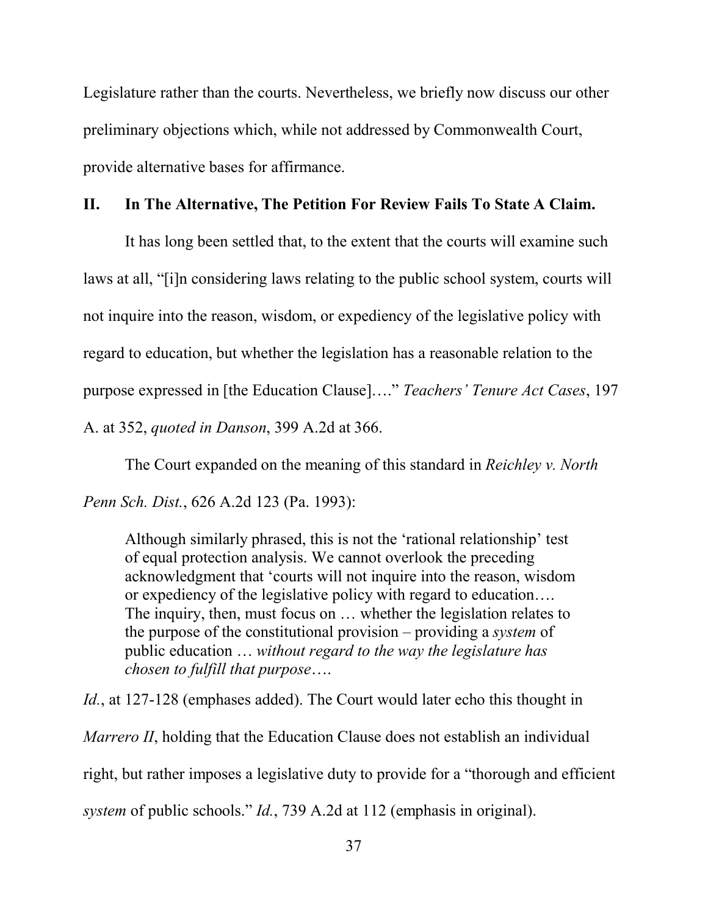Legislature rather than the courts. Nevertheless, we briefly now discuss our other preliminary objections which, while not addressed by Commonwealth Court, provide alternative bases for affirmance.

## II. In The Alternative, The Petition For Review Fails To State A Claim.

It has long been settled that, to the extent that the courts will examine such laws at all, "[i]n considering laws relating to the public school system, courts will not inquire into the reason, wisdom, or expediency of the legislative policy with regard to education, but whether the legislation has a reasonable relation to the purpose expressed in [the Education Clause]…." *Teachers' Tenure Act Cases*, 197 A. at 352, *quoted in Danson*, 399 A.2d at 366.

The Court expanded on the meaning of this standard in *Reichley v. North Penn Sch. Dist.*, 626 A.2d 123 (Pa. 1993):

> Although similarly phrased, this is not the 'rational relationship' test of equal protection analysis. We cannot overlook the preceding acknowledgment that 'courts will not inquire into the reason, wisdom or expediency of the legislative policy with regard to education…. The inquiry, then, must focus on … whether the legislation relates to the purpose of the constitutional provision – providing a *system* of public education … *without regard to the way the legislature has chosen to fulfill that purpose*….

*Id.*, at 127-128 (emphases added). The Court would later echo this thought in *Marrero II*, holding that the Education Clause does not establish an individual right, but rather imposes a legislative duty to provide for a "thorough and efficient *system* of public schools." *Id.*, 739 A.2d at 112 (emphasis in original).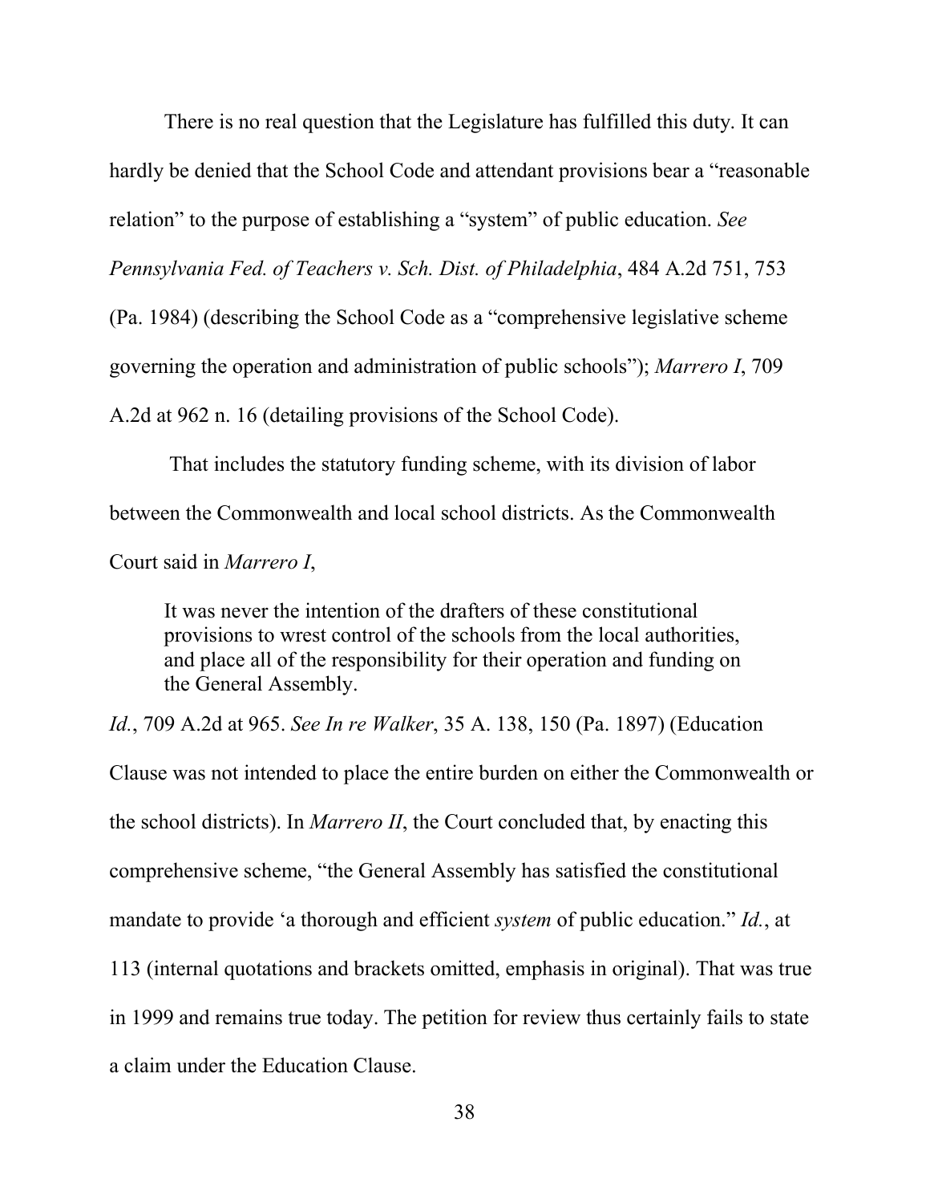There is no real question that the Legislature has fulfilled this duty. It can hardly be denied that the School Code and attendant provisions bear a "reasonable relation" to the purpose of establishing a "system" of public education. *See Pennsylvania Fed. of Teachers v. Sch. Dist. of Philadelphia*, 484 A.2d 751, 753 (Pa. 1984) (describing the School Code as a "comprehensive legislative scheme governing the operation and administration of public schools"); *Marrero I*, 709 A.2d at 962 n. 16 (detailing provisions of the School Code).

That includes the statutory funding scheme, with its division of labor between the Commonwealth and local school districts. As the Commonwealth Court said in *Marrero I*,

> It was never the intention of the drafters of these constitutional provisions to wrest control of the schools from the local authorities, and place all of the responsibility for their operation and funding on the General Assembly.

*Id.*, 709 A.2d at 965. *See In re Walker*, 35 A. 138, 150 (Pa. 1897) (Education Clause was not intended to place the entire burden on either the Commonwealth or the school districts). In *Marrero II*, the Court concluded that, by enacting this comprehensive scheme, "the General Assembly has satisfied the constitutional mandate to provide 'a thorough and efficient *system* of public education." *Id.*, at 113 (internal quotations and brackets omitted, emphasis in original). That was true in 1999 and remains true today. The petition for review thus certainly fails to state a claim under the Education Clause.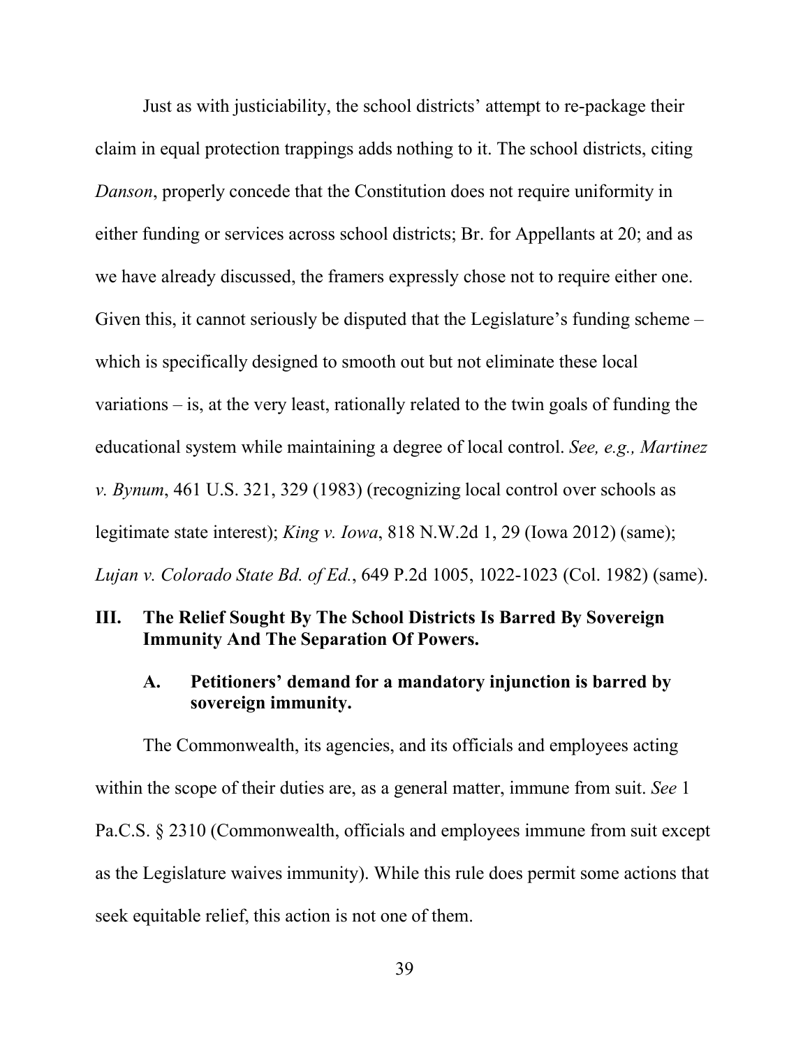Just as with justiciability, the school districts' attempt to re-package their claim in equal protection trappings adds nothing to it. The school districts, citing *Danson*, properly concede that the Constitution does not require uniformity in either funding or services across school districts; Br. for Appellants at 20; and as we have already discussed, the framers expressly chose not to require either one. Given this, it cannot seriously be disputed that the Legislature's funding scheme – which is specifically designed to smooth out but not eliminate these local variations – is, at the very least, rationally related to the twin goals of funding the educational system while maintaining a degree of local control. *See, e.g., Martinez v. Bynum*, 461 U.S. 321, 329 (1983) (recognizing local control over schools as legitimate state interest); *King v. Iowa*, 818 N.W.2d 1, 29 (Iowa 2012) (same); *Lujan v. Colorado State Bd. of Ed.*, 649 P.2d 1005, 1022-1023 (Col. 1982) (same).

## III. The Relief Sought By The School Districts Is Barred By Sovereign Immunity And The Separation Of Powers.

### A. Petitioners' demand for a mandatory injunction is barred by sovereign immunity.

The Commonwealth, its agencies, and its officials and employees acting within the scope of their duties are, as a general matter, immune from suit. *See* 1 Pa.C.S. § 2310 (Commonwealth, officials and employees immune from suit except as the Legislature waives immunity). While this rule does permit some actions that seek equitable relief, this action is not one of them.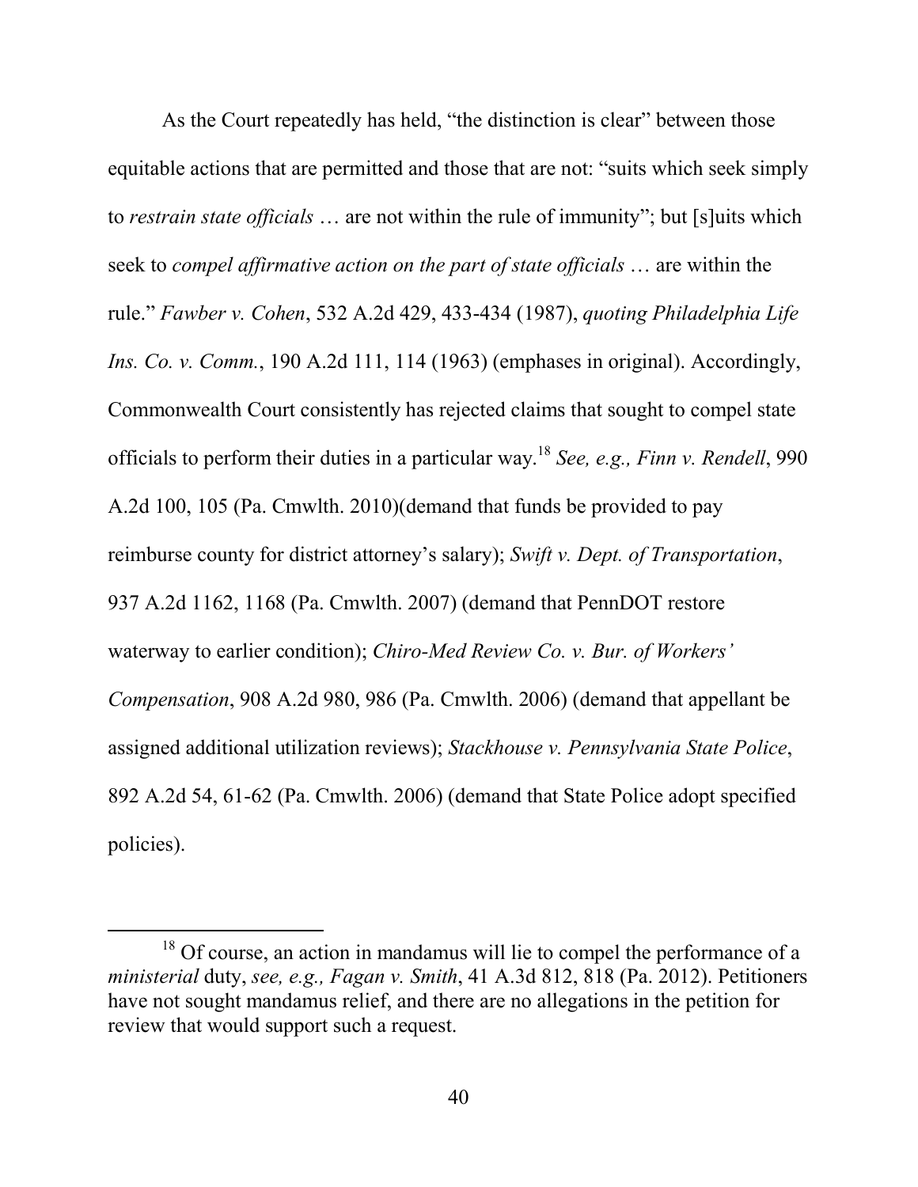As the Court repeatedly has held, "the distinction is clear" between those equitable actions that are permitted and those that are not: "suits which seek simply to *restrain state officials* … are not within the rule of immunity"; but [s]uits which seek to *compel affirmative action on the part of state officials* … are within the rule." *Fawber v. Cohen*, 532 A.2d 429, 433-434 (1987), *quoting Philadelphia Life Ins. Co. v. Comm.*, 190 A.2d 111, 114 (1963) (emphases in original). Accordingly, Commonwealth Court consistently has rejected claims that sought to compel state officials to perform their duties in a particular way.[18] *See, e.g., Finn v. Rendell*, 990 A.2d 100, 105 (Pa. Cmwlth. 2010)(demand that funds be provided to pay reimburse county for district attorney's salary); *Swift v. Dept. of Transportation*, 937 A.2d 1162, 1168 (Pa. Cmwlth. 2007) (demand that PennDOT restore waterway to earlier condition); *Chiro-Med Review Co. v. Bur. of Workers' Compensation*, 908 A.2d 980, 986 (Pa. Cmwlth. 2006) (demand that appellant be assigned additional utilization reviews); *Stackhouse v. Pennsylvania State Police*, 892 A.2d 54, 61-62 (Pa. Cmwlth. 2006) (demand that State Police adopt specified policies).

---

[18] Of course, an action in mandamus will lie to compel the performance of a *ministerial* duty, *see, e.g., Fagan v. Smith*, 41 A.3d 812, 818 (Pa. 2012). Petitioners have not sought mandamus relief, and there are no allegations in the petition for review that would support such a request.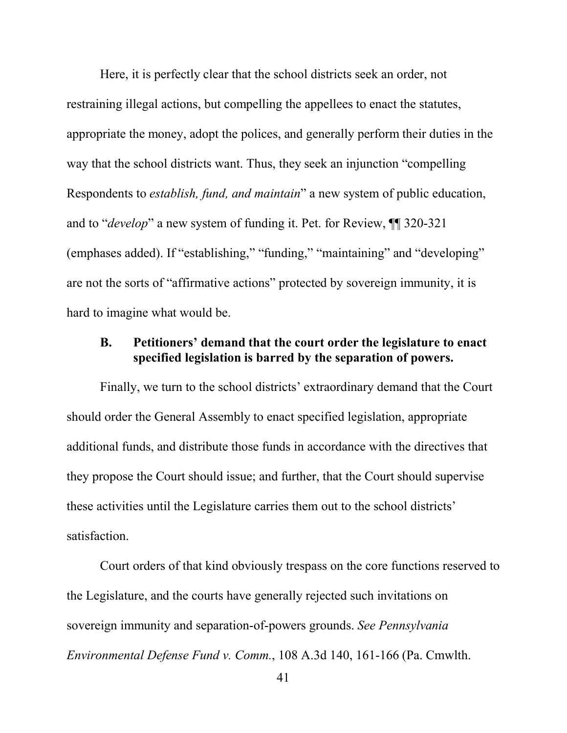Here, it is perfectly clear that the school districts seek an order, not restraining illegal actions, but compelling the appellees to enact the statutes, appropriate the money, adopt the polices, and generally perform their duties in the way that the school districts want. Thus, they seek an injunction "compelling Respondents to *establish, fund, and maintain*" a new system of public education, and to "*develop*" a new system of funding it. Pet. for Review, ¶¶ 320-321 (emphases added). If "establishing," "funding," "maintaining" and "developing" are not the sorts of "affirmative actions" protected by sovereign immunity, it is hard to imagine what would be.

### B. Petitioners' demand that the court order the legislature to enact specified legislation is barred by the separation of powers.

Finally, we turn to the school districts' extraordinary demand that the Court should order the General Assembly to enact specified legislation, appropriate additional funds, and distribute those funds in accordance with the directives that they propose the Court should issue; and further, that the Court should supervise these activities until the Legislature carries them out to the school districts' satisfaction.

Court orders of that kind obviously trespass on the core functions reserved to the Legislature, and the courts have generally rejected such invitations on sovereign immunity and separation-of-powers grounds. *See Pennsylvania Environmental Defense Fund v. Comm.*, 108 A.3d 140, 161-166 (Pa. Cmwlth.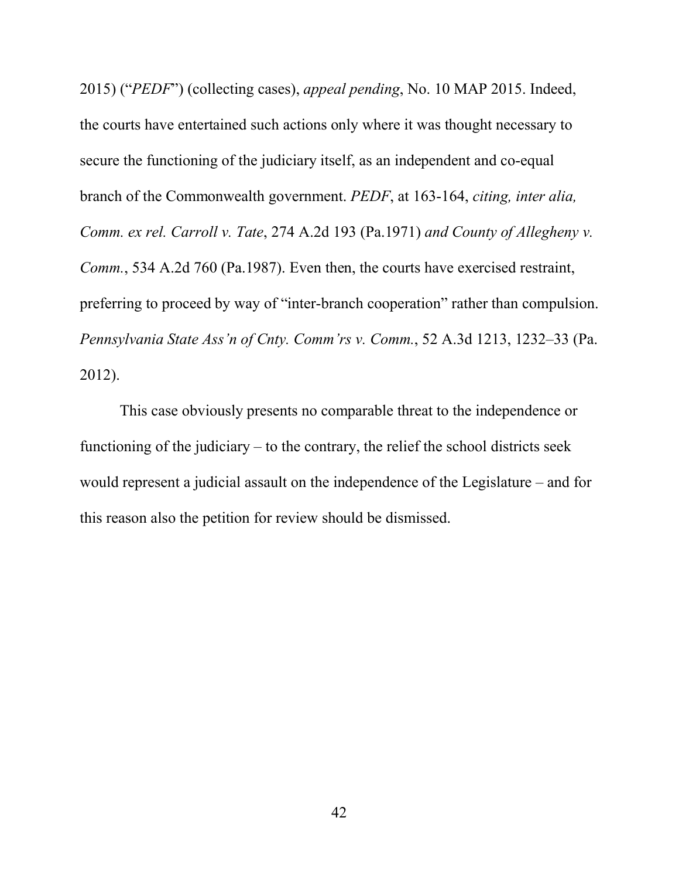2015) ("*PEDF*") (collecting cases), *appeal pending*, No. 10 MAP 2015. Indeed, the courts have entertained such actions only where it was thought necessary to secure the functioning of the judiciary itself, as an independent and co-equal branch of the Commonwealth government. *PEDF*, at 163-164, *citing, inter alia, Comm. ex rel. Carroll v. Tate*, 274 A.2d 193 (Pa.1971) *and County of Allegheny v. Comm.*, 534 A.2d 760 (Pa.1987). Even then, the courts have exercised restraint, preferring to proceed by way of "inter-branch cooperation" rather than compulsion. *Pennsylvania State Ass'n of Cnty. Comm'rs v. Comm.*, 52 A.3d 1213, 1232–33 (Pa. 2012).

This case obviously presents no comparable threat to the independence or functioning of the judiciary – to the contrary, the relief the school districts seek would represent a judicial assault on the independence of the Legislature – and for this reason also the petition for review should be dismissed.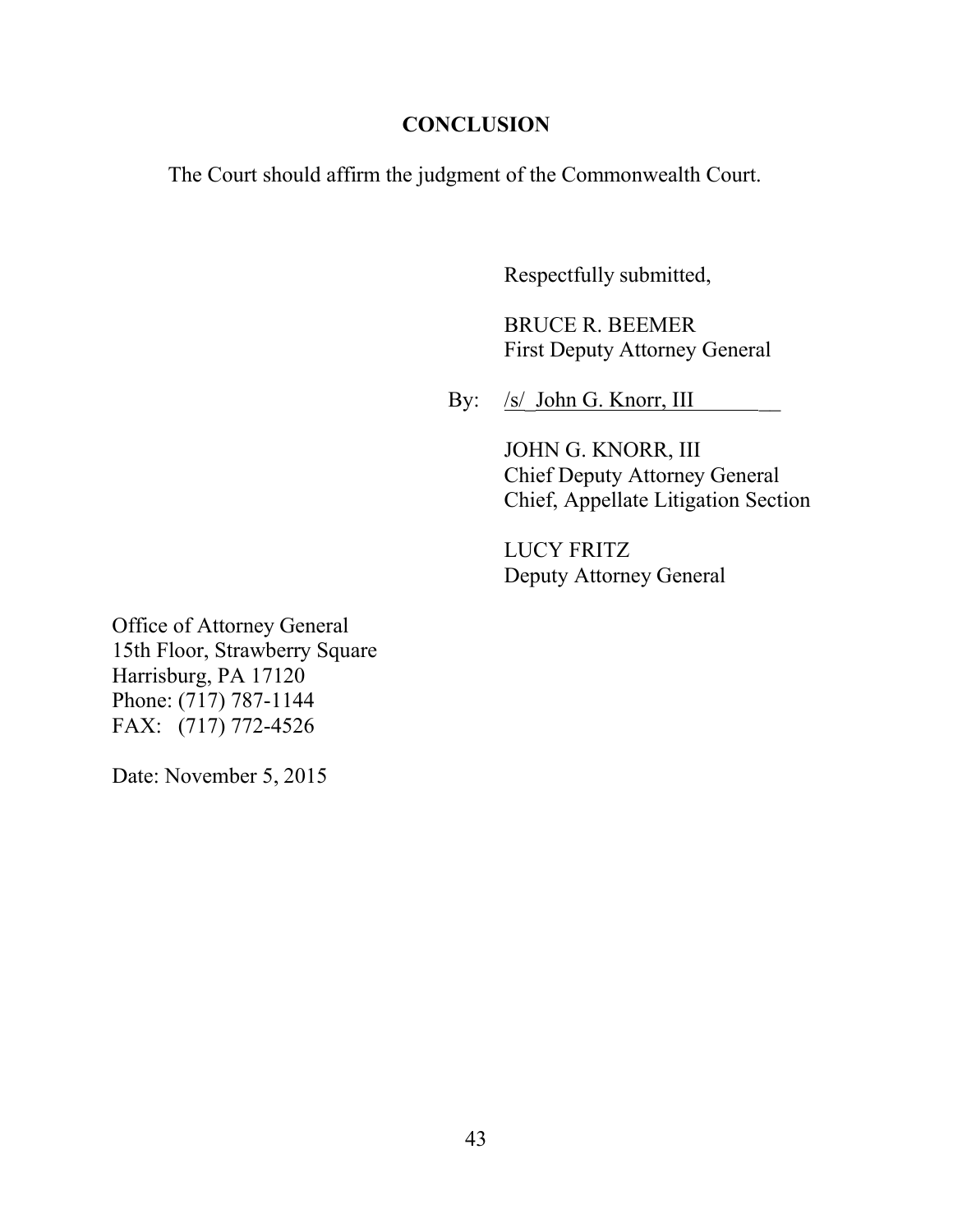## CONCLUSION

The Court should affirm the judgment of the Commonwealth Court.

Respectfully submitted,

BRUCE R. BEEMER  
First Deputy Attorney General

By: /s/ John G. Knorr, III

JOHN G. KNORR, III  
Chief Deputy Attorney General  
Chief, Appellate Litigation Section

LUCY FRITZ  
Deputy Attorney General

Office of Attorney General  
15th Floor, Strawberry Square  
Harrisburg, PA 17120  
Phone: (717) 787-1144  
FAX: (717) 772-4526

Date: November 5, 2015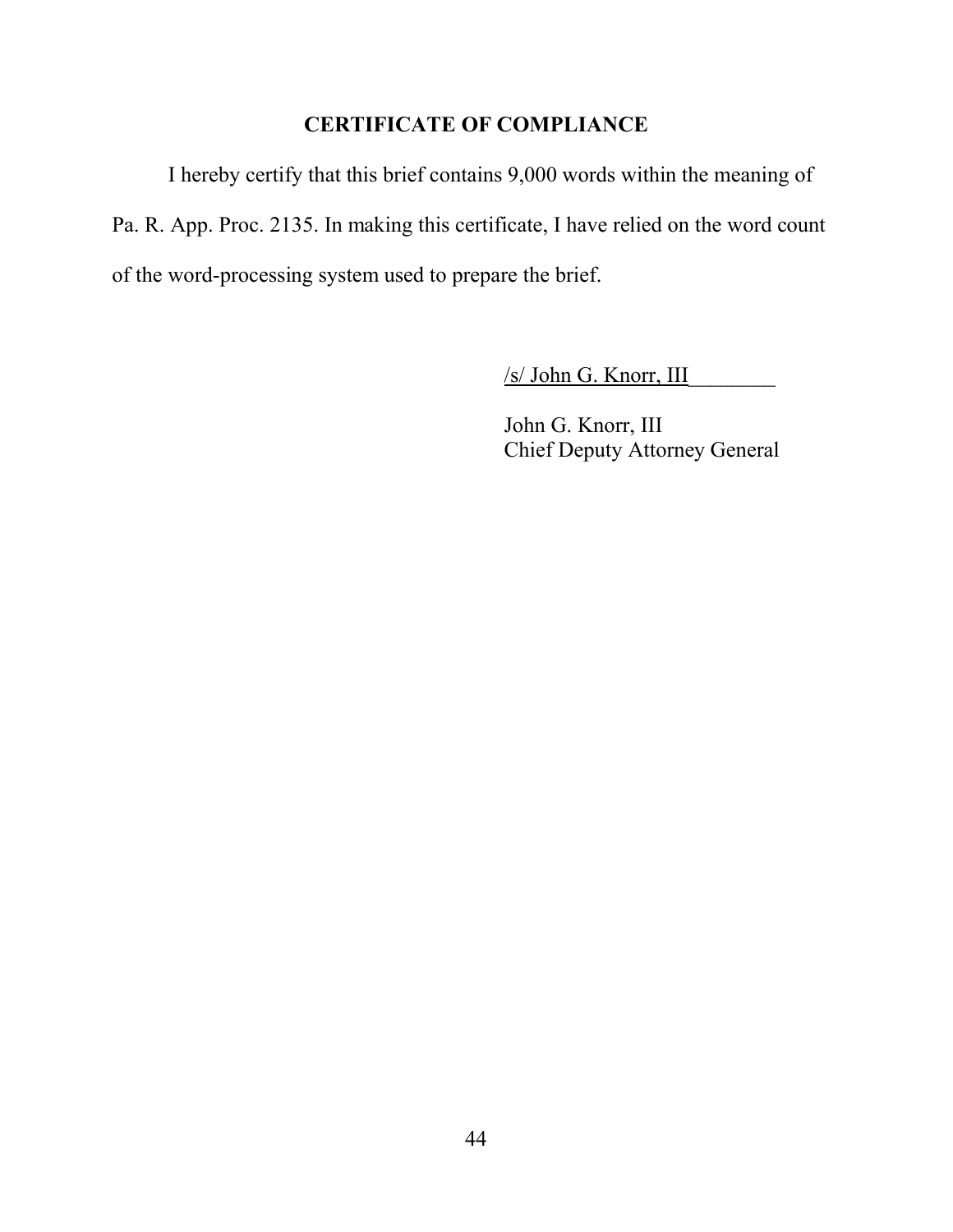## CERTIFICATE OF COMPLIANCE

I hereby certify that this brief contains 9,000 words within the meaning of Pa. R. App. Proc. 2135. In making this certificate, I have relied on the word count of the word-processing system used to prepare the brief.

/s/ John G. Knorr, III________

John G. Knorr, III
Chief Deputy Attorney General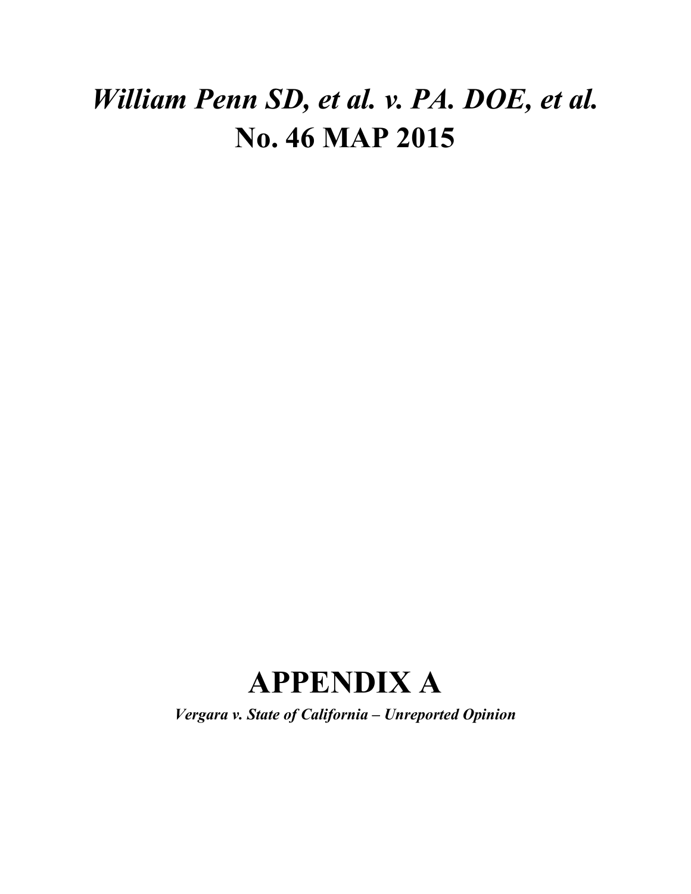# *William Penn SD, et al. v. PA. DOE, et al.*
# No. 46 MAP 2015

# APPENDIX A

***Vergara v. State of California – Unreported Opinion***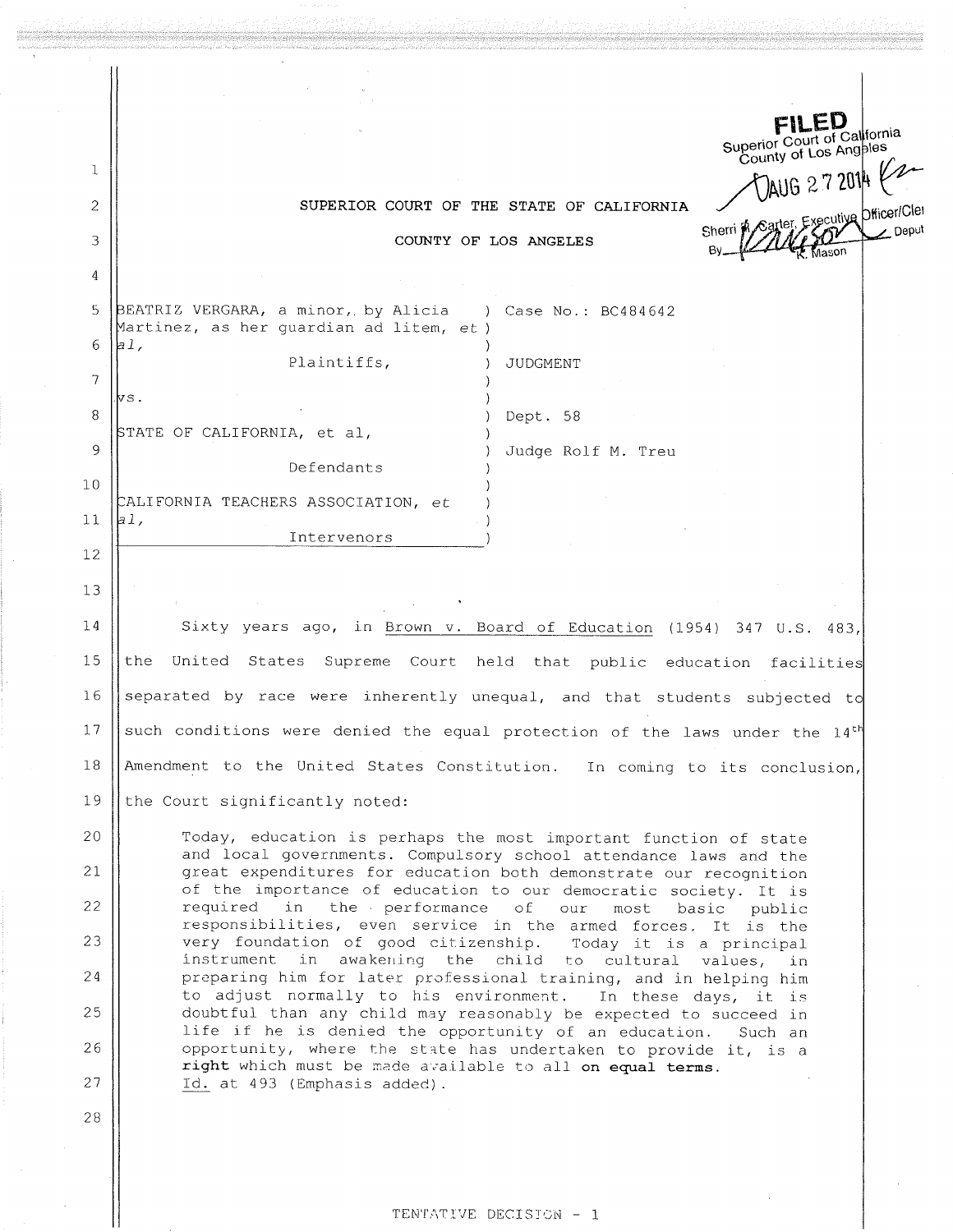FILED
Superior Court of California
County of Los Angeles
AUG 27 2014
Sherri R. Carter, Executive Officer/Clerk
By K. Mason, Deputy

SUPERIOR COURT OF THE STATE OF CALIFORNIA

COUNTY OF LOS ANGELES

| | |
|---|---|
| BEATRIZ VERGARA, a minor, by Alicia Martinez, as her guardian ad litem, *et al*, Plaintiffs, | Case No.: BC484642 |
| vs. | JUDGMENT |
| STATE OF CALIFORNIA, et al, Defendants | Dept. 58 |
| CALIFORNIA TEACHERS ASSOCIATION, *et al*, Intervenors | Judge Rolf M. Treu |

Sixty years ago, in Brown v. Board of Education (1954) 347 U.S. 483, the United States Supreme Court held that public education facilities separated by race were inherently unequal, and that students subjected to such conditions were denied the equal protection of the laws under the 14th Amendment to the United States Constitution. In coming to its conclusion, the Court significantly noted:

> Today, education is perhaps the most important function of state and local governments. Compulsory school attendance laws and the great expenditures for education both demonstrate our recognition of the importance of education to our democratic society. It is required in the performance of our most basic public responsibilities, even service in the armed forces. It is the very foundation of good citizenship. Today it is a principal instrument in awakening the child to cultural values, in preparing him for later professional training, and in helping him to adjust normally to his environment. In these days, it is doubtful than any child may reasonably be expected to succeed in life if he is denied the opportunity of an education. Such an opportunity, where the state has undertaken to provide it, is a **right** which must be made available to all **on equal terms**.
> Id. at 493 (Emphasis added).

TENTATIVE DECISION - 1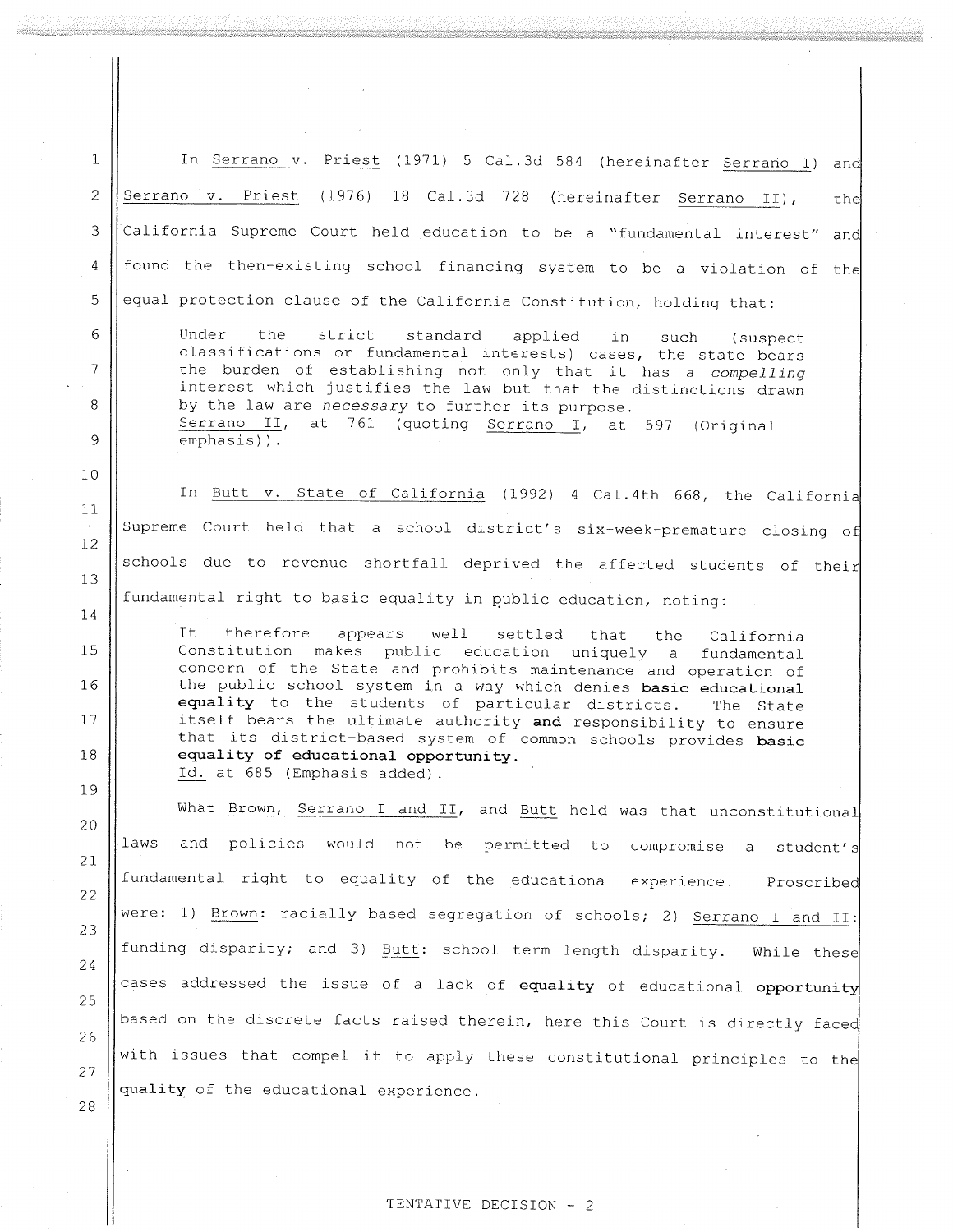In Serrano v. Priest (1971) 5 Cal.3d 584 (hereinafter Serrano I) and Serrano v. Priest (1976) 18 Cal.3d 728 (hereinafter Serrano II), the California Supreme Court held education to be a "fundamental interest" and found the then-existing school financing system to be a violation of the equal protection clause of the California Constitution, holding that:

> Under the strict standard applied in such (suspect classifications or fundamental interests) cases, the state bears the burden of establishing not only that it has a *compelling* interest which justifies the law but that the distinctions drawn by the law are *necessary* to further its purpose.
> Serrano II, at 761 (quoting Serrano I, at 597 (Original emphasis)).

In Butt v. State of California (1992) 4 Cal.4th 668, the California Supreme Court held that a school district's six-week-premature closing of schools due to revenue shortfall deprived the affected students of their fundamental right to basic equality in public education, noting:

> It therefore appears well settled that the California Constitution makes public education uniquely a fundamental concern of the State and prohibits maintenance and operation of the public school system in a way which denies **basic educational equality** to the students of particular districts. The State itself bears the ultimate authority **and** responsibility to ensure that its district-based system of common schools provides **basic equality of educational opportunity.**
> Id. at 685 (Emphasis added).

What Brown, Serrano I and II, and Butt held was that unconstitutional laws and policies would not be permitted to compromise a student's fundamental right to equality of the educational experience. Proscribed were: 1) Brown: racially based segregation of schools; 2) Serrano I and II: funding disparity; and 3) Butt: school term length disparity. While these cases addressed the issue of a lack of **equality** of educational **opportunity** based on the discrete facts raised therein, here this Court is directly faced with issues that compel it to apply these constitutional principles to the **quality** of the educational experience.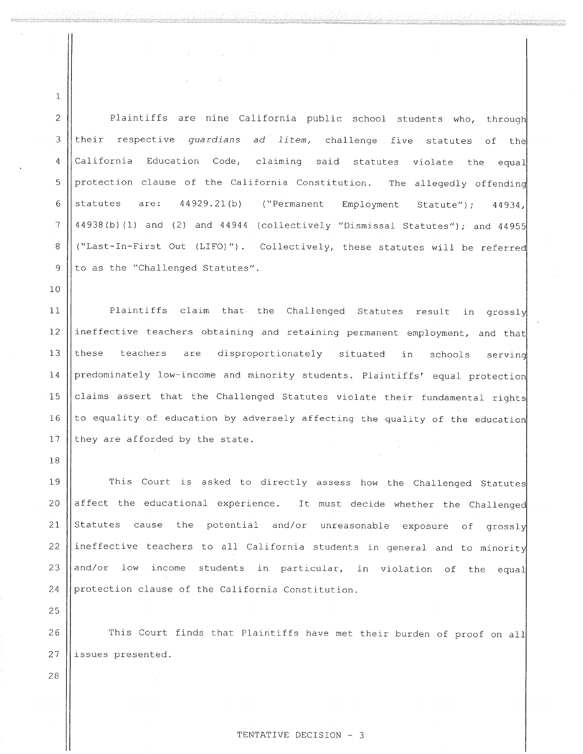Plaintiffs are nine California public school students who, through their respective *guardians ad litem,* challenge five statutes of the California Education Code, claiming said statutes violate the equal protection clause of the California Constitution. The allegedly offending statutes are: 44929.21(b) ("Permanent Employment Statute"); 44934, 44938(b)(1) and (2) and 44944 (collectively "Dismissal Statutes"); and 44955 ("Last-In-First Out (LIFO)"). Collectively, these statutes will be referred to as the "Challenged Statutes".

Plaintiffs claim that the Challenged Statutes result in grossly ineffective teachers obtaining and retaining permanent employment, and that these teachers are disproportionately situated in schools serving predominately low-income and minority students. Plaintiffs' equal protection claims assert that the Challenged Statutes violate their fundamental rights to equality of education by adversely affecting the quality of the education they are afforded by the state.

This Court is asked to directly assess how the Challenged Statutes affect the educational experience. It must decide whether the Challenged Statutes cause the potential and/or unreasonable exposure of grossly ineffective teachers to all California students in general and to minority and/or low income students in particular, in violation of the equal protection clause of the California Constitution.

This Court finds that Plaintiffs have met their burden of proof on all issues presented.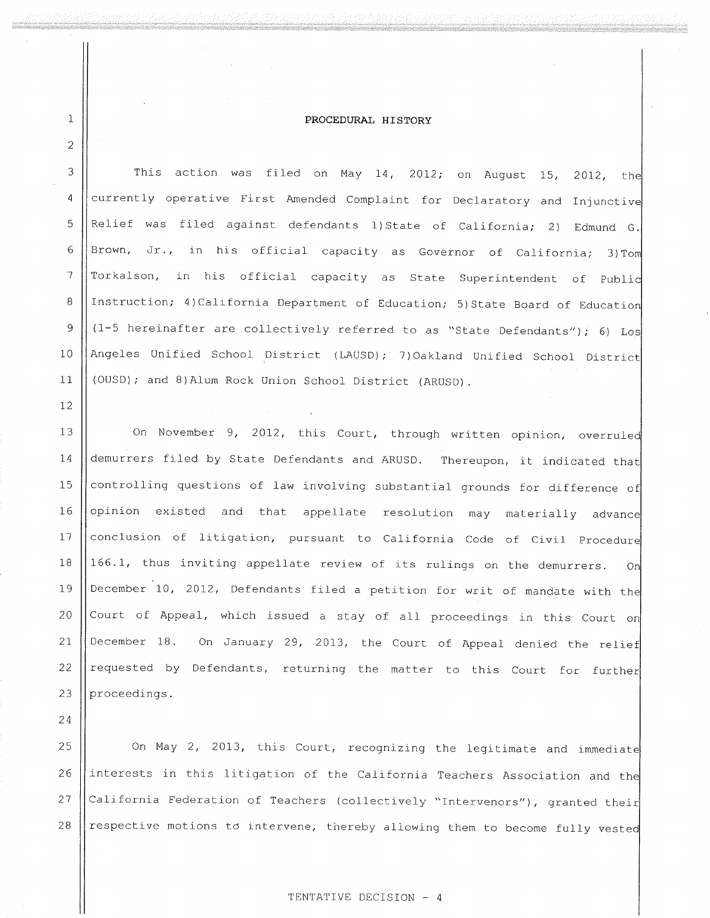## PROCEDURAL HISTORY

This action was filed on May 14, 2012; on August 15, 2012, the currently operative First Amended Complaint for Declaratory and Injunctive Relief was filed against defendants 1)State of California; 2) Edmund G. Brown, Jr., in his official capacity as Governor of California; 3)Tom Torkalson, in his official capacity as State Superintendent of Public Instruction; 4)California Department of Education; 5)State Board of Education (1-5 hereinafter are collectively referred to as "State Defendants"); 6) Los Angeles Unified School District (LAUSD); 7)Oakland Unified School District (OUSD); and 8)Alum Rock Union School District (ARUSD).

On November 9, 2012, this Court, through written opinion, overruled demurrers filed by State Defendants and ARUSD. Thereupon, it indicated that controlling questions of law involving substantial grounds for difference of opinion existed and that appellate resolution may materially advance conclusion of litigation, pursuant to California Code of Civil Procedure 166.1, thus inviting appellate review of its rulings on the demurrers. On December 10, 2012, Defendants filed a petition for writ of mandate with the Court of Appeal, which issued a stay of all proceedings in this Court on December 18. On January 29, 2013, the Court of Appeal denied the relief requested by Defendants, returning the matter to this Court for further proceedings.

On May 2, 2013, this Court, recognizing the legitimate and immediate interests in this litigation of the California Teachers Association and the California Federation of Teachers (collectively "Intervenors"), granted their respective motions to intervene, thereby allowing them to become fully vested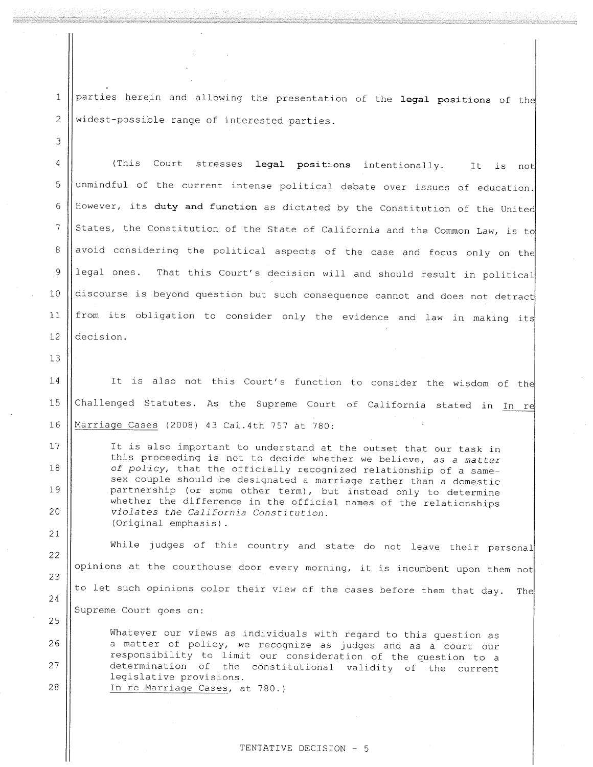parties herein and allowing the presentation of the **legal positions** of the widest-possible range of interested parties.

(This Court stresses **legal positions** intentionally. It is not unmindful of the current intense political debate over issues of education. However, its **duty and function** as dictated by the Constitution of the United States, the Constitution of the State of California and the Common Law, is to avoid considering the political aspects of the case and focus only on the legal ones. That this Court's decision will and should result in political discourse is beyond question but such consequence cannot and does not detract from its obligation to consider only the evidence and law in making its decision.

It is also not this Court's function to consider the wisdom of the Challenged Statutes. As the Supreme Court of California stated in <u>In re Marriage Cases</u> (2008) 43 Cal.4th 757 at 780:

> It is also important to understand at the outset that our task in this proceeding is not to decide whether we believe, *as a matter of policy*, that the officially recognized relationship of a same-sex couple should be designated a marriage rather than a domestic partnership (or some other term), but instead only to determine whether the difference in the official names of the relationships *violates the California Constitution.*
> (Original emphasis).

While judges of this country and state do not leave their personal opinions at the courthouse door every morning, it is incumbent upon them not to let such opinions color their view of the cases before them that day. The Supreme Court goes on:

> Whatever our views as individuals with regard to this question as a matter of policy, we recognize as judges and as a court our responsibility to limit our consideration of the question to a determination of the constitutional validity of the current legislative provisions.
> <u>In re Marriage Cases</u>, at 780.)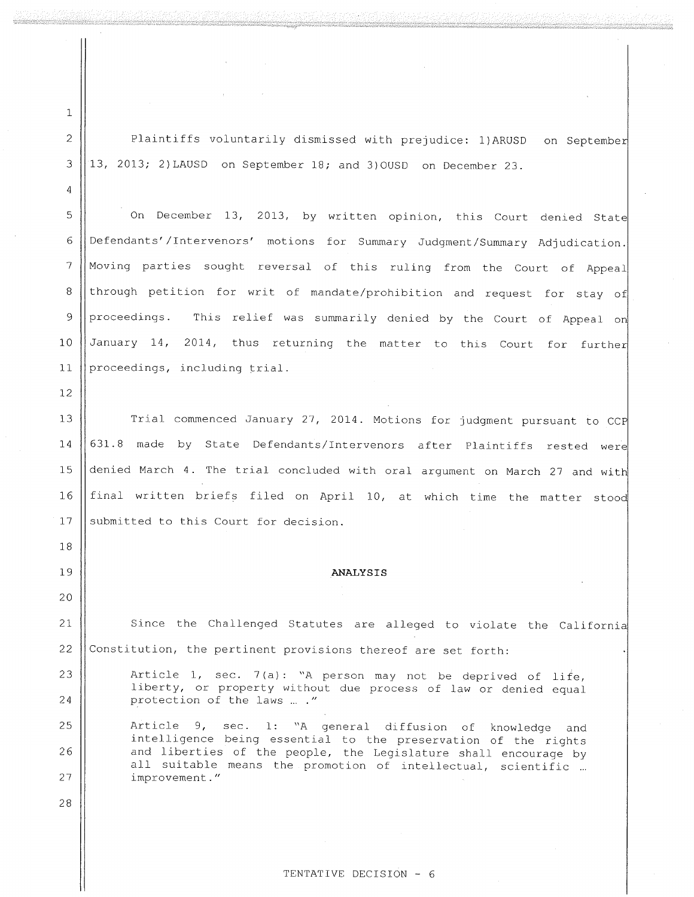Plaintiffs voluntarily dismissed with prejudice: 1)ARUSD on September 13, 2013; 2)LAUSD on September 18; and 3)OUSD on December 23.

On December 13, 2013, by written opinion, this Court denied State Defendants'/Intervenors' motions for Summary Judgment/Summary Adjudication. Moving parties sought reversal of this ruling from the Court of Appeal through petition for writ of mandate/prohibition and request for stay of proceedings. This relief was summarily denied by the Court of Appeal on January 14, 2014, thus returning the matter to this Court for further proceedings, including trial.

Trial commenced January 27, 2014. Motions for judgment pursuant to CCP 631.8 made by State Defendants/Intervenors after Plaintiffs rested were denied March 4. The trial concluded with oral argument on March 27 and with final written briefs filed on April 10, at which time the matter stood submitted to this Court for decision.

## ANALYSIS

Since the Challenged Statutes are alleged to violate the California Constitution, the pertinent provisions thereof are set forth:

> Article 1, sec. 7(a): "A person may not be deprived of life, liberty, or property without due process of law or denied equal protection of the laws … ."
>
> Article 9, sec. 1: "A general diffusion of knowledge and intelligence being essential to the preservation of the rights and liberties of the people, the Legislature shall encourage by all suitable means the promotion of intellectual, scientific … improvement."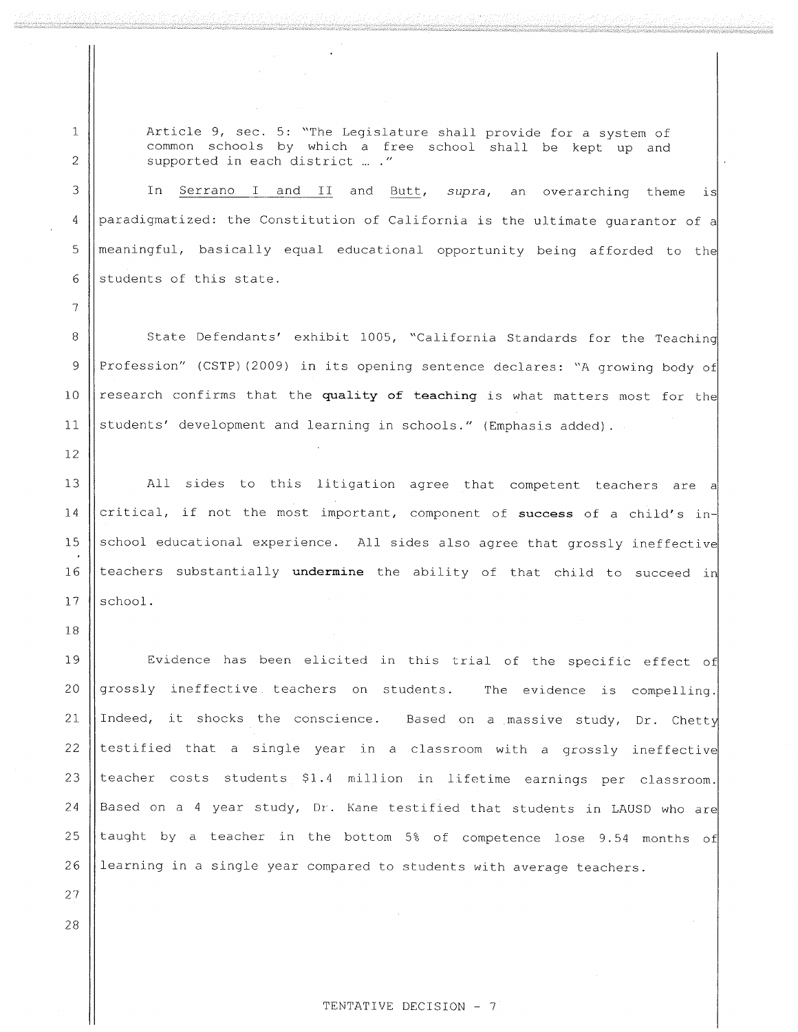> Article 9, sec. 5: "The Legislature shall provide for a system of common schools by which a free school shall be kept up and supported in each district ... ."

In Serrano I and II and Butt, *supra*, an overarching theme is paradigmatized: the Constitution of California is the ultimate guarantor of a meaningful, basically equal educational opportunity being afforded to the students of this state.

State Defendants' exhibit 1005, "California Standards for the Teaching Profession" (CSTP)(2009) in its opening sentence declares: "A growing body of research confirms that the **quality of teaching** is what matters most for the students' development and learning in schools." (Emphasis added).

All sides to this litigation agree that competent teachers are a critical, if not the most important, component of **success** of a child's in-school educational experience. All sides also agree that grossly ineffective teachers substantially **undermine** the ability of that child to succeed in school.

Evidence has been elicited in this trial of the specific effect of grossly ineffective teachers on students. The evidence is compelling. Indeed, it shocks the conscience. Based on a massive study, Dr. Chetty testified that a single year in a classroom with a grossly ineffective teacher costs students $1.4 million in lifetime earnings per classroom. Based on a 4 year study, Dr. Kane testified that students in LAUSD who are taught by a teacher in the bottom 5% of competence lose 9.54 months of learning in a single year compared to students with average teachers.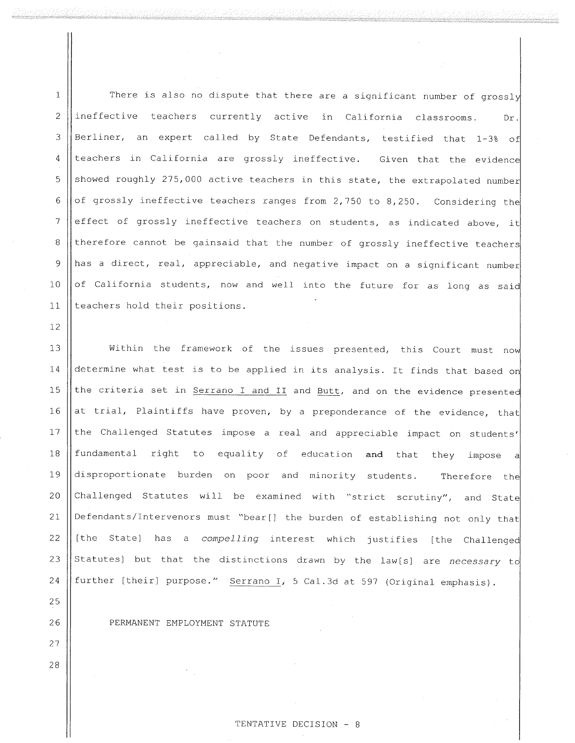There is also no dispute that there are a significant number of grossly ineffective teachers currently active in California classrooms. Dr. Berliner, an expert called by State Defendants, testified that 1-3% of teachers in California are grossly ineffective. Given that the evidence showed roughly 275,000 active teachers in this state, the extrapolated number of grossly ineffective teachers ranges from 2,750 to 8,250. Considering the effect of grossly ineffective teachers on students, as indicated above, it therefore cannot be gainsaid that the number of grossly ineffective teachers has a direct, real, appreciable, and negative impact on a significant number of California students, now and well into the future for as long as said teachers hold their positions.

Within the framework of the issues presented, this Court must now determine what test is to be applied in its analysis. It finds that based on the criteria set in Serrano I and II and Butt, and on the evidence presented at trial, Plaintiffs have proven, by a preponderance of the evidence, that the Challenged Statutes impose a real and appreciable impact on students' fundamental right to equality of education **and** that they impose a disproportionate burden on poor and minority students. Therefore the Challenged Statutes will be examined with "strict scrutiny", and State Defendants/Intervenors must "bear[] the burden of establishing not only that [the State] has a *compelling* interest which justifies [the Challenged Statutes] but that the distinctions drawn by the law[s] are *necessary* to further [their] purpose." Serrano I, 5 Cal.3d at 597 (Original emphasis).

PERMANENT EMPLOYMENT STATUTE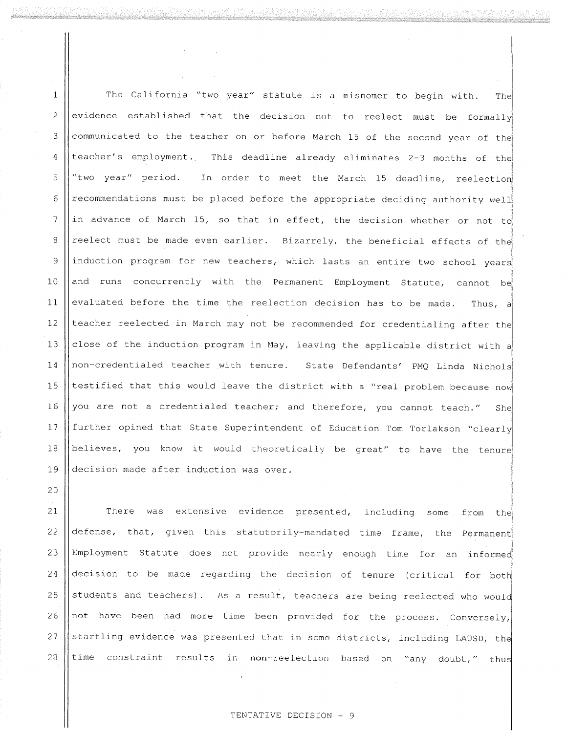The California "two year" statute is a misnomer to begin with. The evidence established that the decision not to reelect must be formally communicated to the teacher on or before March 15 of the second year of the teacher's employment. This deadline already eliminates 2-3 months of the "two year" period. In order to meet the March 15 deadline, reelection recommendations must be placed before the appropriate deciding authority well in advance of March 15, so that in effect, the decision whether or not to reelect must be made even earlier. Bizarrely, the beneficial effects of the induction program for new teachers, which lasts an entire two school years and runs concurrently with the Permanent Employment Statute, cannot be evaluated before the time the reelection decision has to be made. Thus, a teacher reelected in March may not be recommended for credentialing after the close of the induction program in May, leaving the applicable district with a non-credentialed teacher with tenure. State Defendants' PMQ Linda Nichols testified that this would leave the district with a "real problem because now you are not a credentialed teacher; and therefore, you cannot teach." She further opined that State Superintendent of Education Tom Torlakson "clearly believes, you know it would theoretically be great" to have the tenure decision made after induction was over.

There was extensive evidence presented, including some from the defense, that, given this statutorily-mandated time frame, the Permanent Employment Statute does not provide nearly enough time for an informed decision to be made regarding the decision of tenure (critical for both students and teachers). As a result, teachers are being reelected who would not have been had more time been provided for the process. Conversely, startling evidence was presented that in some districts, including LAUSD, the time constraint results in non-reelection based on "any doubt," thus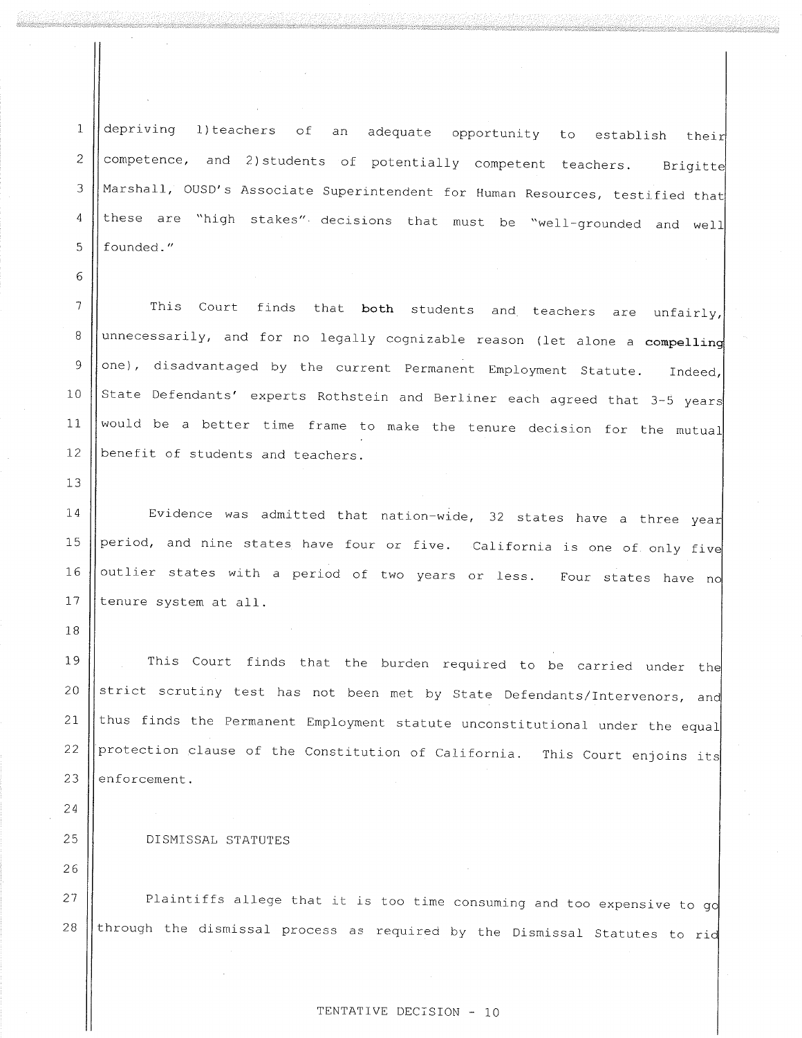depriving 1)teachers of an adequate opportunity to establish their competence, and 2)students of potentially competent teachers. Brigitte Marshall, OUSD's Associate Superintendent for Human Resources, testified that these are "high stakes" decisions that must be "well-grounded and well founded."

This Court finds that **both** students and teachers are unfairly, unnecessarily, and for no legally cognizable reason (let alone a **compelling** one), disadvantaged by the current Permanent Employment Statute. Indeed, State Defendants' experts Rothstein and Berliner each agreed that 3-5 years would be a better time frame to make the tenure decision for the mutual benefit of students and teachers.

Evidence was admitted that nation-wide, 32 states have a three year period, and nine states have four or five. California is one of only five outlier states with a period of two years or less. Four states have no tenure system at all.

This Court finds that the burden required to be carried under the strict scrutiny test has not been met by State Defendants/Intervenors, and thus finds the Permanent Employment statute unconstitutional under the equal protection clause of the Constitution of California. This Court enjoins its enforcement.

DISMISSAL STATUTES

Plaintiffs allege that it is too time consuming and too expensive to go through the dismissal process as required by the Dismissal Statutes to rid

TENTATIVE DECISION - 10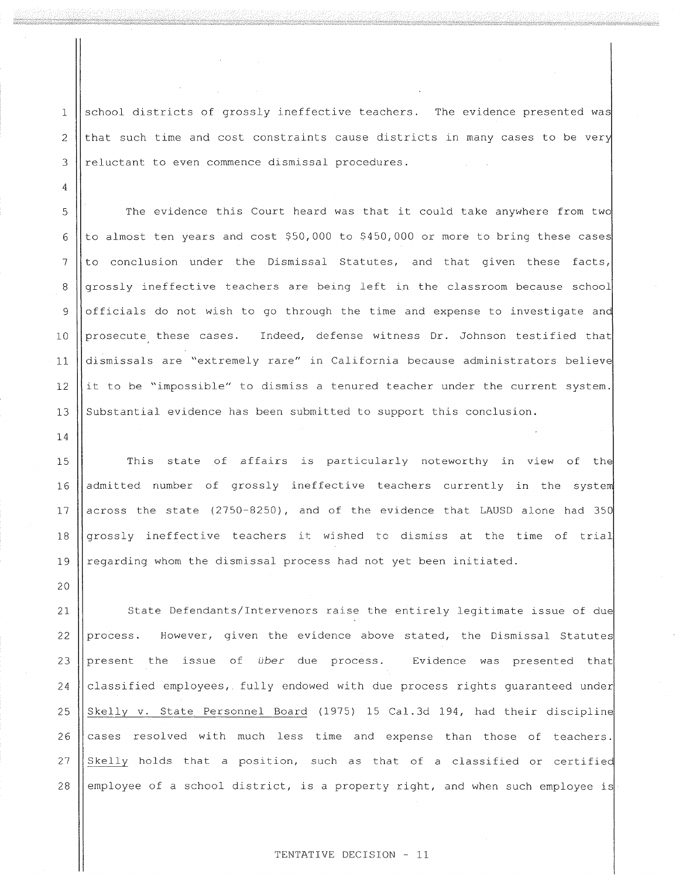school districts of grossly ineffective teachers. The evidence presented was that such time and cost constraints cause districts in many cases to be very reluctant to even commence dismissal procedures.

The evidence this Court heard was that it could take anywhere from two to almost ten years and cost $50,000 to $450,000 or more to bring these cases to conclusion under the Dismissal Statutes, and that given these facts, grossly ineffective teachers are being left in the classroom because school officials do not wish to go through the time and expense to investigate and prosecute these cases. Indeed, defense witness Dr. Johnson testified that dismissals are "extremely rare" in California because administrators believe it to be "impossible" to dismiss a tenured teacher under the current system. Substantial evidence has been submitted to support this conclusion.

This state of affairs is particularly noteworthy in view of the admitted number of grossly ineffective teachers currently in the system across the state (2750-8250), and of the evidence that LAUSD alone had 350 grossly ineffective teachers it wished to dismiss at the time of trial regarding whom the dismissal process had not yet been initiated.

State Defendants/Intervenors raise the entirely legitimate issue of due process. However, given the evidence above stated, the Dismissal Statutes present the issue of *über* due process. Evidence was presented that classified employees, fully endowed with due process rights guaranteed under Skelly v. State Personnel Board (1975) 15 Cal.3d 194, had their discipline cases resolved with much less time and expense than those of teachers. Skelly holds that a position, such as that of a classified or certified employee of a school district, is a property right, and when such employee is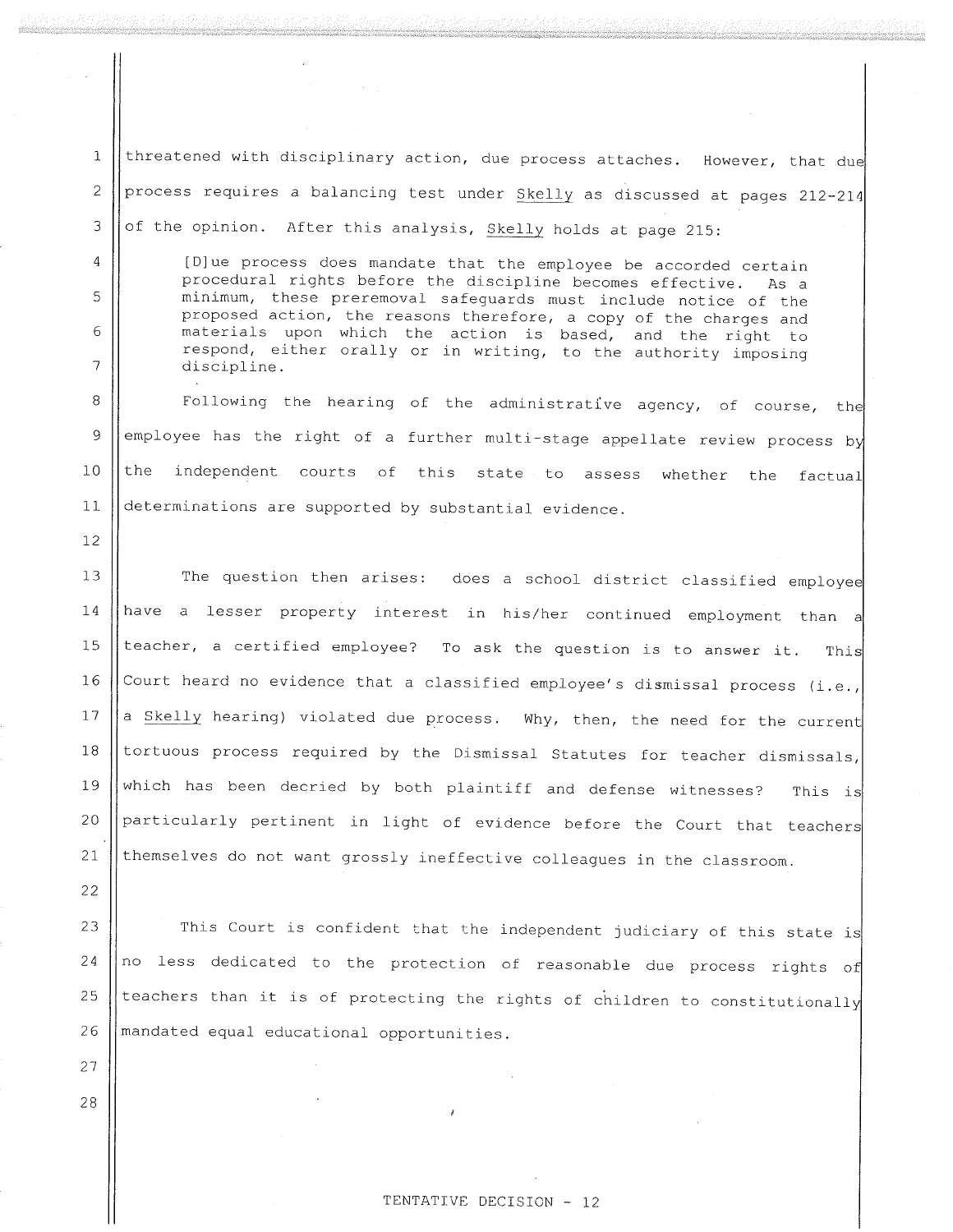threatened with disciplinary action, due process attaches. However, that due process requires a balancing test under Skelly as discussed at pages 212-214 of the opinion. After this analysis, Skelly holds at page 215:

> [D]ue process does mandate that the employee be accorded certain procedural rights before the discipline becomes effective. As a minimum, these preremoval safeguards must include notice of the proposed action, the reasons therefore, a copy of the charges and materials upon which the action is based, and the right to respond, either orally or in writing, to the authority imposing discipline.

Following the hearing of the administrative agency, of course, the employee has the right of a further multi-stage appellate review process by the independent courts of this state to assess whether the factual determinations are supported by substantial evidence.

The question then arises: does a school district classified employee have a lesser property interest in his/her continued employment than a teacher, a certified employee? To ask the question is to answer it. This Court heard no evidence that a classified employee's dismissal process (i.e., a Skelly hearing) violated due process. Why, then, the need for the current tortuous process required by the Dismissal Statutes for teacher dismissals, which has been decried by both plaintiff and defense witnesses? This is particularly pertinent in light of evidence before the Court that teachers themselves do not want grossly ineffective colleagues in the classroom.

This Court is confident that the independent judiciary of this state is no less dedicated to the protection of reasonable due process rights of teachers than it is of protecting the rights of children to constitutionally mandated equal educational opportunities.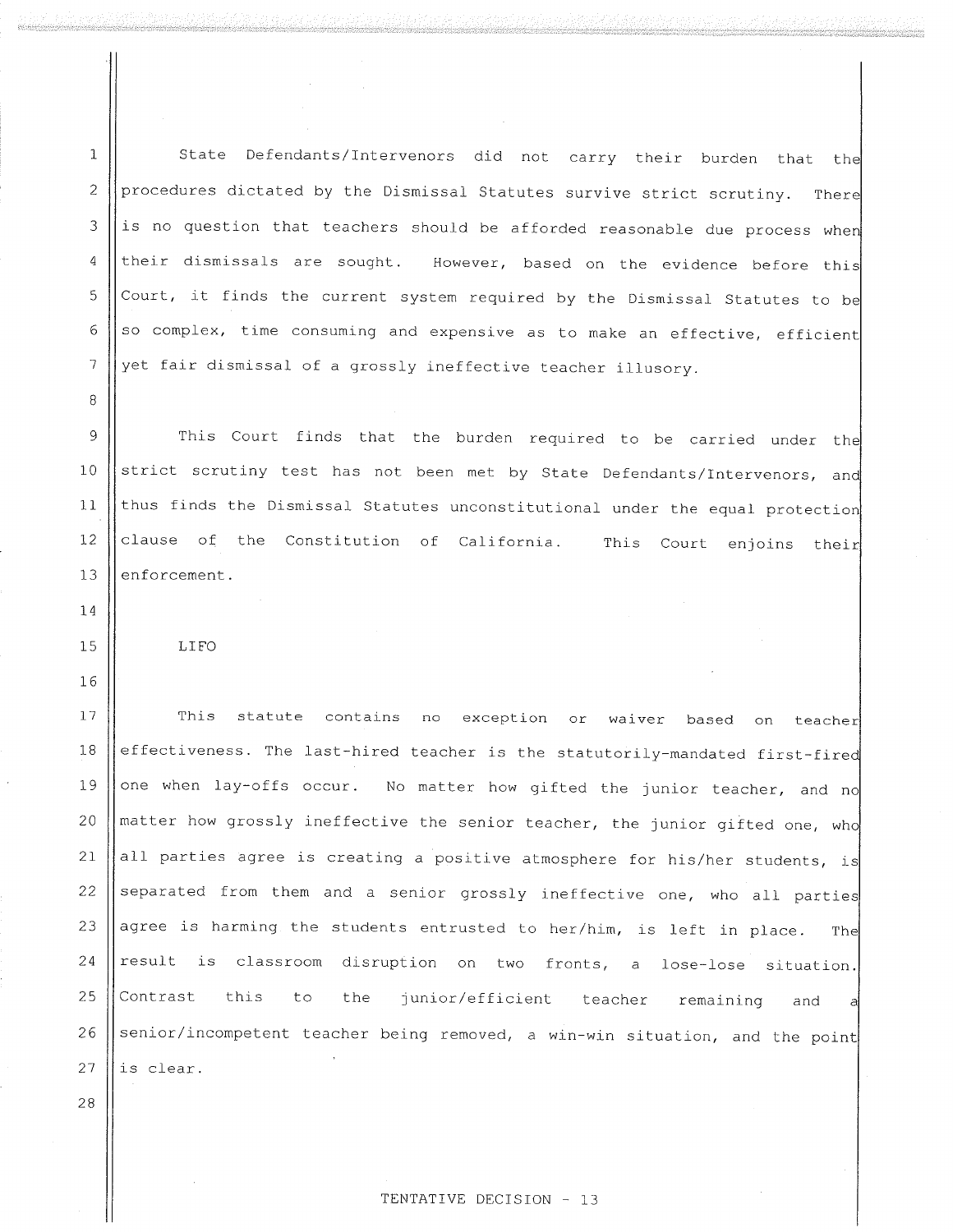State Defendants/Intervenors did not carry their burden that the procedures dictated by the Dismissal Statutes survive strict scrutiny. There is no question that teachers should be afforded reasonable due process when their dismissals are sought. However, based on the evidence before this Court, it finds the current system required by the Dismissal Statutes to be so complex, time consuming and expensive as to make an effective, efficient yet fair dismissal of a grossly ineffective teacher illusory.

This Court finds that the burden required to be carried under the strict scrutiny test has not been met by State Defendants/Intervenors, and thus finds the Dismissal Statutes unconstitutional under the equal protection clause of the Constitution of California. This Court enjoins their enforcement.

LIFO

This statute contains no exception or waiver based on teacher effectiveness. The last-hired teacher is the statutorily-mandated first-fired one when lay-offs occur. No matter how gifted the junior teacher, and no matter how grossly ineffective the senior teacher, the junior gifted one, who all parties agree is creating a positive atmosphere for his/her students, is separated from them and a senior grossly ineffective one, who all parties agree is harming the students entrusted to her/him, is left in place. The result is classroom disruption on two fronts, a lose-lose situation. Contrast this to the junior/efficient teacher remaining and a senior/incompetent teacher being removed, a win-win situation, and the point is clear.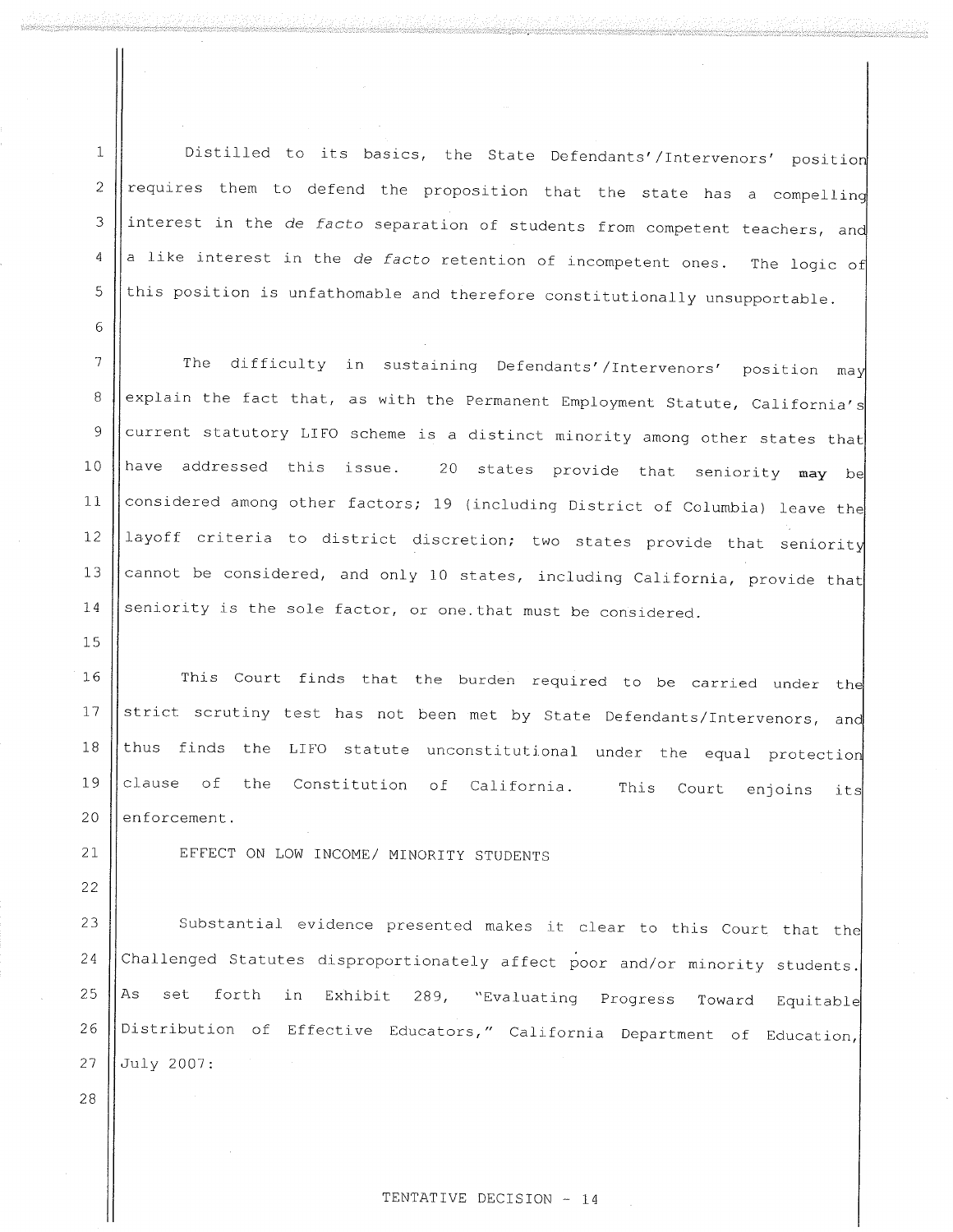Distilled to its basics, the State Defendants'/Intervenors' position requires them to defend the proposition that the state has a compelling interest in the *de facto* separation of students from competent teachers, and a like interest in the *de facto* retention of incompetent ones. The logic of this position is unfathomable and therefore constitutionally unsupportable.

The difficulty in sustaining Defendants'/Intervenors' position may explain the fact that, as with the Permanent Employment Statute, California's current statutory LIFO scheme is a distinct minority among other states that have addressed this issue. 20 states provide that seniority **may** be considered among other factors; 19 (including District of Columbia) leave the layoff criteria to district discretion; two states provide that seniority cannot be considered, and only 10 states, including California, provide that seniority is the sole factor, or one that must be considered.

This Court finds that the burden required to be carried under the strict scrutiny test has not been met by State Defendants/Intervenors, and thus finds the LIFO statute unconstitutional under the equal protection clause of the Constitution of California. This Court enjoins its enforcement.

EFFECT ON LOW INCOME/ MINORITY STUDENTS

Substantial evidence presented makes it clear to this Court that the Challenged Statutes disproportionately affect poor and/or minority students. As set forth in Exhibit 289, "Evaluating Progress Toward Equitable Distribution of Effective Educators," California Department of Education, July 2007: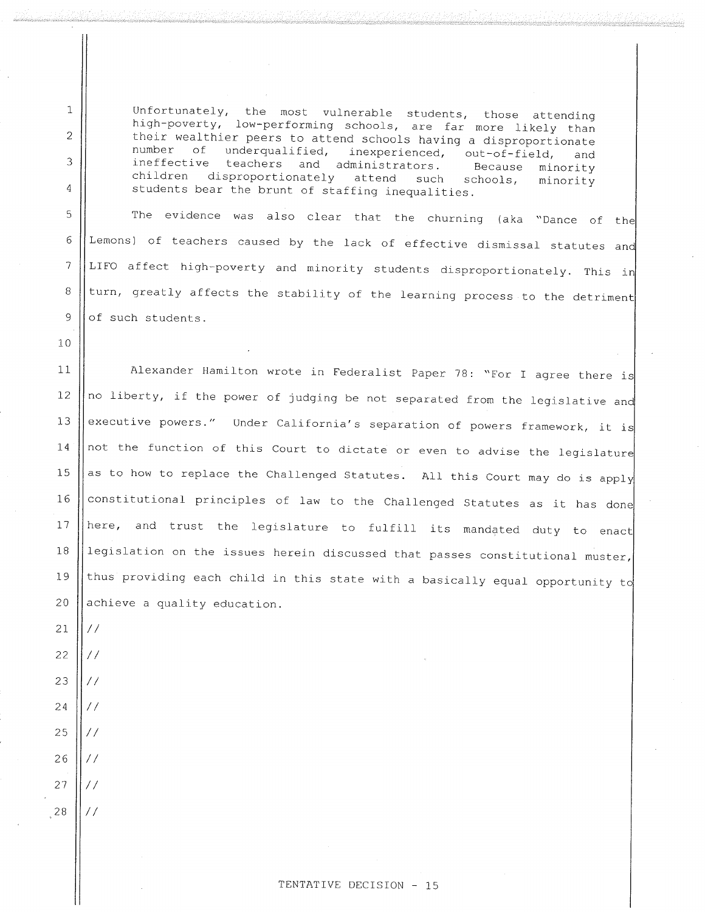> Unfortunately, the most vulnerable students, those attending high-poverty, low-performing schools, are far more likely than their wealthier peers to attend schools having a disproportionate number of underqualified, inexperienced, out-of-field, and ineffective teachers and administrators. Because minority children disproportionately attend such schools, minority students bear the brunt of staffing inequalities.

The evidence was also clear that the churning (aka "Dance of the Lemons) of teachers caused by the lack of effective dismissal statutes and LIFO affect high-poverty and minority students disproportionately. This in turn, greatly affects the stability of the learning process to the detriment of such students.

Alexander Hamilton wrote in Federalist Paper 78: "For I agree there is no liberty, if the power of judging be not separated from the legislative and executive powers." Under California's separation of powers framework, it is not the function of this Court to dictate or even to advise the legislature as to how to replace the Challenged Statutes. All this Court may do is apply constitutional principles of law to the Challenged Statutes as it has done here, and trust the legislature to fulfill its mandated duty to enact legislation on the issues herein discussed that passes constitutional muster, thus providing each child in this state with a basically equal opportunity to achieve a quality education.

//

//

//

//

//

//

//

//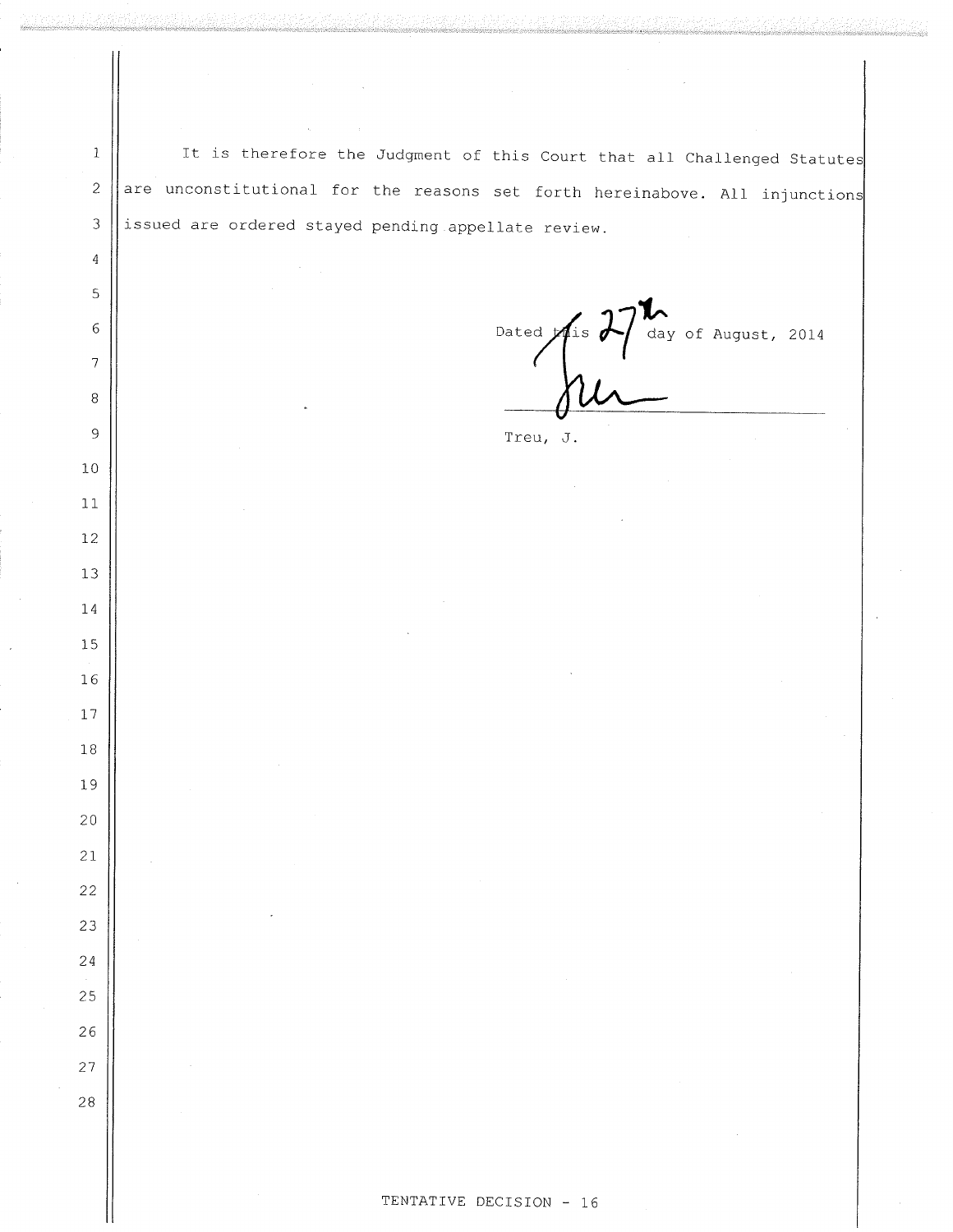It is therefore the Judgment of this Court that all Challenged Statutes are unconstitutional for the reasons set forth hereinabove. All injunctions issued are ordered stayed pending appellate review.

Dated this 27th day of August, 2014

Treu, J.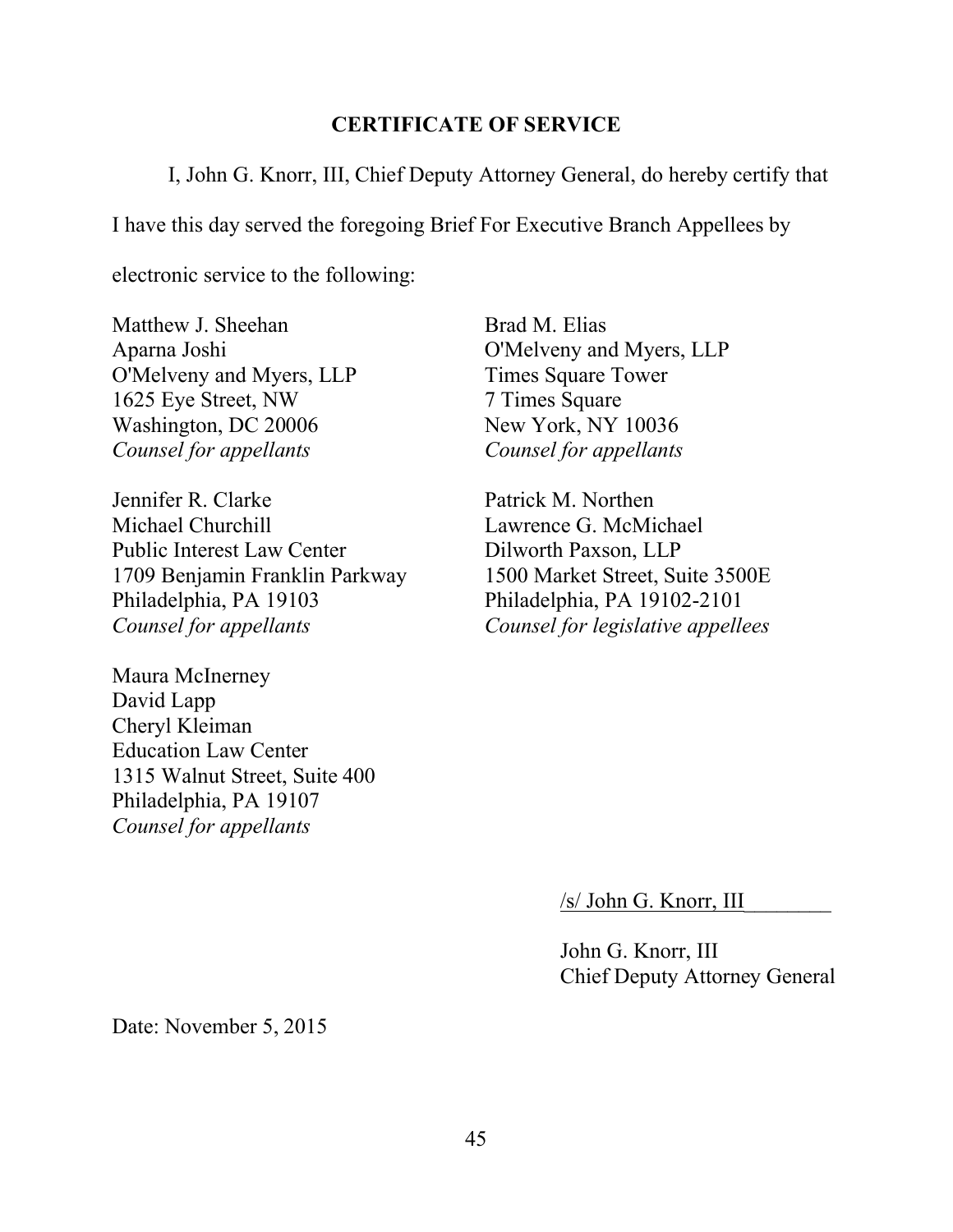## CERTIFICATE OF SERVICE

I, John G. Knorr, III, Chief Deputy Attorney General, do hereby certify that I have this day served the foregoing Brief For Executive Branch Appellees by electronic service to the following:

Matthew J. Sheehan
Aparna Joshi
O'Melveny and Myers, LLP
1625 Eye Street, NW
Washington, DC 20006
*Counsel for appellants*

Brad M. Elias
O'Melveny and Myers, LLP
Times Square Tower
7 Times Square
New York, NY 10036
*Counsel for appellants*

Jennifer R. Clarke
Michael Churchill
Public Interest Law Center
1709 Benjamin Franklin Parkway
Philadelphia, PA 19103
*Counsel for appellants*

Patrick M. Northen
Lawrence G. McMichael
Dilworth Paxson, LLP
1500 Market Street, Suite 3500E
Philadelphia, PA 19102-2101
*Counsel for legislative appellees*

Maura McInerney
David Lapp
Cheryl Kleiman
Education Law Center
1315 Walnut Street, Suite 400
Philadelphia, PA 19107
*Counsel for appellants*

/s/ John G. Knorr, III

John G. Knorr, III
Chief Deputy Attorney General

Date: November 5, 2015